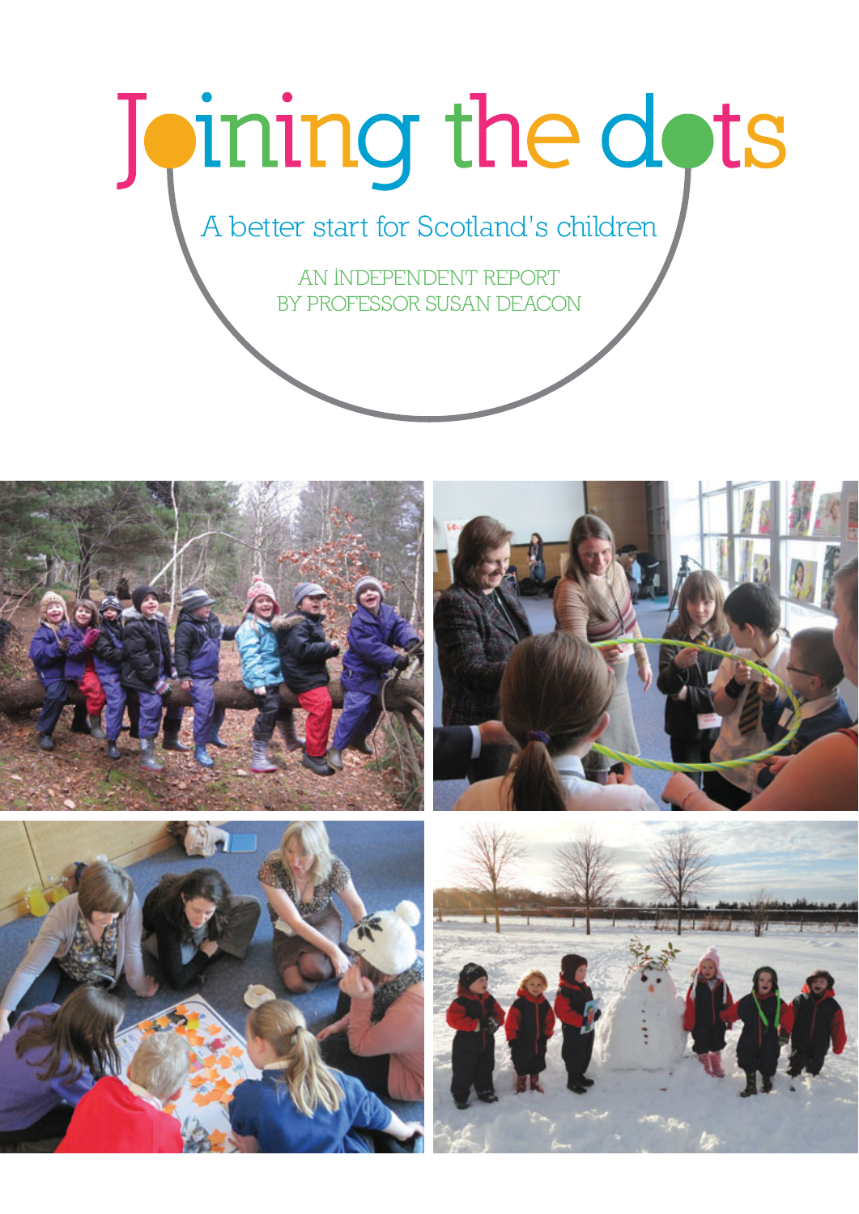# Joining the dots

## A better start for Scotland's children

AN INDEPENDENT REPORT
BY PROFESSOR SUSAN DEACON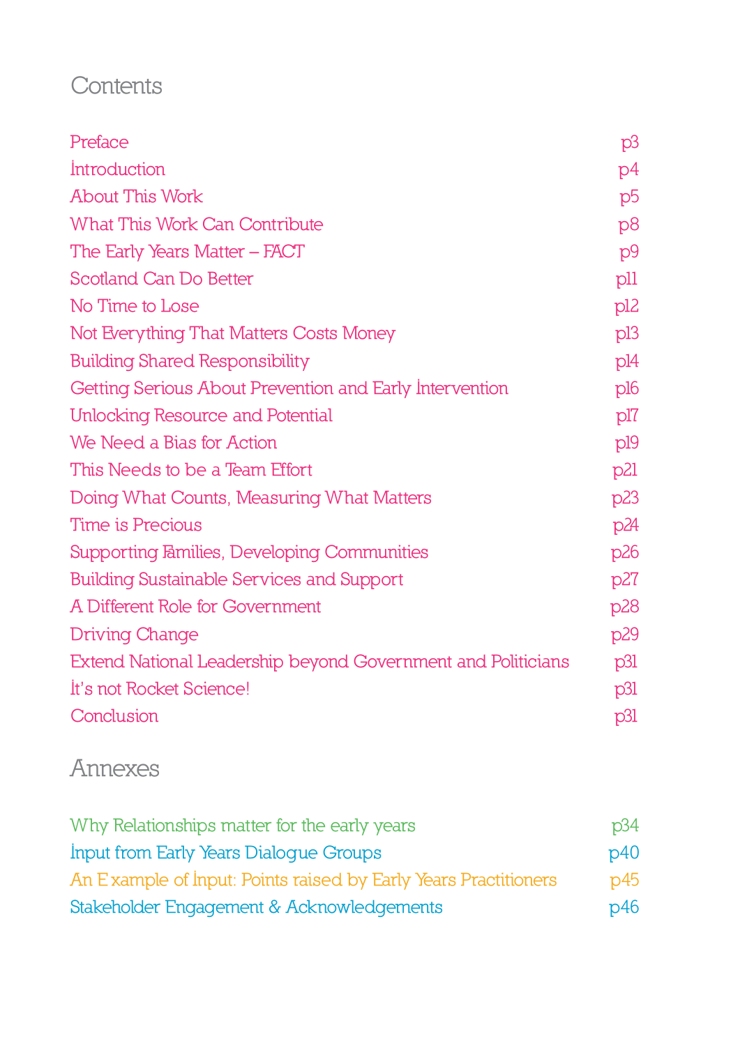# Contents

| | |
|---|---|
| Preface | p3 |
| Introduction | p4 |
| About This Work | p5 |
| What This Work Can Contribute | p8 |
| The Early Years Matter – FACT | p9 |
| Scotland Can Do Better | p11 |
| No Time to Lose | p12 |
| Not Everything That Matters Costs Money | p13 |
| Building Shared Responsibility | p14 |
| Getting Serious About Prevention and Early Intervention | p16 |
| Unlocking Resource and Potential | p17 |
| We Need a Bias for Action | p19 |
| This Needs to be a Team Effort | p21 |
| Doing What Counts, Measuring What Matters | p23 |
| Time is Precious | p24 |
| Supporting Families, Developing Communities | p26 |
| Building Sustainable Services and Support | p27 |
| A Different Role for Government | p28 |
| Driving Change | p29 |
| Extend National Leadership beyond Government and Politicians | p31 |
| It's not Rocket Science! | p31 |
| Conclusion | p31 |

## Annexes

| | |
|---|---|
| Why Relationships matter for the early years | p34 |
| Input from Early Years Dialogue Groups | p40 |
| An Example of Input: Points raised by Early Years Practitioners | p45 |
| Stakeholder Engagement & Acknowledgements | p46 |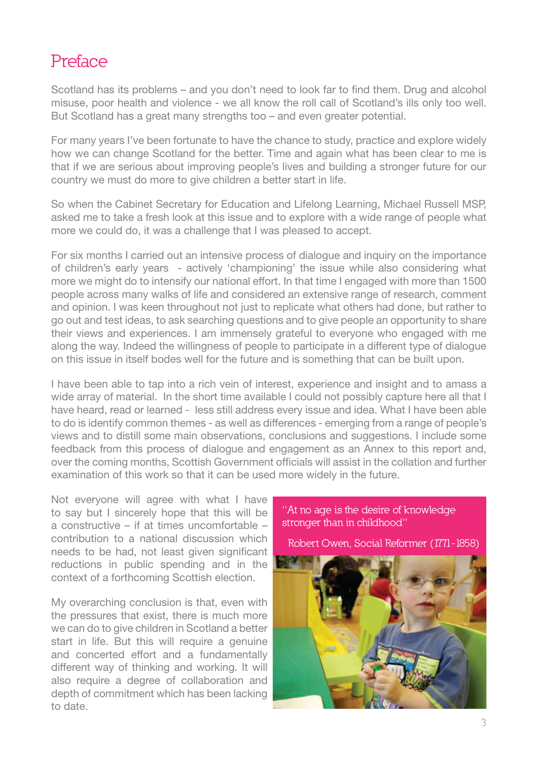# Preface

Scotland has its problems – and you don't need to look far to find them. Drug and alcohol misuse, poor health and violence - we all know the roll call of Scotland's ills only too well. But Scotland has a great many strengths too – and even greater potential.

For many years I've been fortunate to have the chance to study, practice and explore widely how we can change Scotland for the better. Time and again what has been clear to me is that if we are serious about improving people's lives and building a stronger future for our country we must do more to give children a better start in life.

So when the Cabinet Secretary for Education and Lifelong Learning, Michael Russell MSP, asked me to take a fresh look at this issue and to explore with a wide range of people what more we could do, it was a challenge that I was pleased to accept.

For six months I carried out an intensive process of dialogue and inquiry on the importance of children's early years - actively 'championing' the issue while also considering what more we might do to intensify our national effort. In that time I engaged with more than 1500 people across many walks of life and considered an extensive range of research, comment and opinion. I was keen throughout not just to replicate what others had done, but rather to go out and test ideas, to ask searching questions and to give people an opportunity to share their views and experiences. I am immensely grateful to everyone who engaged with me along the way. Indeed the willingness of people to participate in a different type of dialogue on this issue in itself bodes well for the future and is something that can be built upon.

I have been able to tap into a rich vein of interest, experience and insight and to amass a wide array of material. In the short time available I could not possibly capture here all that I have heard, read or learned - less still address every issue and idea. What I have been able to do is identify common themes - as well as differences - emerging from a range of people's views and to distill some main observations, conclusions and suggestions. I include some feedback from this process of dialogue and engagement as an Annex to this report and, over the coming months, Scottish Government officials will assist in the collation and further examination of this work so that it can be used more widely in the future.

Not everyone will agree with what I have to say but I sincerely hope that this will be a constructive – if at times uncomfortable – contribution to a national discussion which needs to be had, not least given significant reductions in public spending and in the context of a forthcoming Scottish election.

> "At no age is the desire of knowledge stronger than in childhood"
>
> Robert Owen, Social Reformer (1771-1858)

My overarching conclusion is that, even with the pressures that exist, there is much more we can do to give children in Scotland a better start in life. But this will require a genuine and concerted effort and a fundamentally different way of thinking and working. It will also require a degree of collaboration and depth of commitment which has been lacking to date.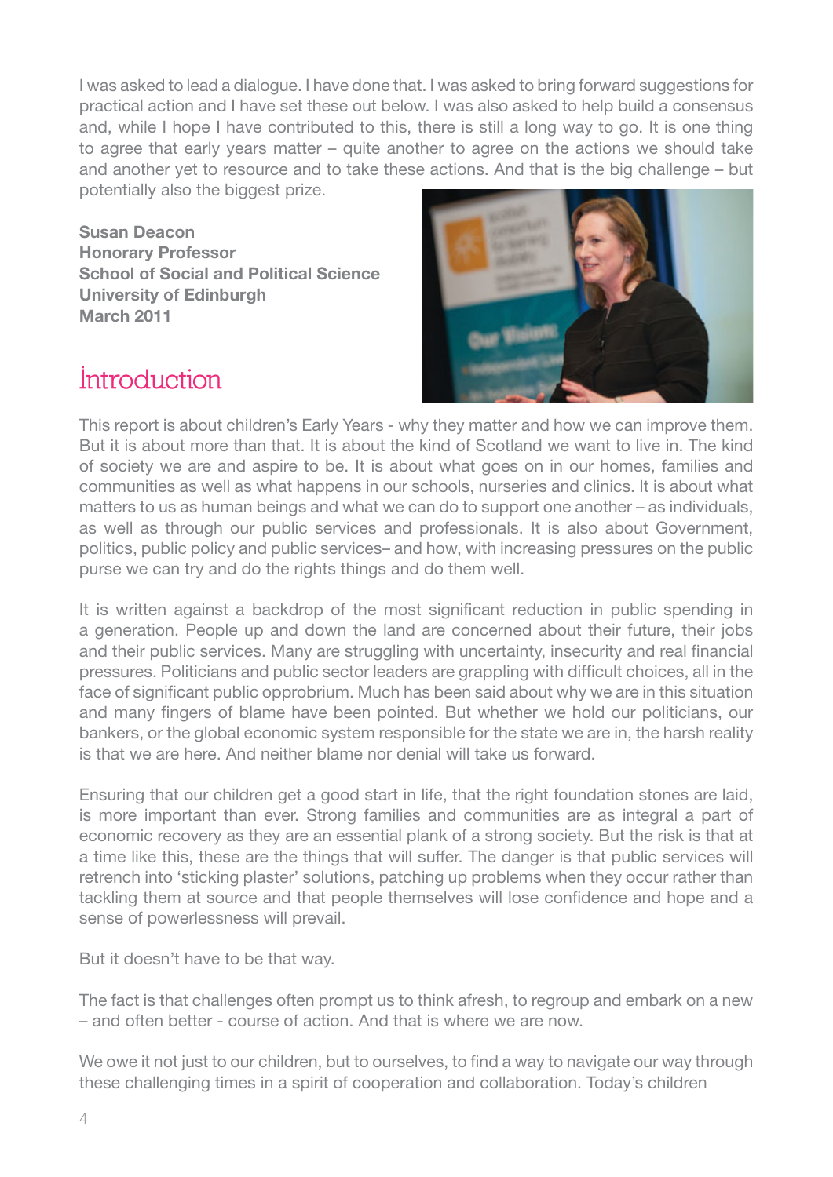I was asked to lead a dialogue. I have done that. I was asked to bring forward suggestions for practical action and I have set these out below. I was also asked to help build a consensus and, while I hope I have contributed to this, there is still a long way to go. It is one thing to agree that early years matter – quite another to agree on the actions we should take and another yet to resource and to take these actions. And that is the big challenge – but potentially also the biggest prize.

**Susan Deacon**
**Honorary Professor**
**School of Social and Political Science**
**University of Edinburgh**
**March 2011**

## Introduction

This report is about children's Early Years - why they matter and how we can improve them. But it is about more than that. It is about the kind of Scotland we want to live in. The kind of society we are and aspire to be. It is about what goes on in our homes, families and communities as well as what happens in our schools, nurseries and clinics. It is about what matters to us as human beings and what we can do to support one another – as individuals, as well as through our public services and professionals. It is also about Government, politics, public policy and public services– and how, with increasing pressures on the public purse we can try and do the rights things and do them well.

It is written against a backdrop of the most significant reduction in public spending in a generation. People up and down the land are concerned about their future, their jobs and their public services. Many are struggling with uncertainty, insecurity and real financial pressures. Politicians and public sector leaders are grappling with difficult choices, all in the face of significant public opprobrium. Much has been said about why we are in this situation and many fingers of blame have been pointed. But whether we hold our politicians, our bankers, or the global economic system responsible for the state we are in, the harsh reality is that we are here. And neither blame nor denial will take us forward.

Ensuring that our children get a good start in life, that the right foundation stones are laid, is more important than ever. Strong families and communities are as integral a part of economic recovery as they are an essential plank of a strong society. But the risk is that at a time like this, these are the things that will suffer. The danger is that public services will retrench into 'sticking plaster' solutions, patching up problems when they occur rather than tackling them at source and that people themselves will lose confidence and hope and a sense of powerlessness will prevail.

But it doesn't have to be that way.

The fact is that challenges often prompt us to think afresh, to regroup and embark on a new – and often better - course of action. And that is where we are now.

We owe it not just to our children, but to ourselves, to find a way to navigate our way through these challenging times in a spirit of cooperation and collaboration. Today's children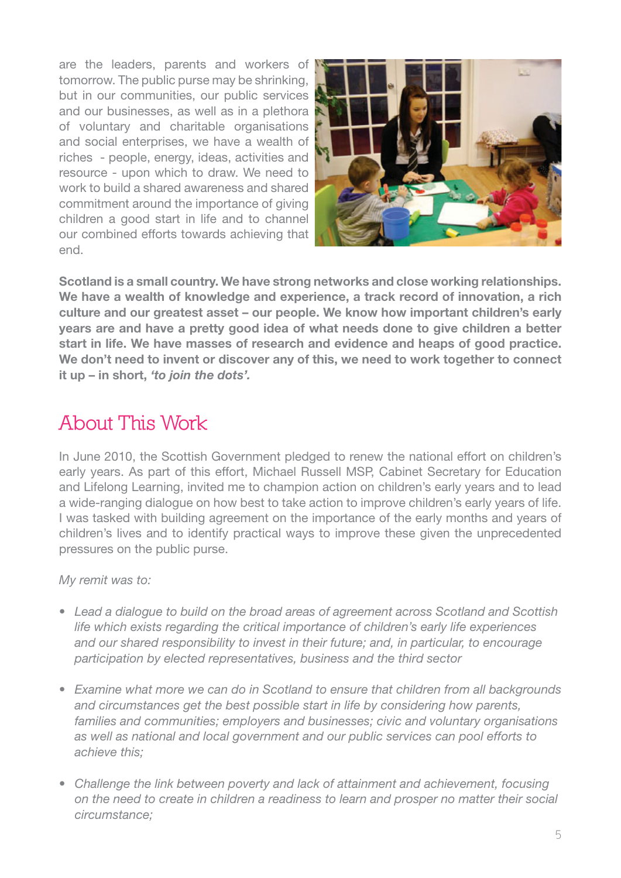are the leaders, parents and workers of tomorrow. The public purse may be shrinking, but in our communities, our public services and our businesses, as well as in a plethora of voluntary and charitable organisations and social enterprises, we have a wealth of riches - people, energy, ideas, activities and resource - upon which to draw. We need to work to build a shared awareness and shared commitment around the importance of giving children a good start in life and to channel our combined efforts towards achieving that end.

**Scotland is a small country. We have strong networks and close working relationships. We have a wealth of knowledge and experience, a track record of innovation, a rich culture and our greatest asset – our people. We know how important children's early years are and have a pretty good idea of what needs done to give children a better start in life. We have masses of research and evidence and heaps of good practice. We don't need to invent or discover any of this, we need to work together to connect it up – in short, *'to join the dots'.***

## About This Work

In June 2010, the Scottish Government pledged to renew the national effort on children's early years. As part of this effort, Michael Russell MSP, Cabinet Secretary for Education and Lifelong Learning, invited me to champion action on children's early years and to lead a wide-ranging dialogue on how best to take action to improve children's early years of life. I was tasked with building agreement on the importance of the early months and years of children's lives and to identify practical ways to improve these given the unprecedented pressures on the public purse.

*My remit was to:*

- *Lead a dialogue to build on the broad areas of agreement across Scotland and Scottish life which exists regarding the critical importance of children's early life experiences and our shared responsibility to invest in their future; and, in particular, to encourage participation by elected representatives, business and the third sector*

- *Examine what more we can do in Scotland to ensure that children from all backgrounds and circumstances get the best possible start in life by considering how parents, families and communities; employers and businesses; civic and voluntary organisations as well as national and local government and our public services can pool efforts to achieve this;*

- *Challenge the link between poverty and lack of attainment and achievement, focusing on the need to create in children a readiness to learn and prosper no matter their social circumstance;*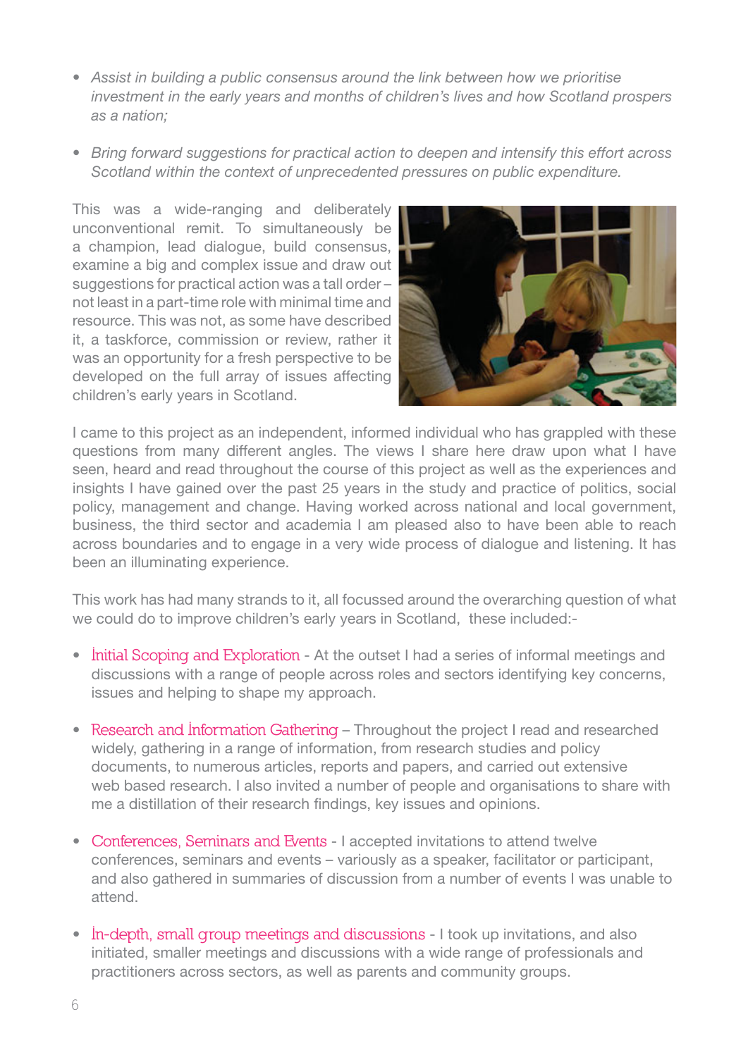- *Assist in building a public consensus around the link between how we prioritise investment in the early years and months of children's lives and how Scotland prospers as a nation;*

- *Bring forward suggestions for practical action to deepen and intensify this effort across Scotland within the context of unprecedented pressures on public expenditure.*

This was a wide-ranging and deliberately unconventional remit. To simultaneously be a champion, lead dialogue, build consensus, examine a big and complex issue and draw out suggestions for practical action was a tall order – not least in a part-time role with minimal time and resource. This was not, as some have described it, a taskforce, commission or review, rather it was an opportunity for a fresh perspective to be developed on the full array of issues affecting children's early years in Scotland.

I came to this project as an independent, informed individual who has grappled with these questions from many different angles. The views I share here draw upon what I have seen, heard and read throughout the course of this project as well as the experiences and insights I have gained over the past 25 years in the study and practice of politics, social policy, management and change. Having worked across national and local government, business, the third sector and academia I am pleased also to have been able to reach across boundaries and to engage in a very wide process of dialogue and listening. It has been an illuminating experience.

This work has had many strands to it, all focussed around the overarching question of what we could do to improve children's early years in Scotland, these included:-

- Initial Scoping and Exploration - At the outset I had a series of informal meetings and discussions with a range of people across roles and sectors identifying key concerns, issues and helping to shape my approach.

- Research and Information Gathering – Throughout the project I read and researched widely, gathering in a range of information, from research studies and policy documents, to numerous articles, reports and papers, and carried out extensive web based research. I also invited a number of people and organisations to share with me a distillation of their research findings, key issues and opinions.

- Conferences, Seminars and Events - I accepted invitations to attend twelve conferences, seminars and events – variously as a speaker, facilitator or participant, and also gathered in summaries of discussion from a number of events I was unable to attend.

- In-depth, small group meetings and discussions - I took up invitations, and also initiated, smaller meetings and discussions with a wide range of professionals and practitioners across sectors, as well as parents and community groups.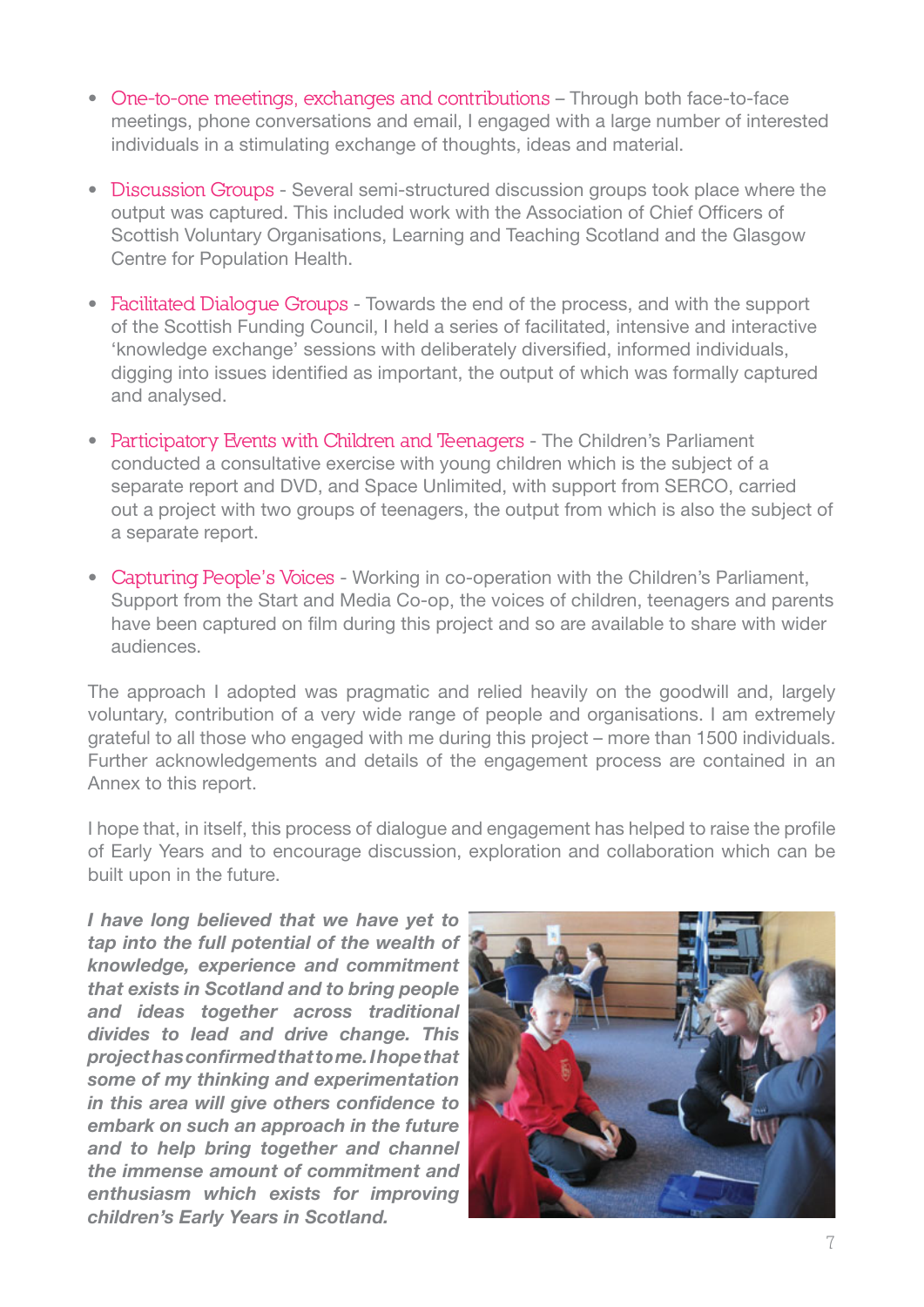- One-to-one meetings, exchanges and contributions – Through both face-to-face meetings, phone conversations and email, I engaged with a large number of interested individuals in a stimulating exchange of thoughts, ideas and material.

- Discussion Groups - Several semi-structured discussion groups took place where the output was captured. This included work with the Association of Chief Officers of Scottish Voluntary Organisations, Learning and Teaching Scotland and the Glasgow Centre for Population Health.

- Facilitated Dialogue Groups - Towards the end of the process, and with the support of the Scottish Funding Council, I held a series of facilitated, intensive and interactive 'knowledge exchange' sessions with deliberately diversified, informed individuals, digging into issues identified as important, the output of which was formally captured and analysed.

- Participatory Events with Children and Teenagers - The Children's Parliament conducted a consultative exercise with young children which is the subject of a separate report and DVD, and Space Unlimited, with support from SERCO, carried out a project with two groups of teenagers, the output from which is also the subject of a separate report.

- Capturing People's Voices - Working in co-operation with the Children's Parliament, Support from the Start and Media Co-op, the voices of children, teenagers and parents have been captured on film during this project and so are available to share with wider audiences.

The approach I adopted was pragmatic and relied heavily on the goodwill and, largely voluntary, contribution of a very wide range of people and organisations. I am extremely grateful to all those who engaged with me during this project – more than 1500 individuals. Further acknowledgements and details of the engagement process are contained in an Annex to this report.

I hope that, in itself, this process of dialogue and engagement has helped to raise the profile of Early Years and to encourage discussion, exploration and collaboration which can be built upon in the future.

***I have long believed that we have yet to tap into the full potential of the wealth of knowledge, experience and commitment that exists in Scotland and to bring people and ideas together across traditional divides to lead and drive change. This project has confirmed that to me. I hope that some of my thinking and experimentation in this area will give others confidence to embark on such an approach in the future and to help bring together and channel the immense amount of commitment and enthusiasm which exists for improving children's Early Years in Scotland.***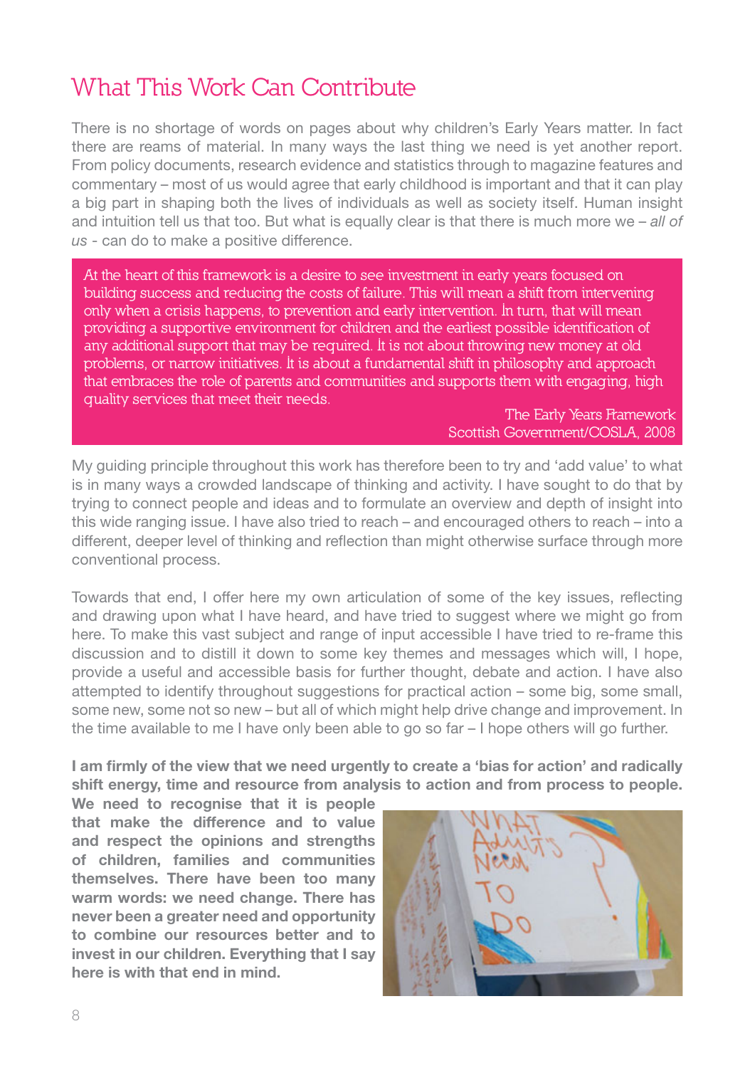# What This Work Can Contribute

There is no shortage of words on pages about why children's Early Years matter. In fact there are reams of material. In many ways the last thing we need is yet another report. From policy documents, research evidence and statistics through to magazine features and commentary – most of us would agree that early childhood is important and that it can play a big part in shaping both the lives of individuals as well as society itself. Human insight and intuition tell us that too. But what is equally clear is that there is much more we – *all of us* - can do to make a positive difference.

> At the heart of this framework is a desire to see investment in early years focused on building success and reducing the costs of failure. This will mean a shift from intervening only when a crisis happens, to prevention and early intervention. In turn, that will mean providing a supportive environment for children and the earliest possible identification of any additional support that may be required. It is not about throwing new money at old problems, or narrow initiatives. It is about a fundamental shift in philosophy and approach that embraces the role of parents and communities and supports them with engaging, high quality services that meet their needs.
>
> The Early Years Framework
> Scottish Government/COSLA, 2008

My guiding principle throughout this work has therefore been to try and 'add value' to what is in many ways a crowded landscape of thinking and activity. I have sought to do that by trying to connect people and ideas and to formulate an overview and depth of insight into this wide ranging issue. I have also tried to reach – and encouraged others to reach – into a different, deeper level of thinking and reflection than might otherwise surface through more conventional process.

Towards that end, I offer here my own articulation of some of the key issues, reflecting and drawing upon what I have heard, and have tried to suggest where we might go from here. To make this vast subject and range of input accessible I have tried to re-frame this discussion and to distill it down to some key themes and messages which will, I hope, provide a useful and accessible basis for further thought, debate and action. I have also attempted to identify throughout suggestions for practical action – some big, some small, some new, some not so new – but all of which might help drive change and improvement. In the time available to me I have only been able to go so far – I hope others will go further.

**I am firmly of the view that we need urgently to create a 'bias for action' and radically shift energy, time and resource from analysis to action and from process to people. We need to recognise that it is people that make the difference and to value and respect the opinions and strengths of children, families and communities themselves. There have been too many warm words: we need change. There has never been a greater need and opportunity to combine our resources better and to invest in our children. Everything that I say here is with that end in mind.**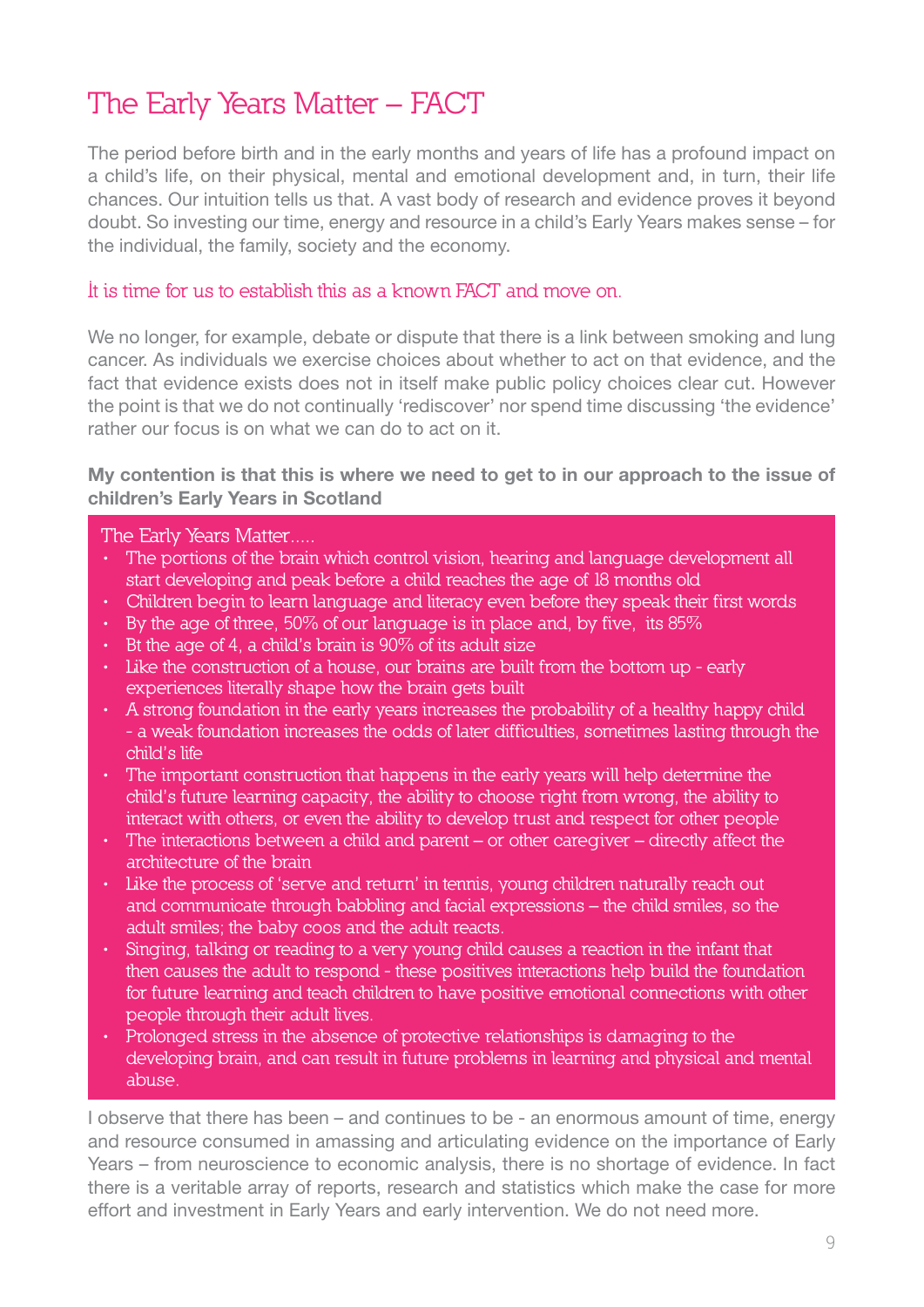# The Early Years Matter – FACT

The period before birth and in the early months and years of life has a profound impact on a child's life, on their physical, mental and emotional development and, in turn, their life chances. Our intuition tells us that. A vast body of research and evidence proves it beyond doubt. So investing our time, energy and resource in a child's Early Years makes sense – for the individual, the family, society and the economy.

It is time for us to establish this as a known FACT and move on.

We no longer, for example, debate or dispute that there is a link between smoking and lung cancer. As individuals we exercise choices about whether to act on that evidence, and the fact that evidence exists does not in itself make public policy choices clear cut. However the point is that we do not continually 'rediscover' nor spend time discussing 'the evidence' rather our focus is on what we can do to act on it.

**My contention is that this is where we need to get to in our approach to the issue of children's Early Years in Scotland**

The Early Years Matter.....

- The portions of the brain which control vision, hearing and language development all start developing and peak before a child reaches the age of 18 months old
- Children begin to learn language and literacy even before they speak their first words
- By the age of three, 50% of our language is in place and, by five, its 85%
- Bt the age of 4, a child's brain is 90% of its adult size
- Like the construction of a house, our brains are built from the bottom up - early experiences literally shape how the brain gets built
- A strong foundation in the early years increases the probability of a healthy happy child - a weak foundation increases the odds of later difficulties, sometimes lasting through the child's life
- The important construction that happens in the early years will help determine the child's future learning capacity, the ability to choose right from wrong, the ability to interact with others, or even the ability to develop trust and respect for other people
- The interactions between a child and parent – or other caregiver – directly affect the architecture of the brain
- Like the process of 'serve and return' in tennis, young children naturally reach out and communicate through babbling and facial expressions – the child smiles, so the adult smiles; the baby coos and the adult reacts.
- Singing, talking or reading to a very young child causes a reaction in the infant that then causes the adult to respond - these positives interactions help build the foundation for future learning and teach children to have positive emotional connections with other people through their adult lives.
- Prolonged stress in the absence of protective relationships is damaging to the developing brain, and can result in future problems in learning and physical and mental abuse.

I observe that there has been – and continues to be - an enormous amount of time, energy and resource consumed in amassing and articulating evidence on the importance of Early Years – from neuroscience to economic analysis, there is no shortage of evidence. In fact there is a veritable array of reports, research and statistics which make the case for more effort and investment in Early Years and early intervention. We do not need more.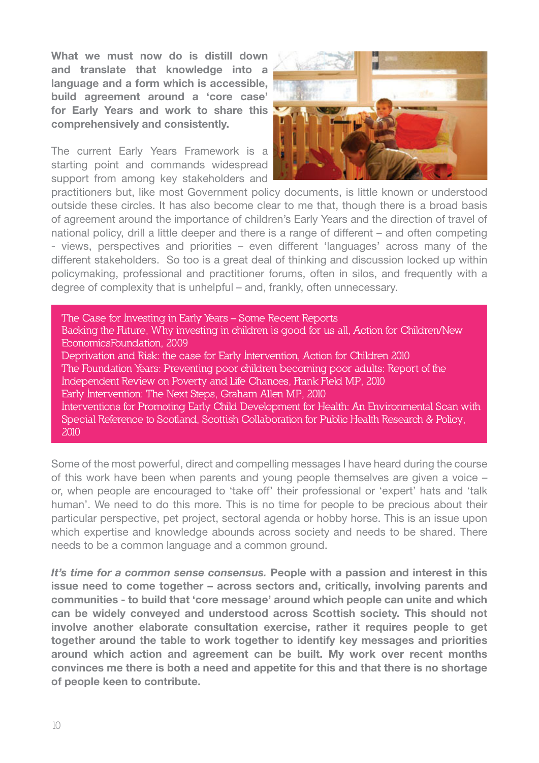**What we must now do is distill down and translate that knowledge into a language and a form which is accessible, build agreement around a 'core case' for Early Years and work to share this comprehensively and consistently.**

The current Early Years Framework is a starting point and commands widespread support from among key stakeholders and practitioners but, like most Government policy documents, is little known or understood outside these circles. It has also become clear to me that, though there is a broad basis of agreement around the importance of children's Early Years and the direction of travel of national policy, drill a little deeper and there is a range of different – and often competing - views, perspectives and priorities – even different 'languages' across many of the different stakeholders. So too is a great deal of thinking and discussion locked up within policymaking, professional and practitioner forums, often in silos, and frequently with a degree of complexity that is unhelpful – and, frankly, often unnecessary.

The Case for Investing in Early Years – Some Recent Reports

- Backing the Future, Why investing in children is good for us all, Action for Children/New EconomicsFoundation, 2009
- Deprivation and Risk: the case for Early Intervention, Action for Children 2010
- The Foundation Years: Preventing poor children becoming poor adults: Report of the Independent Review on Poverty and Life Chances, Frank Field MP, 2010
- Early Intervention: The Next Steps, Graham Allen MP, 2010
- Interventions for Promoting Early Child Development for Health: An Environmental Scan with Special Reference to Scotland, Scottish Collaboration for Public Health Research & Policy, 2010

Some of the most powerful, direct and compelling messages I have heard during the course of this work have been when parents and young people themselves are given a voice – or, when people are encouraged to 'take off' their professional or 'expert' hats and 'talk human'. We need to do this more. This is no time for people to be precious about their particular perspective, pet project, sectoral agenda or hobby horse. This is an issue upon which expertise and knowledge abounds across society and needs to be shared. There needs to be a common language and a common ground.

***It's time for a common sense consensus.*** **People with a passion and interest in this issue need to come together – across sectors and, critically, involving parents and communities - to build that 'core message' around which people can unite and which can be widely conveyed and understood across Scottish society. This should not involve another elaborate consultation exercise, rather it requires people to get together around the table to work together to identify key messages and priorities around which action and agreement can be built. My work over recent months convinces me there is both a need and appetite for this and that there is no shortage of people keen to contribute.**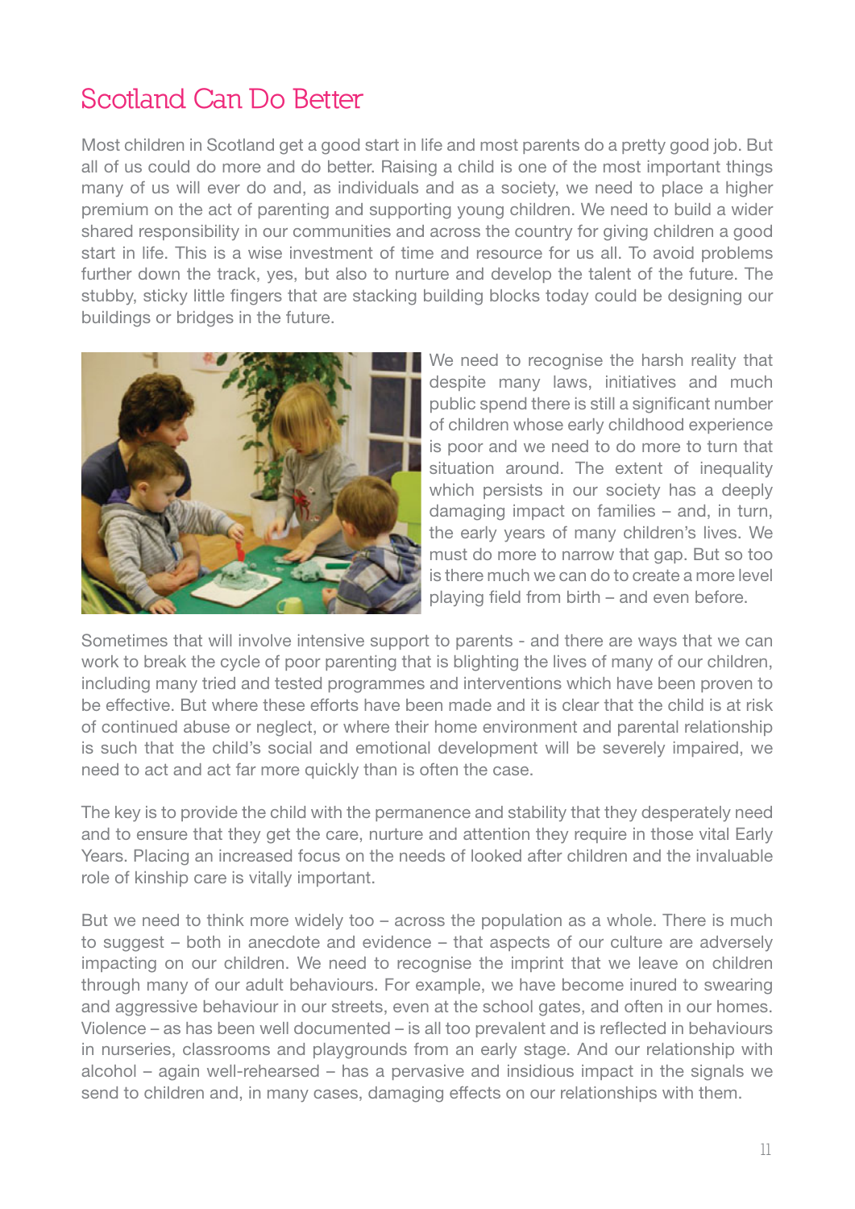# Scotland Can Do Better

Most children in Scotland get a good start in life and most parents do a pretty good job. But all of us could do more and do better. Raising a child is one of the most important things many of us will ever do and, as individuals and as a society, we need to place a higher premium on the act of parenting and supporting young children. We need to build a wider shared responsibility in our communities and across the country for giving children a good start in life. This is a wise investment of time and resource for us all. To avoid problems further down the track, yes, but also to nurture and develop the talent of the future. The stubby, sticky little fingers that are stacking building blocks today could be designing our buildings or bridges in the future.

We need to recognise the harsh reality that despite many laws, initiatives and much public spend there is still a significant number of children whose early childhood experience is poor and we need to do more to turn that situation around. The extent of inequality which persists in our society has a deeply damaging impact on families – and, in turn, the early years of many children's lives. We must do more to narrow that gap. But so too is there much we can do to create a more level playing field from birth – and even before.

Sometimes that will involve intensive support to parents - and there are ways that we can work to break the cycle of poor parenting that is blighting the lives of many of our children, including many tried and tested programmes and interventions which have been proven to be effective. But where these efforts have been made and it is clear that the child is at risk of continued abuse or neglect, or where their home environment and parental relationship is such that the child's social and emotional development will be severely impaired, we need to act and act far more quickly than is often the case.

The key is to provide the child with the permanence and stability that they desperately need and to ensure that they get the care, nurture and attention they require in those vital Early Years. Placing an increased focus on the needs of looked after children and the invaluable role of kinship care is vitally important.

But we need to think more widely too – across the population as a whole. There is much to suggest – both in anecdote and evidence – that aspects of our culture are adversely impacting on our children. We need to recognise the imprint that we leave on children through many of our adult behaviours. For example, we have become inured to swearing and aggressive behaviour in our streets, even at the school gates, and often in our homes. Violence – as has been well documented – is all too prevalent and is reflected in behaviours in nurseries, classrooms and playgrounds from an early stage. And our relationship with alcohol – again well-rehearsed – has a pervasive and insidious impact in the signals we send to children and, in many cases, damaging effects on our relationships with them.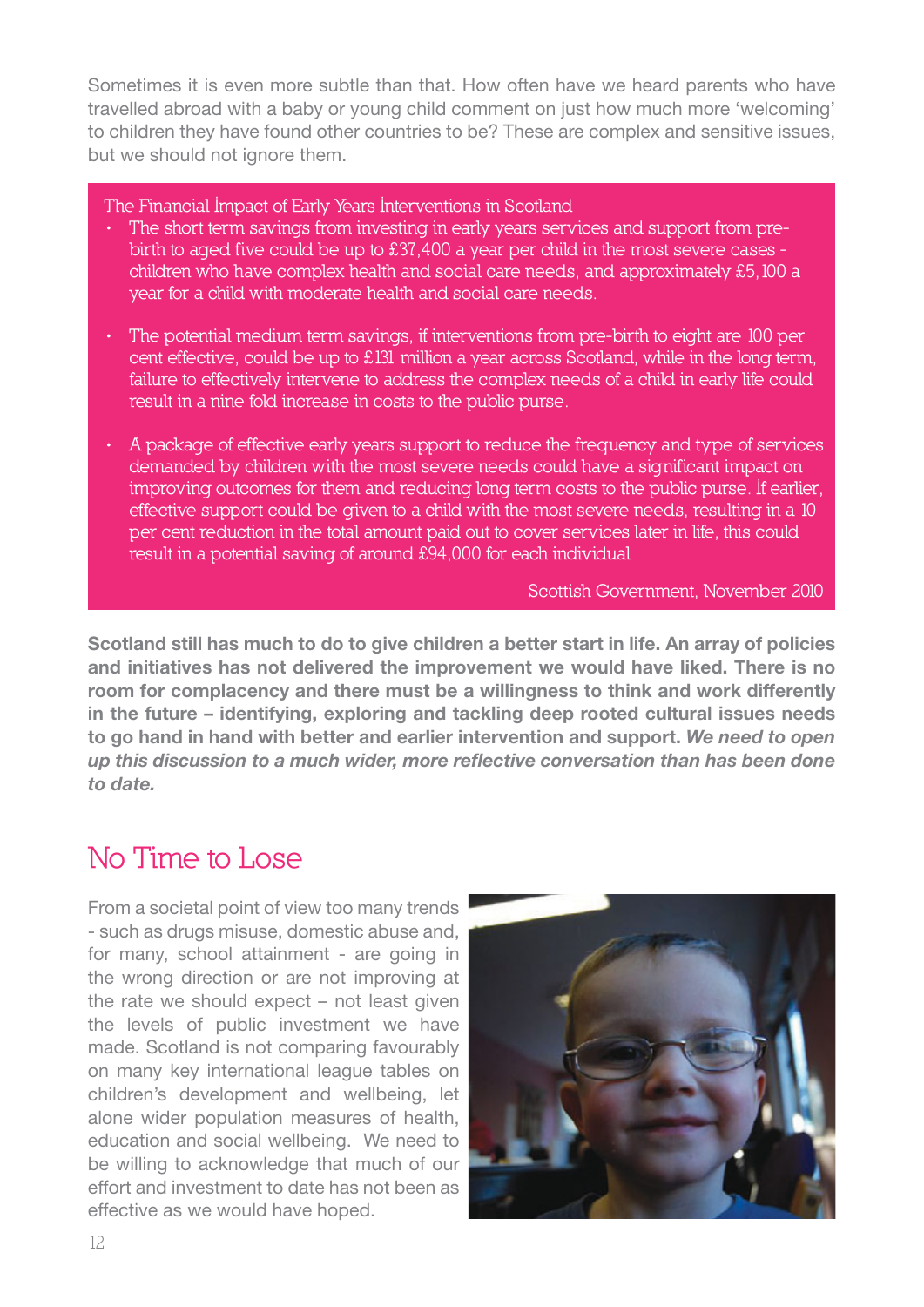Sometimes it is even more subtle than that. How often have we heard parents who have travelled abroad with a baby or young child comment on just how much more 'welcoming' to children they have found other countries to be? These are complex and sensitive issues, but we should not ignore them.

> The Financial Impact of Early Years Interventions in Scotland
>
> - The short term savings from investing in early years services and support from pre-birth to aged five could be up to £37,400 a year per child in the most severe cases - children who have complex health and social care needs, and approximately £5,100 a year for a child with moderate health and social care needs.
>
> - The potential medium term savings, if interventions from pre-birth to eight are 100 per cent effective, could be up to £131 million a year across Scotland, while in the long term, failure to effectively intervene to address the complex needs of a child in early life could result in a nine fold increase in costs to the public purse.
>
> - A package of effective early years support to reduce the frequency and type of services demanded by children with the most severe needs could have a significant impact on improving outcomes for them and reducing long term costs to the public purse. If earlier, effective support could be given to a child with the most severe needs, resulting in a 10 per cent reduction in the total amount paid out to cover services later in life, this could result in a potential saving of around £94,000 for each individual
>
> Scottish Government, November 2010

**Scotland still has much to do to give children a better start in life. An array of policies and initiatives has not delivered the improvement we would have liked. There is no room for complacency and there must be a willingness to think and work differently in the future – identifying, exploring and tackling deep rooted cultural issues needs to go hand in hand with better and earlier intervention and support.** ***We need to open up this discussion to a much wider, more reflective conversation than has been done to date.***

## No Time to Lose

From a societal point of view too many trends - such as drugs misuse, domestic abuse and, for many, school attainment - are going in the wrong direction or are not improving at the rate we should expect – not least given the levels of public investment we have made. Scotland is not comparing favourably on many key international league tables on children's development and wellbeing, let alone wider population measures of health, education and social wellbeing. We need to be willing to acknowledge that much of our effort and investment to date has not been as effective as we would have hoped.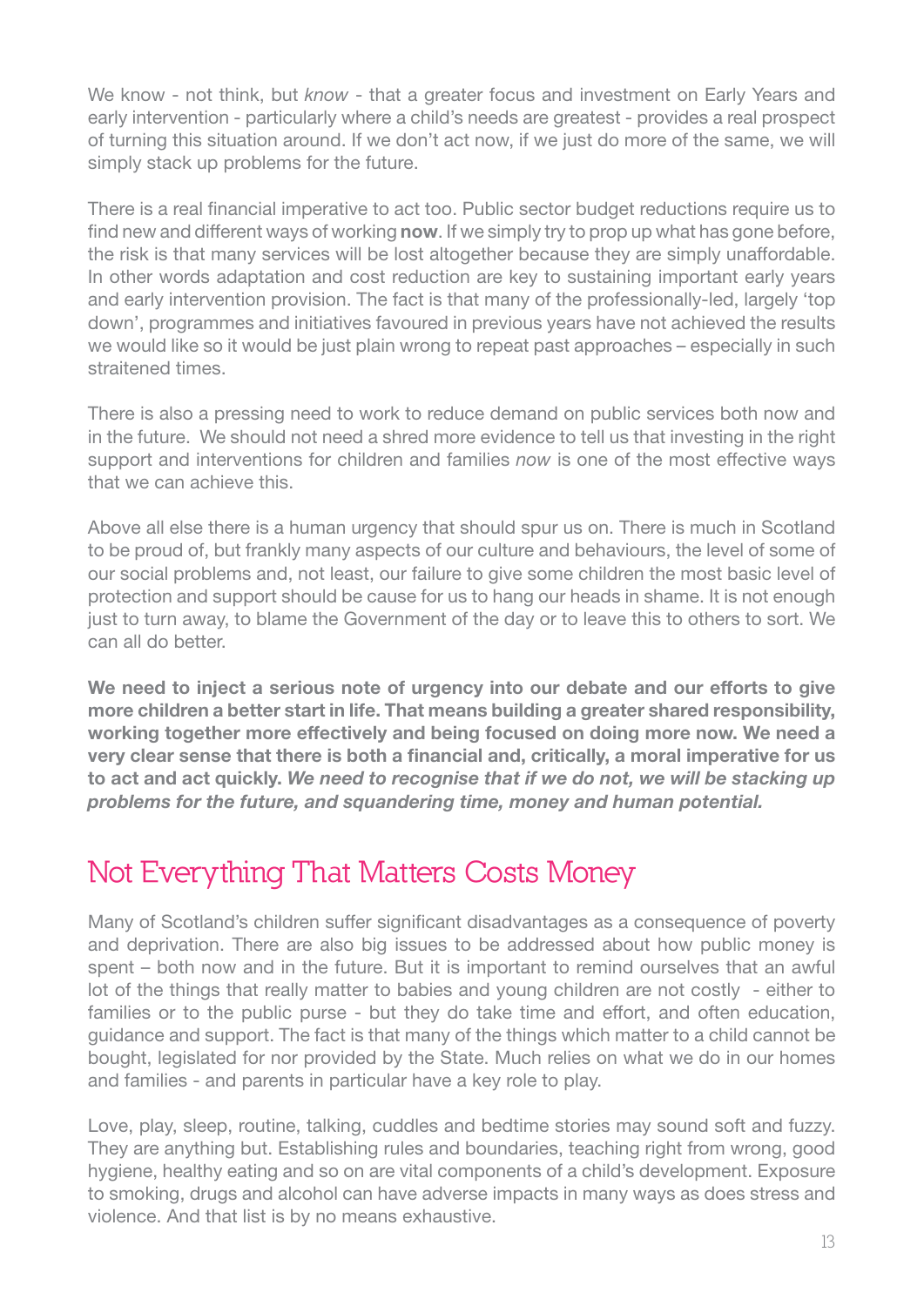We know - not think, but *know* - that a greater focus and investment on Early Years and early intervention - particularly where a child's needs are greatest - provides a real prospect of turning this situation around. If we don't act now, if we just do more of the same, we will simply stack up problems for the future.

There is a real financial imperative to act too. Public sector budget reductions require us to find new and different ways of working **now**. If we simply try to prop up what has gone before, the risk is that many services will be lost altogether because they are simply unaffordable. In other words adaptation and cost reduction are key to sustaining important early years and early intervention provision. The fact is that many of the professionally-led, largely 'top down', programmes and initiatives favoured in previous years have not achieved the results we would like so it would be just plain wrong to repeat past approaches – especially in such straitened times.

There is also a pressing need to work to reduce demand on public services both now and in the future. We should not need a shred more evidence to tell us that investing in the right support and interventions for children and families *now* is one of the most effective ways that we can achieve this.

Above all else there is a human urgency that should spur us on. There is much in Scotland to be proud of, but frankly many aspects of our culture and behaviours, the level of some of our social problems and, not least, our failure to give some children the most basic level of protection and support should be cause for us to hang our heads in shame. It is not enough just to turn away, to blame the Government of the day or to leave this to others to sort. We can all do better.

**We need to inject a serious note of urgency into our debate and our efforts to give more children a better start in life. That means building a greater shared responsibility, working together more effectively and being focused on doing more now. We need a very clear sense that there is both a financial and, critically, a moral imperative for us to act and act quickly. *We need to recognise that if we do not, we will be stacking up problems for the future, and squandering time, money and human potential.***

## Not Everything That Matters Costs Money

Many of Scotland's children suffer significant disadvantages as a consequence of poverty and deprivation. There are also big issues to be addressed about how public money is spent – both now and in the future. But it is important to remind ourselves that an awful lot of the things that really matter to babies and young children are not costly - either to families or to the public purse - but they do take time and effort, and often education, guidance and support. The fact is that many of the things which matter to a child cannot be bought, legislated for nor provided by the State. Much relies on what we do in our homes and families - and parents in particular have a key role to play.

Love, play, sleep, routine, talking, cuddles and bedtime stories may sound soft and fuzzy. They are anything but. Establishing rules and boundaries, teaching right from wrong, good hygiene, healthy eating and so on are vital components of a child's development. Exposure to smoking, drugs and alcohol can have adverse impacts in many ways as does stress and violence. And that list is by no means exhaustive.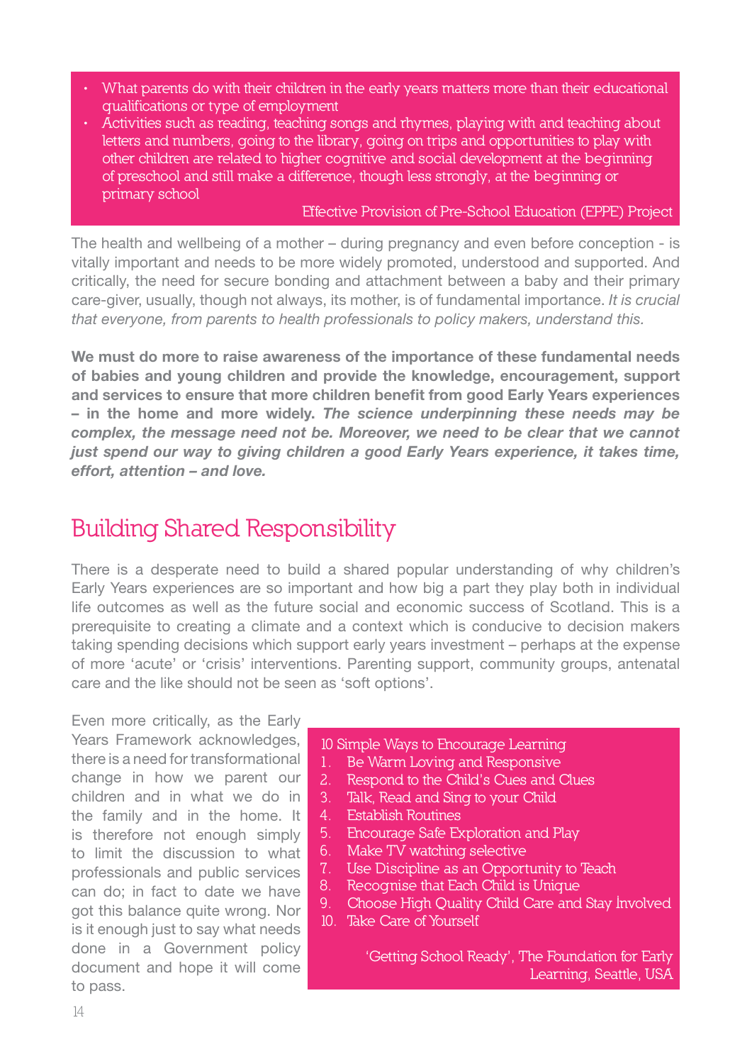- What parents do with their children in the early years matters more than their educational qualifications or type of employment
- Activities such as reading, teaching songs and rhymes, playing with and teaching about letters and numbers, going to the library, going on trips and opportunities to play with other children are related to higher cognitive and social development at the beginning of preschool and still make a difference, though less strongly, at the beginning or primary school

Effective Provision of Pre-School Education (EPPE) Project

The health and wellbeing of a mother – during pregnancy and even before conception - is vitally important and needs to be more widely promoted, understood and supported. And critically, the need for secure bonding and attachment between a baby and their primary care-giver, usually, though not always, its mother, is of fundamental importance. *It is crucial that everyone, from parents to health professionals to policy makers, understand this.*

**We must do more to raise awareness of the importance of these fundamental needs of babies and young children and provide the knowledge, encouragement, support and services to ensure that more children benefit from good Early Years experiences – in the home and more widely. *The science underpinning these needs may be complex, the message need not be. Moreover, we need to be clear that we cannot just spend our way to giving children a good Early Years experience, it takes time, effort, attention – and love.***

## Building Shared Responsibility

There is a desperate need to build a shared popular understanding of why children's Early Years experiences are so important and how big a part they play both in individual life outcomes as well as the future social and economic success of Scotland. This is a prerequisite to creating a climate and a context which is conducive to decision makers taking spending decisions which support early years investment – perhaps at the expense of more 'acute' or 'crisis' interventions. Parenting support, community groups, antenatal care and the like should not be seen as 'soft options'.

Even more critically, as the Early Years Framework acknowledges, there is a need for transformational change in how we parent our children and in what we do in the family and in the home. It is therefore not enough simply to limit the discussion to what professionals and public services can do; in fact to date we have got this balance quite wrong. Nor is it enough just to say what needs done in a Government policy document and hope it will come to pass.

10 Simple Ways to Encourage Learning

1. Be Warm Loving and Responsive
2. Respond to the Child's Cues and Clues
3. Talk, Read and Sing to your Child
4. Establish Routines
5. Encourage Safe Exploration and Play
6. Make TV watching selective
7. Use Discipline as an Opportunity to Teach
8. Recognise that Each Child is Unique
9. Choose High Quality Child Care and Stay Involved
10. Take Care of Yourself

'Getting School Ready', The Foundation for Early Learning, Seattle, USA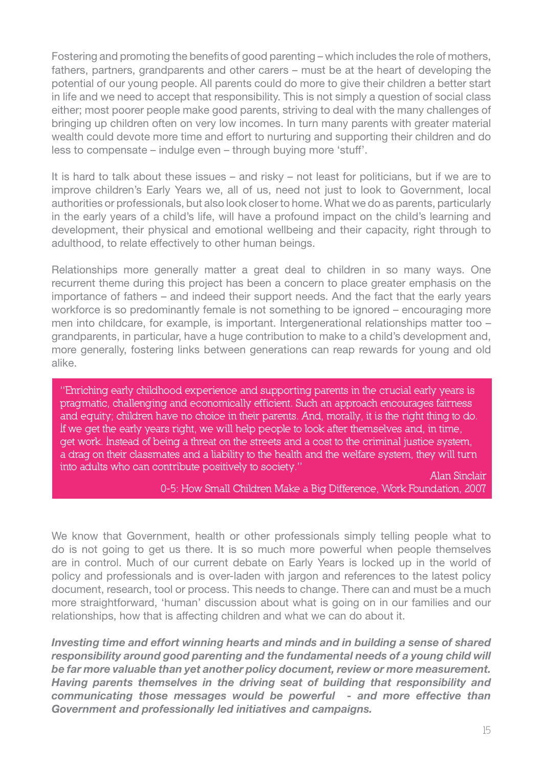Fostering and promoting the benefits of good parenting – which includes the role of mothers, fathers, partners, grandparents and other carers – must be at the heart of developing the potential of our young people. All parents could do more to give their children a better start in life and we need to accept that responsibility. This is not simply a question of social class either; most poorer people make good parents, striving to deal with the many challenges of bringing up children often on very low incomes. In turn many parents with greater material wealth could devote more time and effort to nurturing and supporting their children and do less to compensate – indulge even – through buying more 'stuff'.

It is hard to talk about these issues – and risky – not least for politicians, but if we are to improve children's Early Years we, all of us, need not just to look to Government, local authorities or professionals, but also look closer to home. What we do as parents, particularly in the early years of a child's life, will have a profound impact on the child's learning and development, their physical and emotional wellbeing and their capacity, right through to adulthood, to relate effectively to other human beings.

Relationships more generally matter a great deal to children in so many ways. One recurrent theme during this project has been a concern to place greater emphasis on the importance of fathers – and indeed their support needs. And the fact that the early years workforce is so predominantly female is not something to be ignored – encouraging more men into childcare, for example, is important. Intergenerational relationships matter too – grandparents, in particular, have a huge contribution to make to a child's development and, more generally, fostering links between generations can reap rewards for young and old alike.

> "Enriching early childhood experience and supporting parents in the crucial early years is pragmatic, challenging and economically efficient. Such an approach encourages fairness and equity; children have no choice in their parents. And, morally, it is the right thing to do. If we get the early years right, we will help people to look after themselves and, in time, get work. Instead of being a threat on the streets and a cost to the criminal justice system, a drag on their classmates and a liability to the health and the welfare system, they will turn into adults who can contribute positively to society."
>
> Alan Sinclair
> 0-5: How Small Children Make a Big Difference, Work Foundation, 2007

We know that Government, health or other professionals simply telling people what to do is not going to get us there. It is so much more powerful when people themselves are in control. Much of our current debate on Early Years is locked up in the world of policy and professionals and is over-laden with jargon and references to the latest policy document, research, tool or process. This needs to change. There can and must be a much more straightforward, 'human' discussion about what is going on in our families and our relationships, how that is affecting children and what we can do about it.

***Investing time and effort winning hearts and minds and in building a sense of shared responsibility around good parenting and the fundamental needs of a young child will be far more valuable than yet another policy document, review or more measurement. Having parents themselves in the driving seat of building that responsibility and communicating those messages would be powerful - and more effective than Government and professionally led initiatives and campaigns.***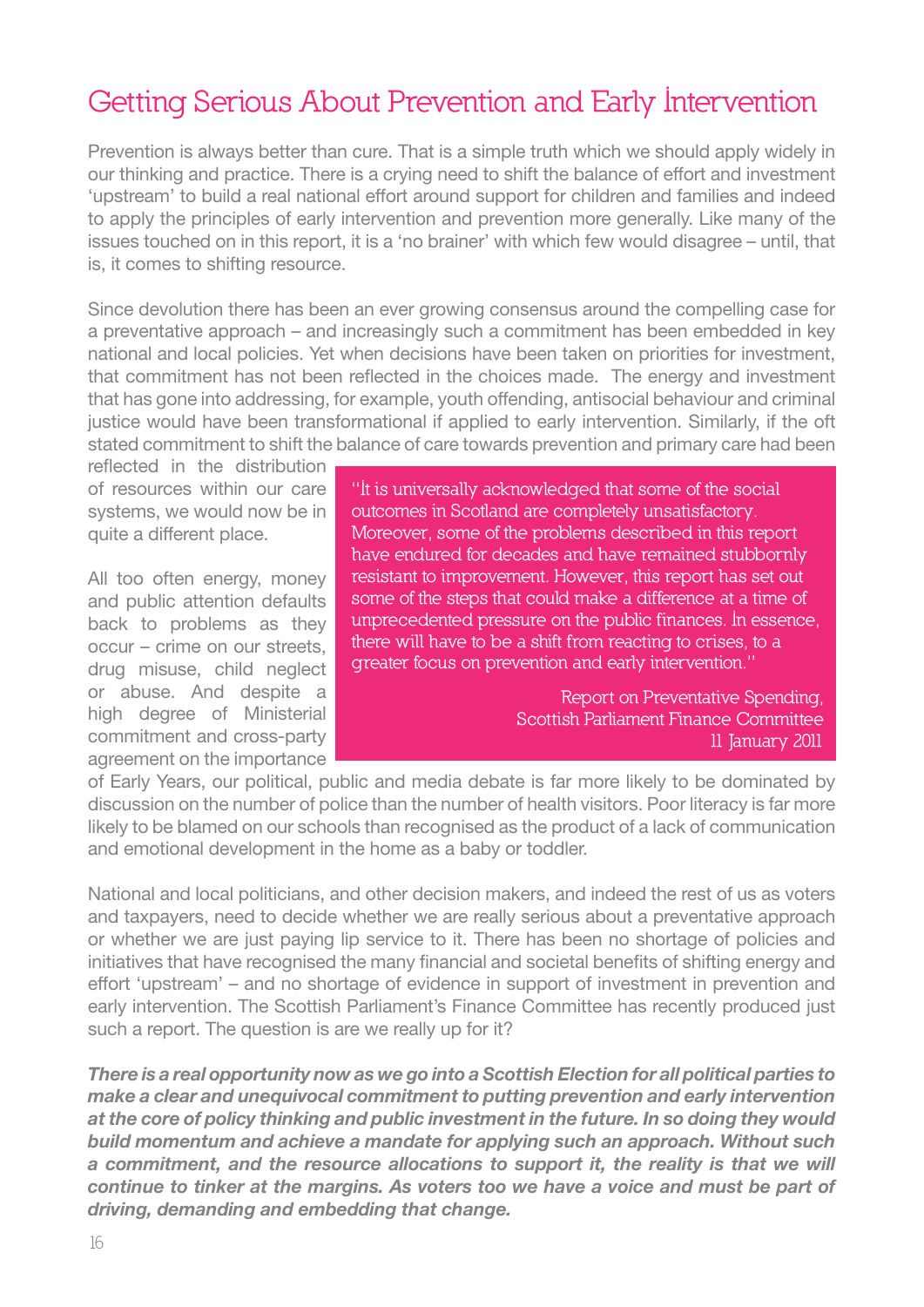# Getting Serious About Prevention and Early Intervention

Prevention is always better than cure. That is a simple truth which we should apply widely in our thinking and practice. There is a crying need to shift the balance of effort and investment 'upstream' to build a real national effort around support for children and families and indeed to apply the principles of early intervention and prevention more generally. Like many of the issues touched on in this report, it is a 'no brainer' with which few would disagree – until, that is, it comes to shifting resource.

Since devolution there has been an ever growing consensus around the compelling case for a preventative approach – and increasingly such a commitment has been embedded in key national and local policies. Yet when decisions have been taken on priorities for investment, that commitment has not been reflected in the choices made. The energy and investment that has gone into addressing, for example, youth offending, antisocial behaviour and criminal justice would have been transformational if applied to early intervention. Similarly, if the oft stated commitment to shift the balance of care towards prevention and primary care had been reflected in the distribution of resources within our care systems, we would now be in quite a different place.

> "It is universally acknowledged that some of the social outcomes in Scotland are completely unsatisfactory. Moreover, some of the problems described in this report have endured for decades and have remained stubbornly resistant to improvement. However, this report has set out some of the steps that could make a difference at a time of unprecedented pressure on the public finances. In essence, there will have to be a shift from reacting to crises, to a greater focus on prevention and early intervention."
>
> Report on Preventative Spending,
> Scottish Parliament Finance Committee
> 11 January 2011

All too often energy, money and public attention defaults back to problems as they occur – crime on our streets, drug misuse, child neglect or abuse. And despite a high degree of Ministerial commitment and cross-party agreement on the importance of Early Years, our political, public and media debate is far more likely to be dominated by discussion on the number of police than the number of health visitors. Poor literacy is far more likely to be blamed on our schools than recognised as the product of a lack of communication and emotional development in the home as a baby or toddler.

National and local politicians, and other decision makers, and indeed the rest of us as voters and taxpayers, need to decide whether we are really serious about a preventative approach or whether we are just paying lip service to it. There has been no shortage of policies and initiatives that have recognised the many financial and societal benefits of shifting energy and effort 'upstream' – and no shortage of evidence in support of investment in prevention and early intervention. The Scottish Parliament's Finance Committee has recently produced just such a report. The question is are we really up for it?

***There is a real opportunity now as we go into a Scottish Election for all political parties to make a clear and unequivocal commitment to putting prevention and early intervention at the core of policy thinking and public investment in the future. In so doing they would build momentum and achieve a mandate for applying such an approach. Without such a commitment, and the resource allocations to support it, the reality is that we will continue to tinker at the margins. As voters too we have a voice and must be part of driving, demanding and embedding that change.***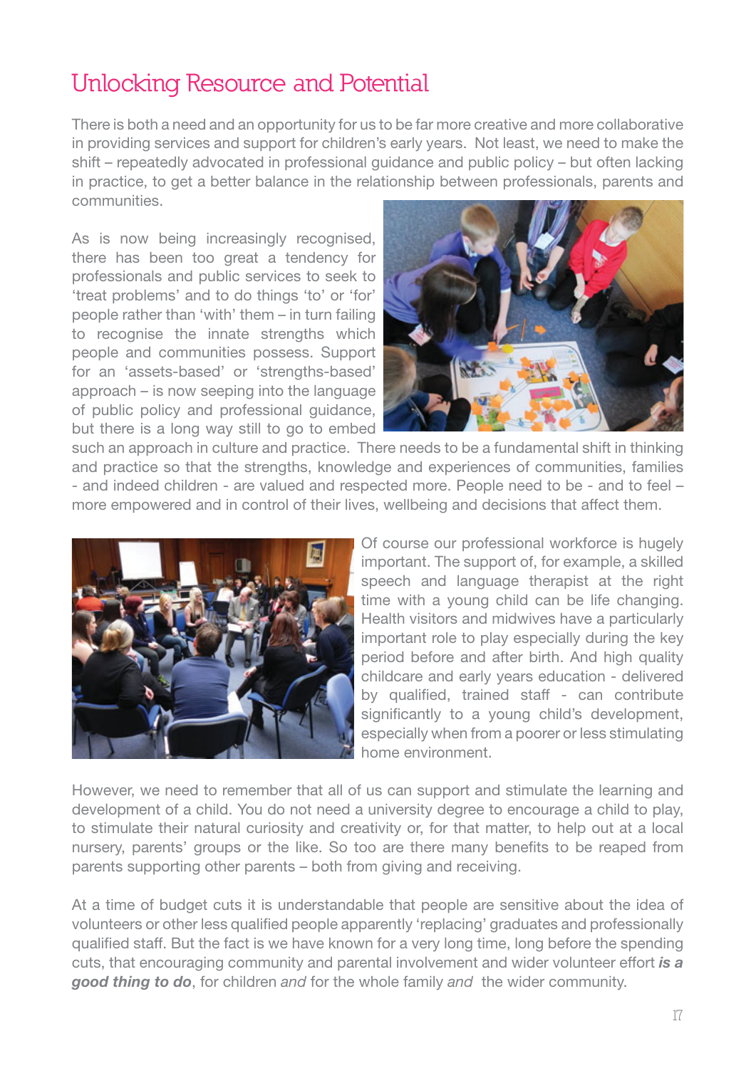# Unlocking Resource and Potential

There is both a need and an opportunity for us to be far more creative and more collaborative in providing services and support for children's early years. Not least, we need to make the shift – repeatedly advocated in professional guidance and public policy – but often lacking in practice, to get a better balance in the relationship between professionals, parents and communities.

As is now being increasingly recognised, there has been too great a tendency for professionals and public services to seek to 'treat problems' and to do things 'to' or 'for' people rather than 'with' them – in turn failing to recognise the innate strengths which people and communities possess. Support for an 'assets-based' or 'strengths-based' approach – is now seeping into the language of public policy and professional guidance, but there is a long way still to go to embed such an approach in culture and practice. There needs to be a fundamental shift in thinking and practice so that the strengths, knowledge and experiences of communities, families - and indeed children - are valued and respected more. People need to be - and to feel – more empowered and in control of their lives, wellbeing and decisions that affect them.

Of course our professional workforce is hugely important. The support of, for example, a skilled speech and language therapist at the right time with a young child can be life changing. Health visitors and midwives have a particularly important role to play especially during the key period before and after birth. And high quality childcare and early years education - delivered by qualified, trained staff - can contribute significantly to a young child's development, especially when from a poorer or less stimulating home environment.

However, we need to remember that all of us can support and stimulate the learning and development of a child. You do not need a university degree to encourage a child to play, to stimulate their natural curiosity and creativity or, for that matter, to help out at a local nursery, parents' groups or the like. So too are there many benefits to be reaped from parents supporting other parents – both from giving and receiving.

At a time of budget cuts it is understandable that people are sensitive about the idea of volunteers or other less qualified people apparently 'replacing' graduates and professionally qualified staff. But the fact is we have known for a very long time, long before the spending cuts, that encouraging community and parental involvement and wider volunteer effort ***is a good thing to do***, for children *and* for the whole family *and* the wider community.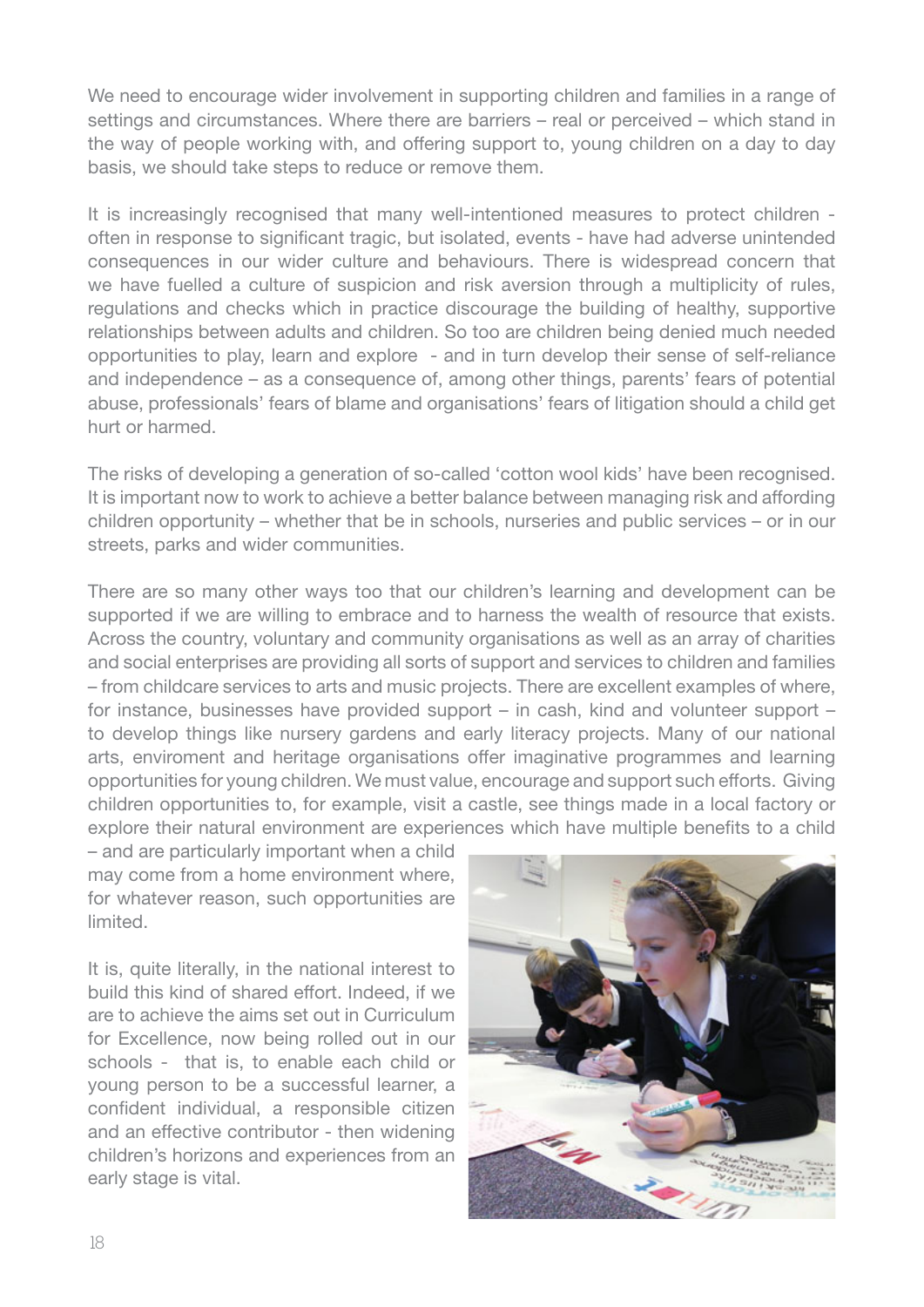We need to encourage wider involvement in supporting children and families in a range of settings and circumstances. Where there are barriers – real or perceived – which stand in the way of people working with, and offering support to, young children on a day to day basis, we should take steps to reduce or remove them.

It is increasingly recognised that many well-intentioned measures to protect children - often in response to significant tragic, but isolated, events - have had adverse unintended consequences in our wider culture and behaviours. There is widespread concern that we have fuelled a culture of suspicion and risk aversion through a multiplicity of rules, regulations and checks which in practice discourage the building of healthy, supportive relationships between adults and children. So too are children being denied much needed opportunities to play, learn and explore - and in turn develop their sense of self-reliance and independence – as a consequence of, among other things, parents' fears of potential abuse, professionals' fears of blame and organisations' fears of litigation should a child get hurt or harmed.

The risks of developing a generation of so-called 'cotton wool kids' have been recognised. It is important now to work to achieve a better balance between managing risk and affording children opportunity – whether that be in schools, nurseries and public services – or in our streets, parks and wider communities.

There are so many other ways too that our children's learning and development can be supported if we are willing to embrace and to harness the wealth of resource that exists. Across the country, voluntary and community organisations as well as an array of charities and social enterprises are providing all sorts of support and services to children and families – from childcare services to arts and music projects. There are excellent examples of where, for instance, businesses have provided support – in cash, kind and volunteer support – to develop things like nursery gardens and early literacy projects. Many of our national arts, enviroment and heritage organisations offer imaginative programmes and learning opportunities for young children. We must value, encourage and support such efforts. Giving children opportunities to, for example, visit a castle, see things made in a local factory or explore their natural environment are experiences which have multiple benefits to a child – and are particularly important when a child may come from a home environment where, for whatever reason, such opportunities are limited.

It is, quite literally, in the national interest to build this kind of shared effort. Indeed, if we are to achieve the aims set out in Curriculum for Excellence, now being rolled out in our schools - that is, to enable each child or young person to be a successful learner, a confident individual, a responsible citizen and an effective contributor - then widening children's horizons and experiences from an early stage is vital.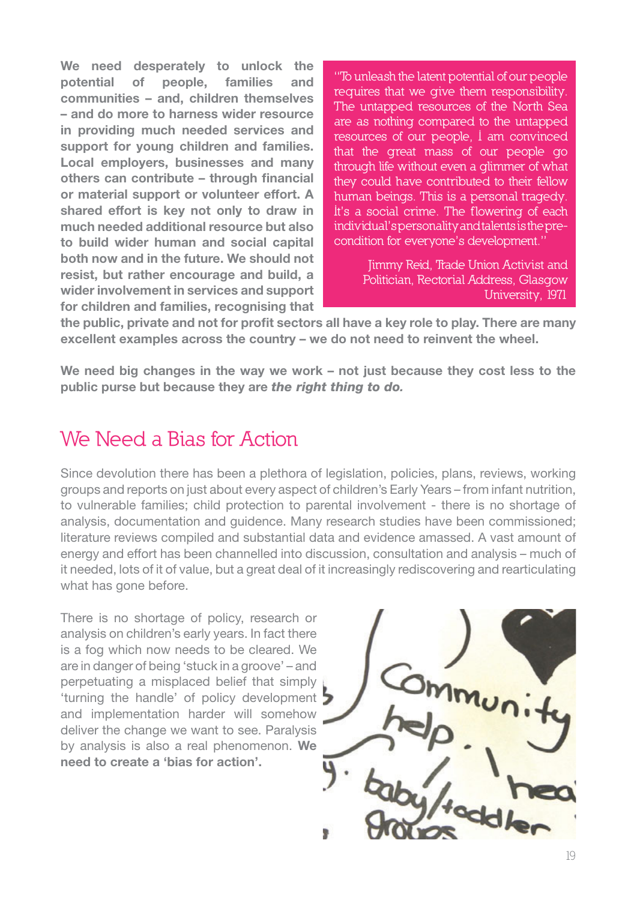**We need desperately to unlock the potential of people, families and communities – and, children themselves – and do more to harness wider resource in providing much needed services and support for young children and families. Local employers, businesses and many others can contribute – through financial or material support or volunteer effort. A shared effort is key not only to draw in much needed additional resource but also to build wider human and social capital both now and in the future. We should not resist, but rather encourage and build, a wider involvement in services and support for children and families, recognising that the public, private and not for profit sectors all have a key role to play. There are many excellent examples across the country – we do not need to reinvent the wheel.**

> "To unleash the latent potential of our people requires that we give them responsibility. The untapped resources of the North Sea are as nothing compared to the untapped resources of our people, I am convinced that the great mass of our people go through life without even a glimmer of what they could have contributed to their fellow human beings. This is a personal tragedy. It's a social crime. The flowering of each individual's personality and talents is the pre-condition for everyone's development."
>
> Jimmy Reid, Trade Union Activist and Politician, Rectorial Address, Glasgow University, 1971

**We need big changes in the way we work – not just because they cost less to the public purse but because they are *the right thing to do.***

## We Need a Bias for Action

Since devolution there has been a plethora of legislation, policies, plans, reviews, working groups and reports on just about every aspect of children's Early Years – from infant nutrition, to vulnerable families; child protection to parental involvement - there is no shortage of analysis, documentation and guidence. Many research studies have been commissioned; literature reviews compiled and substantial data and evidence amassed. A vast amount of energy and effort has been channelled into discussion, consultation and analysis – much of it needed, lots of it of value, but a great deal of it increasingly rediscovering and rearticulating what has gone before.

There is no shortage of policy, research or analysis on children's early years. In fact there is a fog which now needs to be cleared. We are in danger of being 'stuck in a groove' – and perpetuating a misplaced belief that simply 'turning the handle' of policy development and implementation harder will somehow deliver the change we want to see. Paralysis by analysis is also a real phenomenon. **We need to create a 'bias for action'.**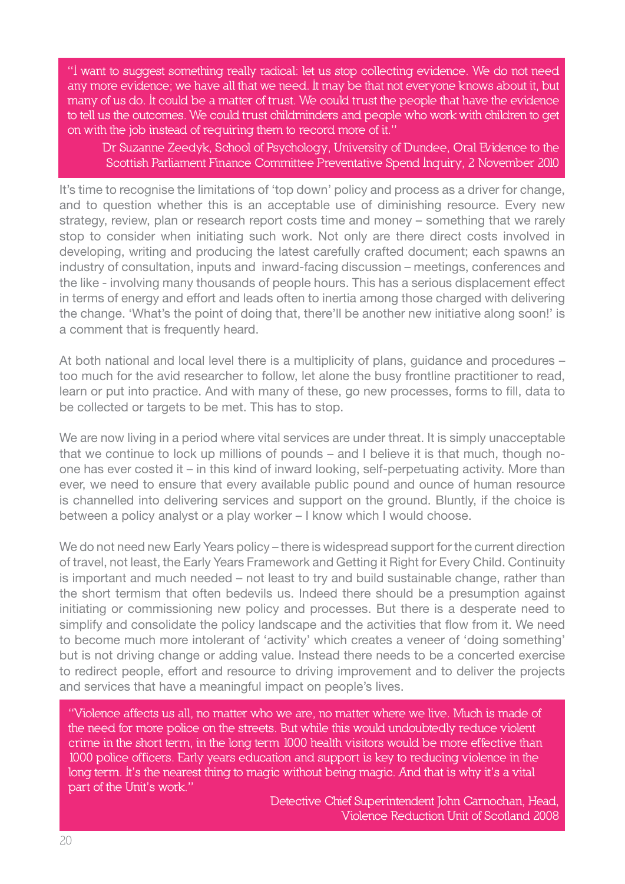> "I want to suggest something really radical: let us stop collecting evidence. We do not need any more evidence; we have all that we need. It may be that not everyone knows about it, but many of us do. It could be a matter of trust. We could trust the people that have the evidence to tell us the outcomes. We could trust childminders and people who work with children to get on with the job instead of requiring them to record more of it."
>
> Dr Suzanne Zeedyk, School of Psychology, University of Dundee, Oral Evidence to the Scottish Parliament Finance Committee Preventative Spend Inquiry, 2 November 2010

It's time to recognise the limitations of 'top down' policy and process as a driver for change, and to question whether this is an acceptable use of diminishing resource. Every new strategy, review, plan or research report costs time and money – something that we rarely stop to consider when initiating such work. Not only are there direct costs involved in developing, writing and producing the latest carefully crafted document; each spawns an industry of consultation, inputs and inward-facing discussion – meetings, conferences and the like - involving many thousands of people hours. This has a serious displacement effect in terms of energy and effort and leads often to inertia among those charged with delivering the change. 'What's the point of doing that, there'll be another new initiative along soon!' is a comment that is frequently heard.

At both national and local level there is a multiplicity of plans, guidance and procedures – too much for the avid researcher to follow, let alone the busy frontline practitioner to read, learn or put into practice. And with many of these, go new processes, forms to fill, data to be collected or targets to be met. This has to stop.

We are now living in a period where vital services are under threat. It is simply unacceptable that we continue to lock up millions of pounds – and I believe it is that much, though no-one has ever costed it – in this kind of inward looking, self-perpetuating activity. More than ever, we need to ensure that every available public pound and ounce of human resource is channelled into delivering services and support on the ground. Bluntly, if the choice is between a policy analyst or a play worker – I know which I would choose.

We do not need new Early Years policy – there is widespread support for the current direction of travel, not least, the Early Years Framework and Getting it Right for Every Child. Continuity is important and much needed – not least to try and build sustainable change, rather than the short termism that often bedevils us. Indeed there should be a presumption against initiating or commissioning new policy and processes. But there is a desperate need to simplify and consolidate the policy landscape and the activities that flow from it. We need to become much more intolerant of 'activity' which creates a veneer of 'doing something' but is not driving change or adding value. Instead there needs to be a concerted exercise to redirect people, effort and resource to driving improvement and to deliver the projects and services that have a meaningful impact on people's lives.

> "Violence affects us all, no matter who we are, no matter where we live. Much is made of the need for more police on the streets. But while this would undoubtedly reduce violent crime in the short term, in the long term 1000 health visitors would be more effective than 1000 police officers. Early years education and support is key to reducing violence in the long term. It's the nearest thing to magic without being magic. And that is why it's a vital part of the Unit's work."
>
> Detective Chief Superintendent John Carnochan, Head, Violence Reduction Unit of Scotland 2008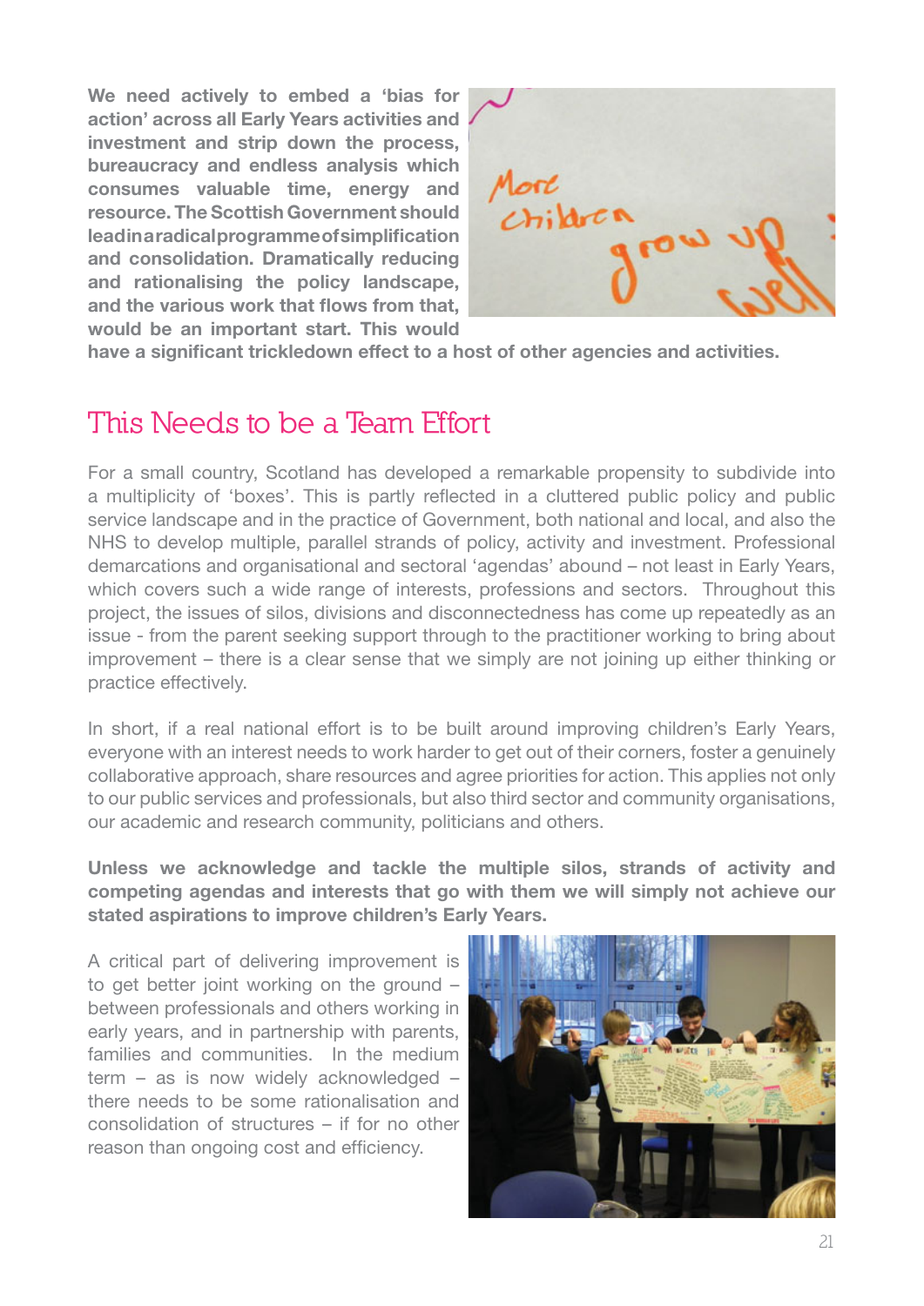**We need actively to embed a 'bias for action' across all Early Years activities and investment and strip down the process, bureaucracy and endless analysis which consumes valuable time, energy and resource. The Scottish Government should lead in a radical programme of simplification and consolidation. Dramatically reducing and rationalising the policy landscape, and the various work that flows from that, would be an important start. This would have a significant trickledown effect to a host of other agencies and activities.**

## This Needs to be a Team Effort

For a small country, Scotland has developed a remarkable propensity to subdivide into a multiplicity of 'boxes'. This is partly reflected in a cluttered public policy and public service landscape and in the practice of Government, both national and local, and also the NHS to develop multiple, parallel strands of policy, activity and investment. Professional demarcations and organisational and sectoral 'agendas' abound – not least in Early Years, which covers such a wide range of interests, professions and sectors. Throughout this project, the issues of silos, divisions and disconnectedness has come up repeatedly as an issue - from the parent seeking support through to the practitioner working to bring about improvement – there is a clear sense that we simply are not joining up either thinking or practice effectively.

In short, if a real national effort is to be built around improving children's Early Years, everyone with an interest needs to work harder to get out of their corners, foster a genuinely collaborative approach, share resources and agree priorities for action. This applies not only to our public services and professionals, but also third sector and community organisations, our academic and research community, politicians and others.

**Unless we acknowledge and tackle the multiple silos, strands of activity and competing agendas and interests that go with them we will simply not achieve our stated aspirations to improve children's Early Years.**

A critical part of delivering improvement is to get better joint working on the ground – between professionals and others working in early years, and in partnership with parents, families and communities. In the medium term – as is now widely acknowledged – there needs to be some rationalisation and consolidation of structures – if for no other reason than ongoing cost and efficiency.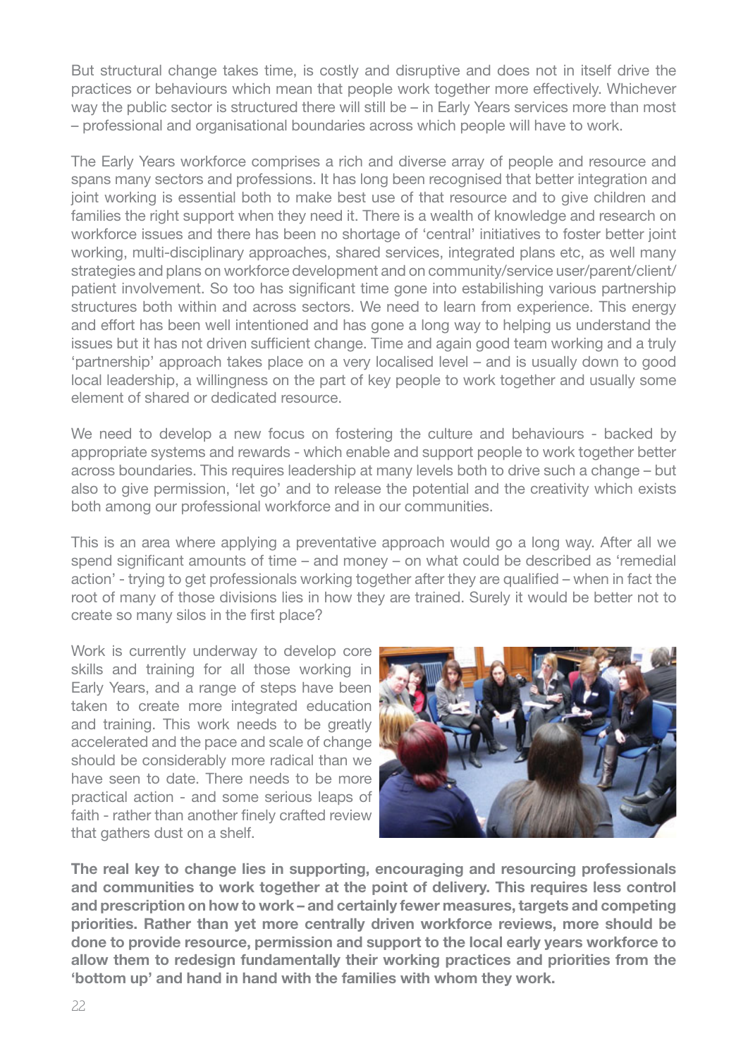But structural change takes time, is costly and disruptive and does not in itself drive the practices or behaviours which mean that people work together more effectively. Whichever way the public sector is structured there will still be – in Early Years services more than most – professional and organisational boundaries across which people will have to work.

The Early Years workforce comprises a rich and diverse array of people and resource and spans many sectors and professions. It has long been recognised that better integration and joint working is essential both to make best use of that resource and to give children and families the right support when they need it. There is a wealth of knowledge and research on workforce issues and there has been no shortage of 'central' initiatives to foster better joint working, multi-disciplinary approaches, shared services, integrated plans etc, as well many strategies and plans on workforce development and on community/service user/parent/client/patient involvement. So too has significant time gone into estabilishing various partnership structures both within and across sectors. We need to learn from experience. This energy and effort has been well intentioned and has gone a long way to helping us understand the issues but it has not driven sufficient change. Time and again good team working and a truly 'partnership' approach takes place on a very localised level – and is usually down to good local leadership, a willingness on the part of key people to work together and usually some element of shared or dedicated resource.

We need to develop a new focus on fostering the culture and behaviours - backed by appropriate systems and rewards - which enable and support people to work together better across boundaries. This requires leadership at many levels both to drive such a change – but also to give permission, 'let go' and to release the potential and the creativity which exists both among our professional workforce and in our communities.

This is an area where applying a preventative approach would go a long way. After all we spend significant amounts of time – and money – on what could be described as 'remedial action' - trying to get professionals working together after they are qualified – when in fact the root of many of those divisions lies in how they are trained. Surely it would be better not to create so many silos in the first place?

Work is currently underway to develop core skills and training for all those working in Early Years, and a range of steps have been taken to create more integrated education and training. This work needs to be greatly accelerated and the pace and scale of change should be considerably more radical than we have seen to date. There needs to be more practical action - and some serious leaps of faith - rather than another finely crafted review that gathers dust on a shelf.

**The real key to change lies in supporting, encouraging and resourcing professionals and communities to work together at the point of delivery. This requires less control and prescription on how to work – and certainly fewer measures, targets and competing priorities. Rather than yet more centrally driven workforce reviews, more should be done to provide resource, permission and support to the local early years workforce to allow them to redesign fundamentally their working practices and priorities from the 'bottom up' and hand in hand with the families with whom they work.**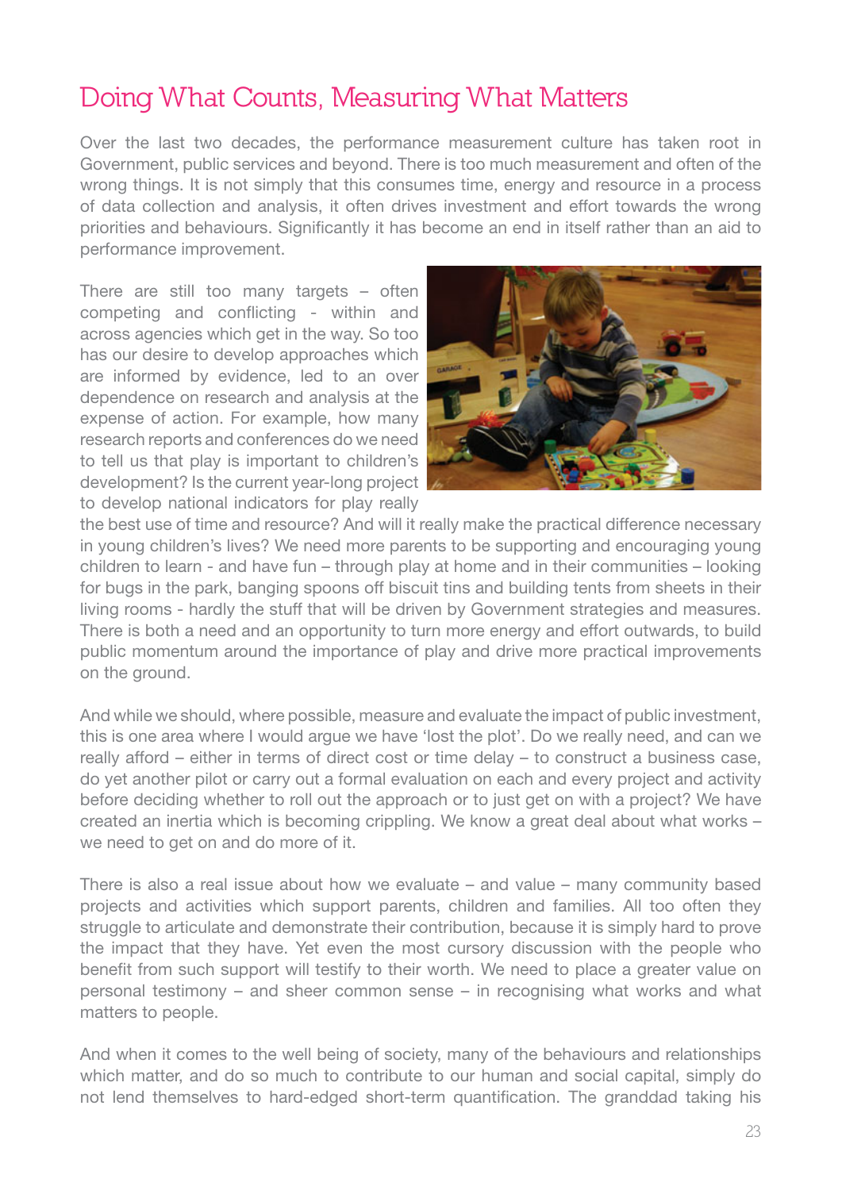# Doing What Counts, Measuring What Matters

Over the last two decades, the performance measurement culture has taken root in Government, public services and beyond. There is too much measurement and often of the wrong things. It is not simply that this consumes time, energy and resource in a process of data collection and analysis, it often drives investment and effort towards the wrong priorities and behaviours. Significantly it has become an end in itself rather than an aid to performance improvement.

There are still too many targets – often competing and conflicting - within and across agencies which get in the way. So too has our desire to develop approaches which are informed by evidence, led to an over dependence on research and analysis at the expense of action. For example, how many research reports and conferences do we need to tell us that play is important to children's development? Is the current year-long project to develop national indicators for play really the best use of time and resource? And will it really make the practical difference necessary in young children's lives? We need more parents to be supporting and encouraging young children to learn - and have fun – through play at home and in their communities – looking for bugs in the park, banging spoons off biscuit tins and building tents from sheets in their living rooms - hardly the stuff that will be driven by Government strategies and measures. There is both a need and an opportunity to turn more energy and effort outwards, to build public momentum around the importance of play and drive more practical improvements on the ground.

And while we should, where possible, measure and evaluate the impact of public investment, this is one area where I would argue we have 'lost the plot'. Do we really need, and can we really afford – either in terms of direct cost or time delay – to construct a business case, do yet another pilot or carry out a formal evaluation on each and every project and activity before deciding whether to roll out the approach or to just get on with a project? We have created an inertia which is becoming crippling. We know a great deal about what works – we need to get on and do more of it.

There is also a real issue about how we evaluate – and value – many community based projects and activities which support parents, children and families. All too often they struggle to articulate and demonstrate their contribution, because it is simply hard to prove the impact that they have. Yet even the most cursory discussion with the people who benefit from such support will testify to their worth. We need to place a greater value on personal testimony – and sheer common sense – in recognising what works and what matters to people.

And when it comes to the well being of society, many of the behaviours and relationships which matter, and do so much to contribute to our human and social capital, simply do not lend themselves to hard-edged short-term quantification. The granddad taking his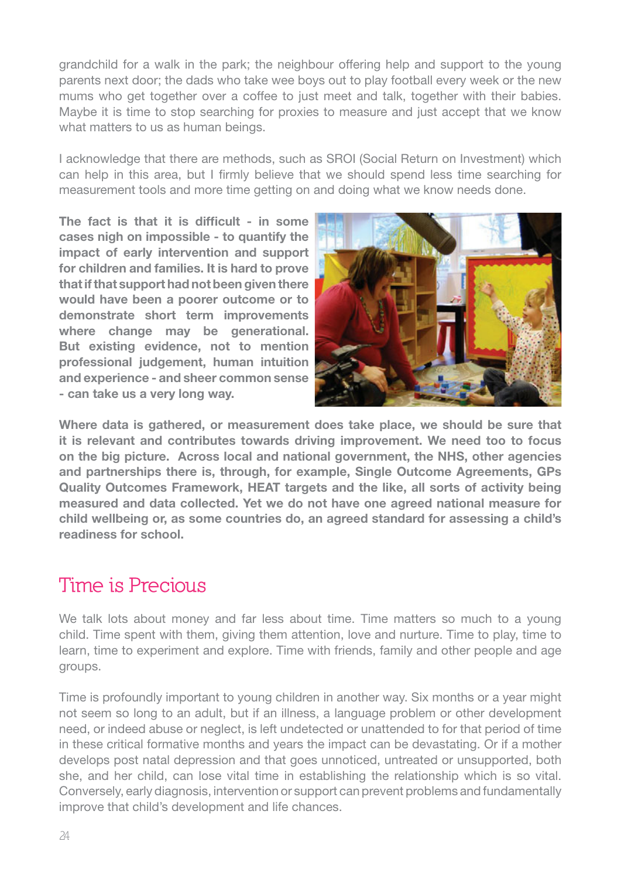grandchild for a walk in the park; the neighbour offering help and support to the young parents next door; the dads who take wee boys out to play football every week or the new mums who get together over a coffee to just meet and talk, together with their babies. Maybe it is time to stop searching for proxies to measure and just accept that we know what matters to us as human beings.

I acknowledge that there are methods, such as SROI (Social Return on Investment) which can help in this area, but I firmly believe that we should spend less time searching for measurement tools and more time getting on and doing what we know needs done.

**The fact is that it is difficult - in some cases nigh on impossible - to quantify the impact of early intervention and support for children and families. It is hard to prove that if that support had not been given there would have been a poorer outcome or to demonstrate short term improvements where change may be generational. But existing evidence, not to mention professional judgement, human intuition and experience - and sheer common sense - can take us a very long way.**

**Where data is gathered, or measurement does take place, we should be sure that it is relevant and contributes towards driving improvement. We need too to focus on the big picture. Across local and national government, the NHS, other agencies and partnerships there is, through, for example, Single Outcome Agreements, GPs Quality Outcomes Framework, HEAT targets and the like, all sorts of activity being measured and data collected. Yet we do not have one agreed national measure for child wellbeing or, as some countries do, an agreed standard for assessing a child's readiness for school.**

## Time is Precious

We talk lots about money and far less about time. Time matters so much to a young child. Time spent with them, giving them attention, love and nurture. Time to play, time to learn, time to experiment and explore. Time with friends, family and other people and age groups.

Time is profoundly important to young children in another way. Six months or a year might not seem so long to an adult, but if an illness, a language problem or other development need, or indeed abuse or neglect, is left undetected or unattended to for that period of time in these critical formative months and years the impact can be devastating. Or if a mother develops post natal depression and that goes unnoticed, untreated or unsupported, both she, and her child, can lose vital time in establishing the relationship which is so vital. Conversely, early diagnosis, intervention or support can prevent problems and fundamentally improve that child's development and life chances.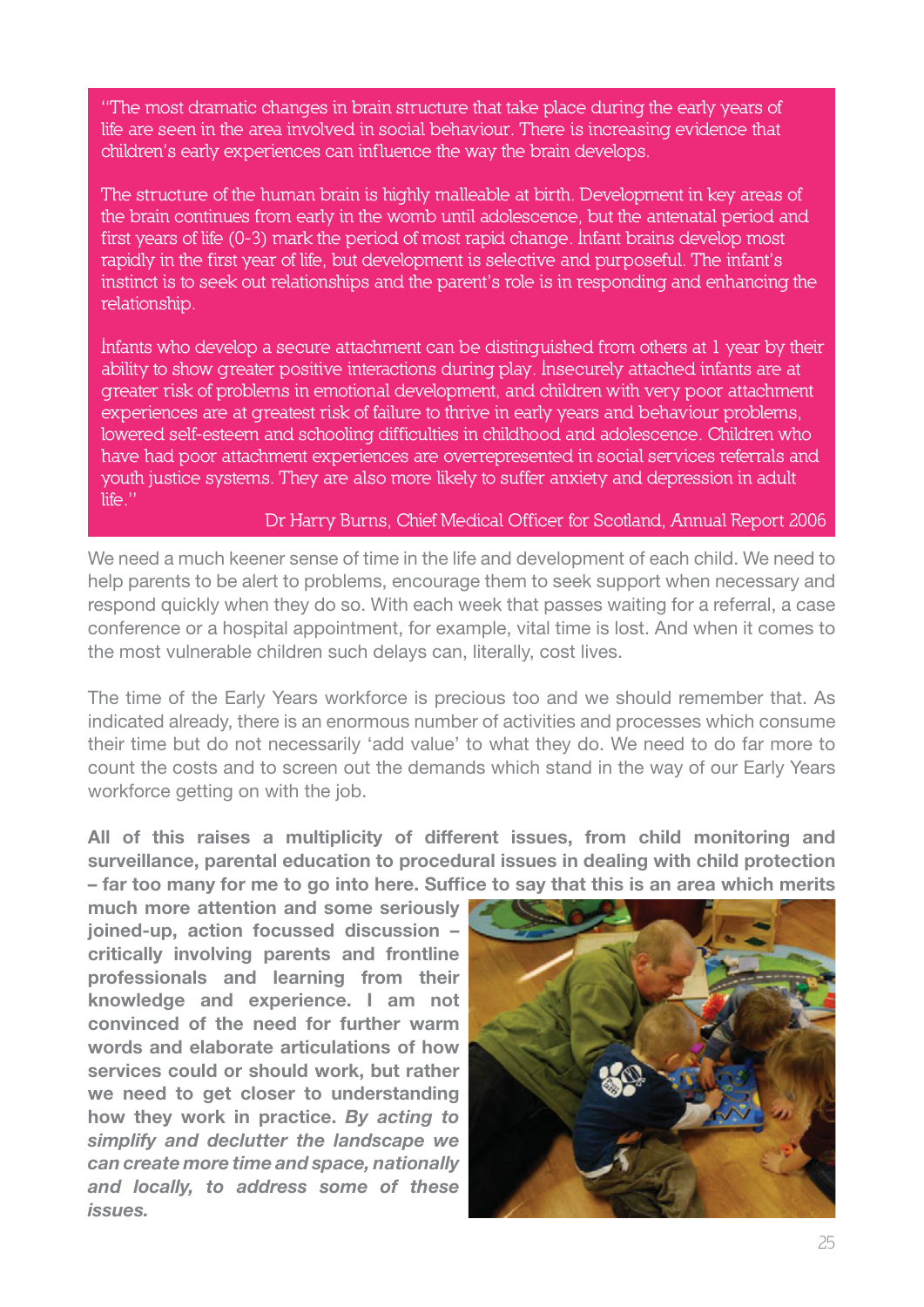> "The most dramatic changes in brain structure that take place during the early years of life are seen in the area involved in social behaviour. There is increasing evidence that children's early experiences can influence the way the brain develops.
>
> The structure of the human brain is highly malleable at birth. Development in key areas of the brain continues from early in the womb until adolescence, but the antenatal period and first years of life (0-3) mark the period of most rapid change. Infant brains develop most rapidly in the first year of life, but development is selective and purposeful. The infant's instinct is to seek out relationships and the parent's role is in responding and enhancing the relationship.
>
> Infants who develop a secure attachment can be distinguished from others at 1 year by their ability to show greater positive interactions during play. Insecurely attached infants are at greater risk of problems in emotional development, and children with very poor attachment experiences are at greatest risk of failure to thrive in early years and behaviour problems, lowered self-esteem and schooling difficulties in childhood and adolescence. Children who have had poor attachment experiences are overrepresented in social services referrals and youth justice systems. They are also more likely to suffer anxiety and depression in adult life."
>
> Dr Harry Burns, Chief Medical Officer for Scotland, Annual Report 2006

We need a much keener sense of time in the life and development of each child. We need to help parents to be alert to problems, encourage them to seek support when necessary and respond quickly when they do so. With each week that passes waiting for a referral, a case conference or a hospital appointment, for example, vital time is lost. And when it comes to the most vulnerable children such delays can, literally, cost lives.

The time of the Early Years workforce is precious too and we should remember that. As indicated already, there is an enormous number of activities and processes which consume their time but do not necessarily 'add value' to what they do. We need to do far more to count the costs and to screen out the demands which stand in the way of our Early Years workforce getting on with the job.

**All of this raises a multiplicity of different issues, from child monitoring and surveillance, parental education to procedural issues in dealing with child protection – far too many for me to go into here. Suffice to say that this is an area which merits much more attention and some seriously joined-up, action focussed discussion – critically involving parents and frontline professionals and learning from their knowledge and experience. I am not convinced of the need for further warm words and elaborate articulations of how services could or should work, but rather we need to get closer to understanding how they work in practice. *By acting to simplify and declutter the landscape we can create more time and space, nationally and locally, to address some of these issues.***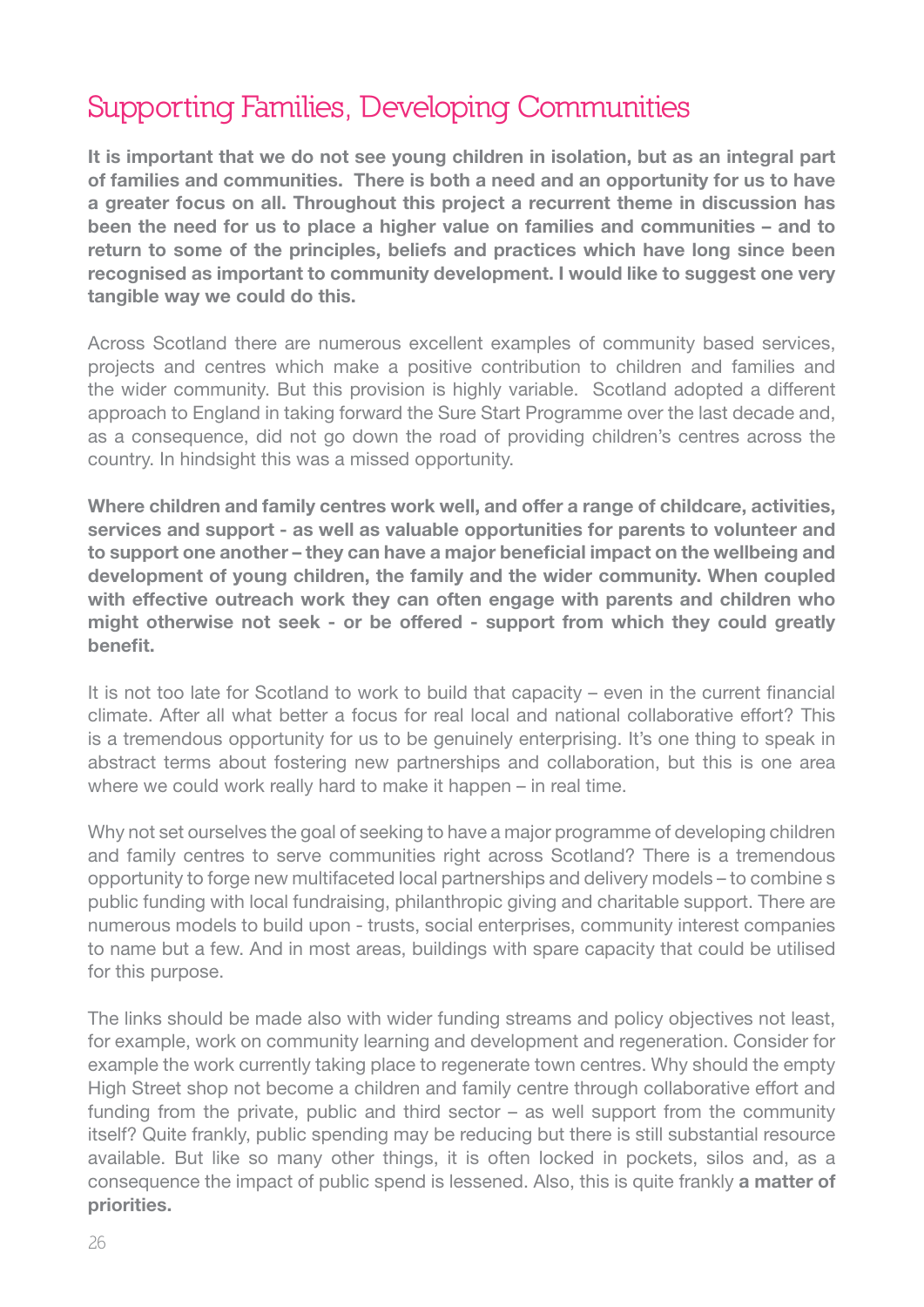# Supporting Families, Developing Communities

**It is important that we do not see young children in isolation, but as an integral part of families and communities. There is both a need and an opportunity for us to have a greater focus on all. Throughout this project a recurrent theme in discussion has been the need for us to place a higher value on families and communities – and to return to some of the principles, beliefs and practices which have long since been recognised as important to community development. I would like to suggest one very tangible way we could do this.**

Across Scotland there are numerous excellent examples of community based services, projects and centres which make a positive contribution to children and families and the wider community. But this provision is highly variable. Scotland adopted a different approach to England in taking forward the Sure Start Programme over the last decade and, as a consequence, did not go down the road of providing children's centres across the country. In hindsight this was a missed opportunity.

**Where children and family centres work well, and offer a range of childcare, activities, services and support - as well as valuable opportunities for parents to volunteer and to support one another – they can have a major beneficial impact on the wellbeing and development of young children, the family and the wider community. When coupled with effective outreach work they can often engage with parents and children who might otherwise not seek - or be offered - support from which they could greatly benefit.**

It is not too late for Scotland to work to build that capacity – even in the current financial climate. After all what better a focus for real local and national collaborative effort? This is a tremendous opportunity for us to be genuinely enterprising. It's one thing to speak in abstract terms about fostering new partnerships and collaboration, but this is one area where we could work really hard to make it happen – in real time.

Why not set ourselves the goal of seeking to have a major programme of developing children and family centres to serve communities right across Scotland? There is a tremendous opportunity to forge new multifaceted local partnerships and delivery models – to combine s public funding with local fundraising, philanthropic giving and charitable support. There are numerous models to build upon - trusts, social enterprises, community interest companies to name but a few. And in most areas, buildings with spare capacity that could be utilised for this purpose.

The links should be made also with wider funding streams and policy objectives not least, for example, work on community learning and development and regeneration. Consider for example the work currently taking place to regenerate town centres. Why should the empty High Street shop not become a children and family centre through collaborative effort and funding from the private, public and third sector – as well support from the community itself? Quite frankly, public spending may be reducing but there is still substantial resource available. But like so many other things, it is often locked in pockets, silos and, as a consequence the impact of public spend is lessened. Also, this is quite frankly **a matter of priorities.**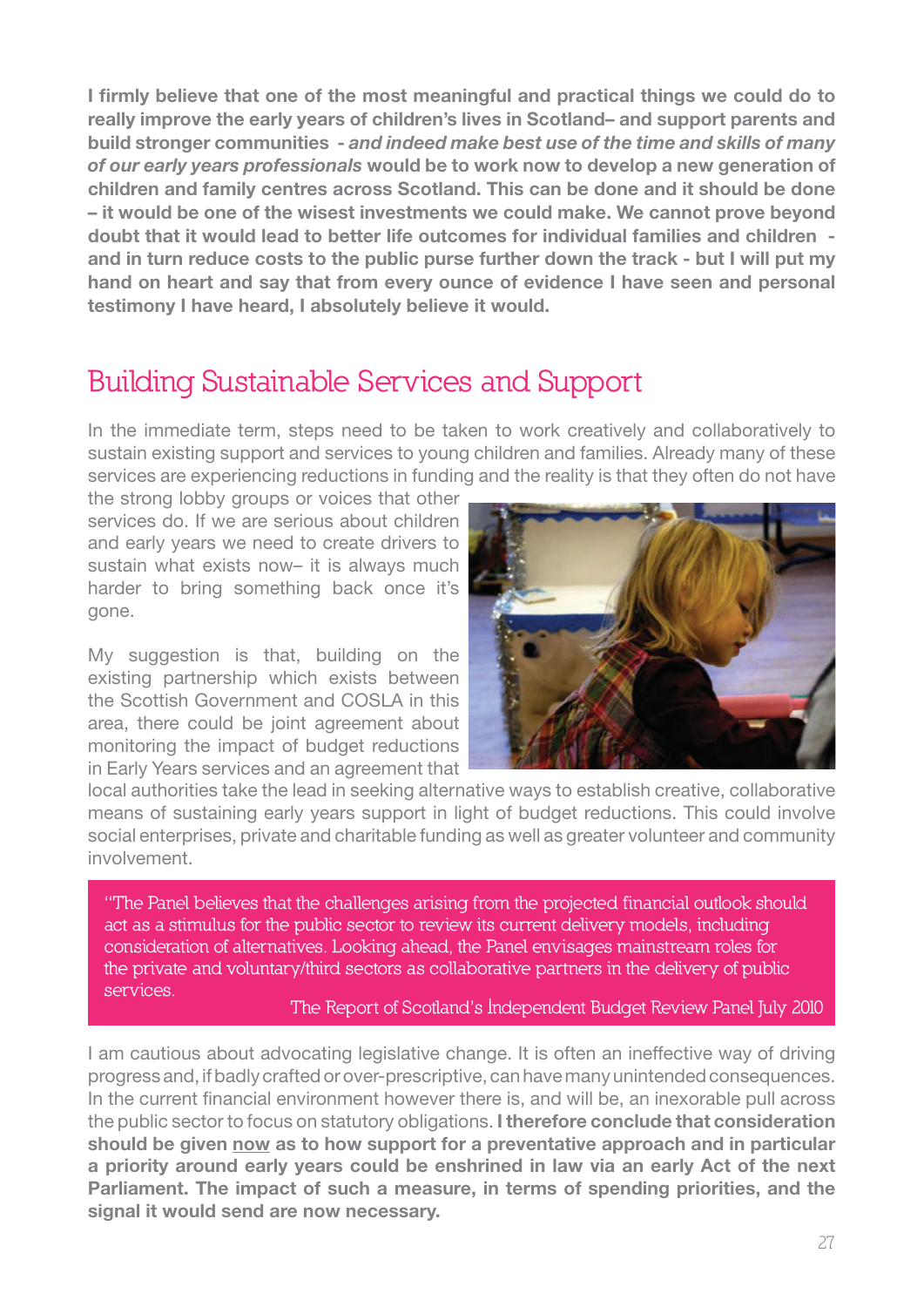**I firmly believe that one of the most meaningful and practical things we could do to really improve the early years of children's lives in Scotland– and support parents and build stronger communities -** ***and indeed make best use of the time and skills of many of our early years professionals*** **would be to work now to develop a new generation of children and family centres across Scotland. This can be done and it should be done – it would be one of the wisest investments we could make. We cannot prove beyond doubt that it would lead to better life outcomes for individual families and children - and in turn reduce costs to the public purse further down the track - but I will put my hand on heart and say that from every ounce of evidence I have seen and personal testimony I have heard, I absolutely believe it would.**

## Building Sustainable Services and Support

In the immediate term, steps need to be taken to work creatively and collaboratively to sustain existing support and services to young children and families. Already many of these services are experiencing reductions in funding and the reality is that they often do not have the strong lobby groups or voices that other services do. If we are serious about children and early years we need to create drivers to sustain what exists now– it is always much harder to bring something back once it's gone.

My suggestion is that, building on the existing partnership which exists between the Scottish Government and COSLA in this area, there could be joint agreement about monitoring the impact of budget reductions in Early Years services and an agreement that local authorities take the lead in seeking alternative ways to establish creative, collaborative means of sustaining early years support in light of budget reductions. This could involve social enterprises, private and charitable funding as well as greater volunteer and community involvement.

> "The Panel believes that the challenges arising from the projected financial outlook should act as a stimulus for the public sector to review its current delivery models, including consideration of alternatives. Looking ahead, the Panel envisages mainstream roles for the private and voluntary/third sectors as collaborative partners in the delivery of public services.
>
> The Report of Scotland's Independent Budget Review Panel July 2010

I am cautious about advocating legislative change. It is often an ineffective way of driving progress and, if badly crafted or over-prescriptive, can have many unintended consequences. In the current financial environment however there is, and will be, an inexorable pull across the public sector to focus on statutory obligations. **I therefore conclude that consideration should be given now as to how support for a preventative approach and in particular a priority around early years could be enshrined in law via an early Act of the next Parliament. The impact of such a measure, in terms of spending priorities, and the signal it would send are now necessary.**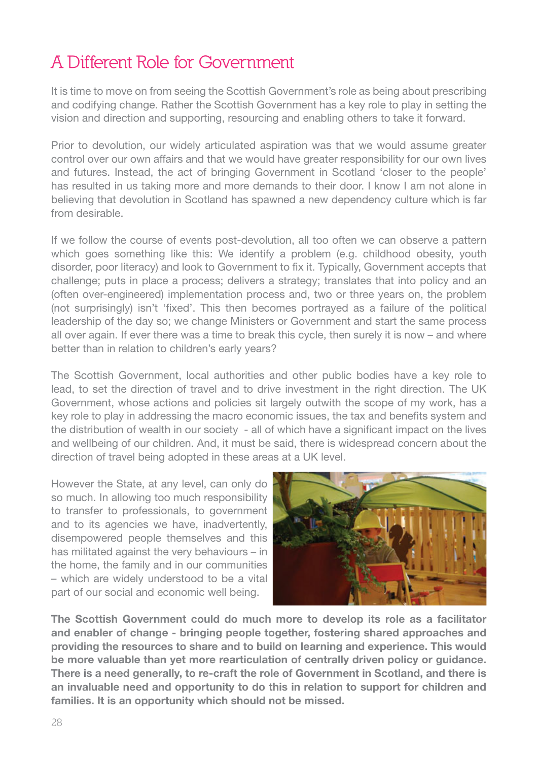# A Different Role for Government

It is time to move on from seeing the Scottish Government's role as being about prescribing and codifying change. Rather the Scottish Government has a key role to play in setting the vision and direction and supporting, resourcing and enabling others to take it forward.

Prior to devolution, our widely articulated aspiration was that we would assume greater control over our own affairs and that we would have greater responsibility for our own lives and futures. Instead, the act of bringing Government in Scotland 'closer to the people' has resulted in us taking more and more demands to their door. I know I am not alone in believing that devolution in Scotland has spawned a new dependency culture which is far from desirable.

If we follow the course of events post-devolution, all too often we can observe a pattern which goes something like this: We identify a problem (e.g. childhood obesity, youth disorder, poor literacy) and look to Government to fix it. Typically, Government accepts that challenge; puts in place a process; delivers a strategy; translates that into policy and an (often over-engineered) implementation process and, two or three years on, the problem (not surprisingly) isn't 'fixed'. This then becomes portrayed as a failure of the political leadership of the day so; we change Ministers or Government and start the same process all over again. If ever there was a time to break this cycle, then surely it is now – and where better than in relation to children's early years?

The Scottish Government, local authorities and other public bodies have a key role to lead, to set the direction of travel and to drive investment in the right direction. The UK Government, whose actions and policies sit largely outwith the scope of my work, has a key role to play in addressing the macro economic issues, the tax and benefits system and the distribution of wealth in our society - all of which have a significant impact on the lives and wellbeing of our children. And, it must be said, there is widespread concern about the direction of travel being adopted in these areas at a UK level.

However the State, at any level, can only do so much. In allowing too much responsibility to transfer to professionals, to government and to its agencies we have, inadvertently, disempowered people themselves and this has militated against the very behaviours – in the home, the family and in our communities – which are widely understood to be a vital part of our social and economic well being.

**The Scottish Government could do much more to develop its role as a facilitator and enabler of change - bringing people together, fostering shared approaches and providing the resources to share and to build on learning and experience. This would be more valuable than yet more rearticulation of centrally driven policy or guidance. There is a need generally, to re-craft the role of Government in Scotland, and there is an invaluable need and opportunity to do this in relation to support for children and families. It is an opportunity which should not be missed.**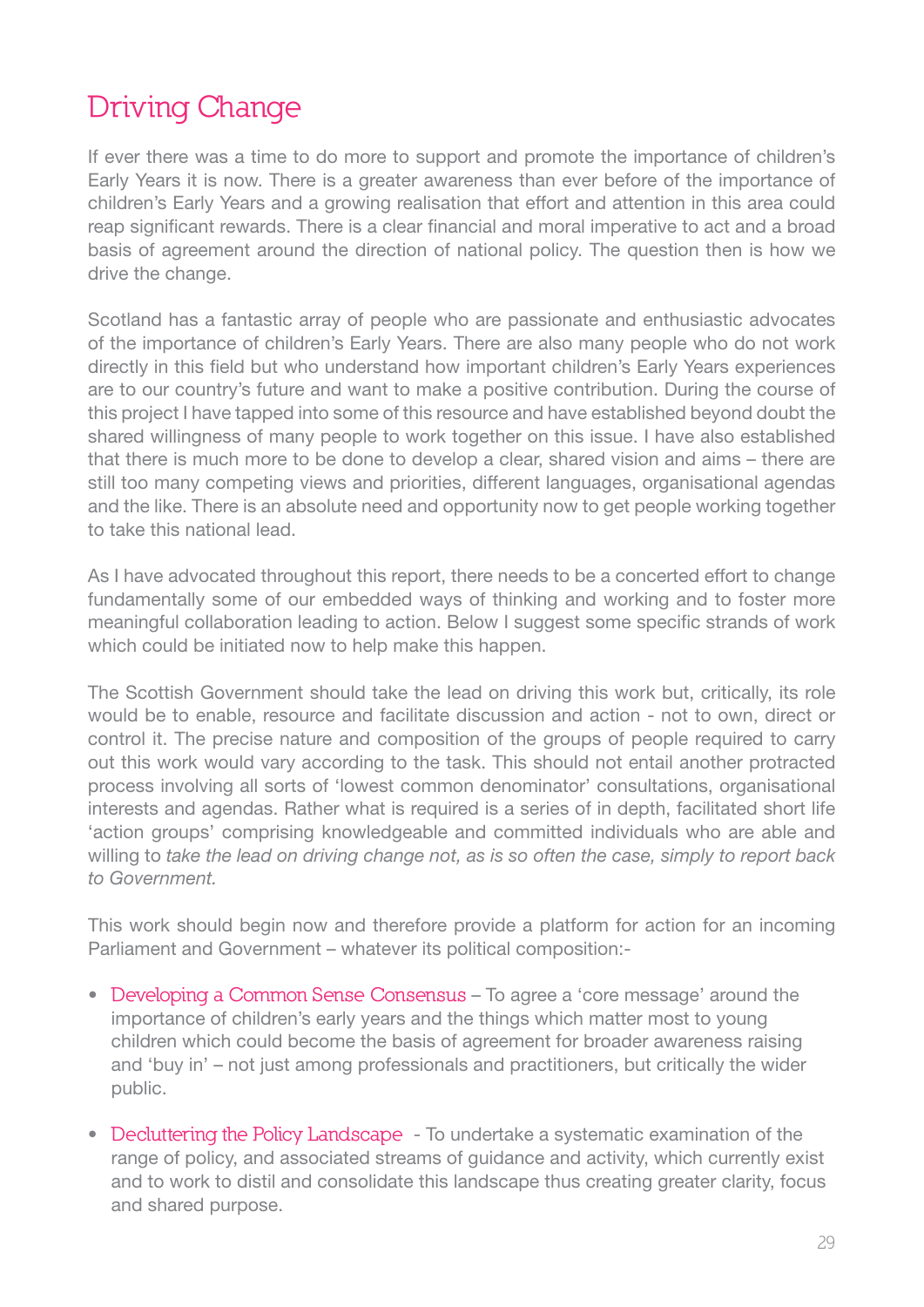# Driving Change

If ever there was a time to do more to support and promote the importance of children's Early Years it is now. There is a greater awareness than ever before of the importance of children's Early Years and a growing realisation that effort and attention in this area could reap significant rewards. There is a clear financial and moral imperative to act and a broad basis of agreement around the direction of national policy. The question then is how we drive the change.

Scotland has a fantastic array of people who are passionate and enthusiastic advocates of the importance of children's Early Years. There are also many people who do not work directly in this field but who understand how important children's Early Years experiences are to our country's future and want to make a positive contribution. During the course of this project I have tapped into some of this resource and have established beyond doubt the shared willingness of many people to work together on this issue. I have also established that there is much more to be done to develop a clear, shared vision and aims – there are still too many competing views and priorities, different languages, organisational agendas and the like. There is an absolute need and opportunity now to get people working together to take this national lead.

As I have advocated throughout this report, there needs to be a concerted effort to change fundamentally some of our embedded ways of thinking and working and to foster more meaningful collaboration leading to action. Below I suggest some specific strands of work which could be initiated now to help make this happen.

The Scottish Government should take the lead on driving this work but, critically, its role would be to enable, resource and facilitate discussion and action - not to own, direct or control it. The precise nature and composition of the groups of people required to carry out this work would vary according to the task. This should not entail another protracted process involving all sorts of 'lowest common denominator' consultations, organisational interests and agendas. Rather what is required is a series of in depth, facilitated short life 'action groups' comprising knowledgeable and committed individuals who are able and willing to *take the lead on driving change not, as is so often the case, simply to report back to Government.*

This work should begin now and therefore provide a platform for action for an incoming Parliament and Government – whatever its political composition:-

- Developing a Common Sense Consensus – To agree a 'core message' around the importance of children's early years and the things which matter most to young children which could become the basis of agreement for broader awareness raising and 'buy in' – not just among professionals and practitioners, but critically the wider public.

- Decluttering the Policy Landscape - To undertake a systematic examination of the range of policy, and associated streams of guidance and activity, which currently exist and to work to distil and consolidate this landscape thus creating greater clarity, focus and shared purpose.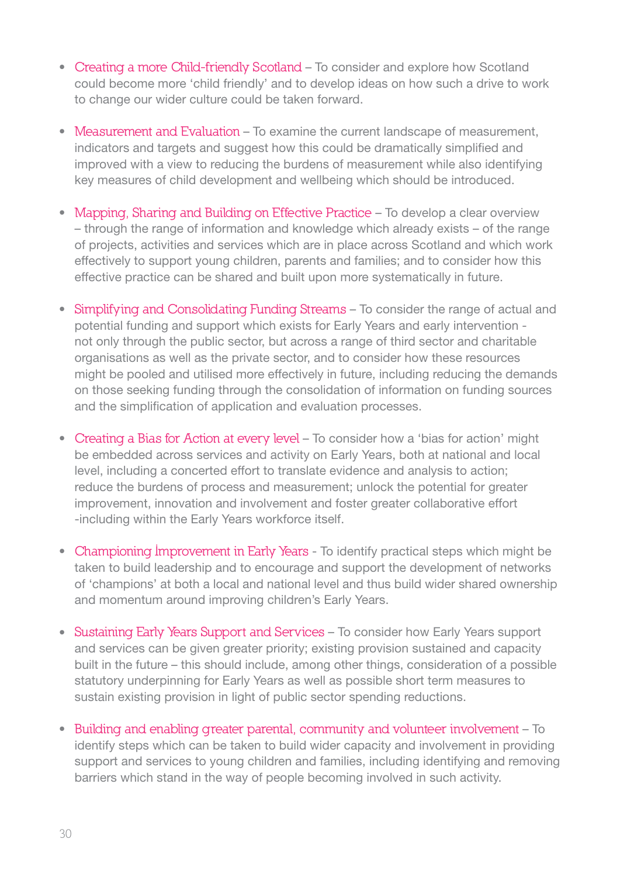- Creating a more Child-friendly Scotland – To consider and explore how Scotland could become more 'child friendly' and to develop ideas on how such a drive to work to change our wider culture could be taken forward.

- Measurement and Evaluation – To examine the current landscape of measurement, indicators and targets and suggest how this could be dramatically simplified and improved with a view to reducing the burdens of measurement while also identifying key measures of child development and wellbeing which should be introduced.

- Mapping, Sharing and Building on Effective Practice – To develop a clear overview – through the range of information and knowledge which already exists – of the range of projects, activities and services which are in place across Scotland and which work effectively to support young children, parents and families; and to consider how this effective practice can be shared and built upon more systematically in future.

- Simplifying and Consolidating Funding Streams – To consider the range of actual and potential funding and support which exists for Early Years and early intervention - not only through the public sector, but across a range of third sector and charitable organisations as well as the private sector, and to consider how these resources might be pooled and utilised more effectively in future, including reducing the demands on those seeking funding through the consolidation of information on funding sources and the simplification of application and evaluation processes.

- Creating a Bias for Action at every level – To consider how a 'bias for action' might be embedded across services and activity on Early Years, both at national and local level, including a concerted effort to translate evidence and analysis to action; reduce the burdens of process and measurement; unlock the potential for greater improvement, innovation and involvement and foster greater collaborative effort -including within the Early Years workforce itself.

- Championing Improvement in Early Years - To identify practical steps which might be taken to build leadership and to encourage and support the development of networks of 'champions' at both a local and national level and thus build wider shared ownership and momentum around improving children's Early Years.

- Sustaining Early Years Support and Services – To consider how Early Years support and services can be given greater priority; existing provision sustained and capacity built in the future – this should include, among other things, consideration of a possible statutory underpinning for Early Years as well as possible short term measures to sustain existing provision in light of public sector spending reductions.

- Building and enabling greater parental, community and volunteer involvement – To identify steps which can be taken to build wider capacity and involvement in providing support and services to young children and families, including identifying and removing barriers which stand in the way of people becoming involved in such activity.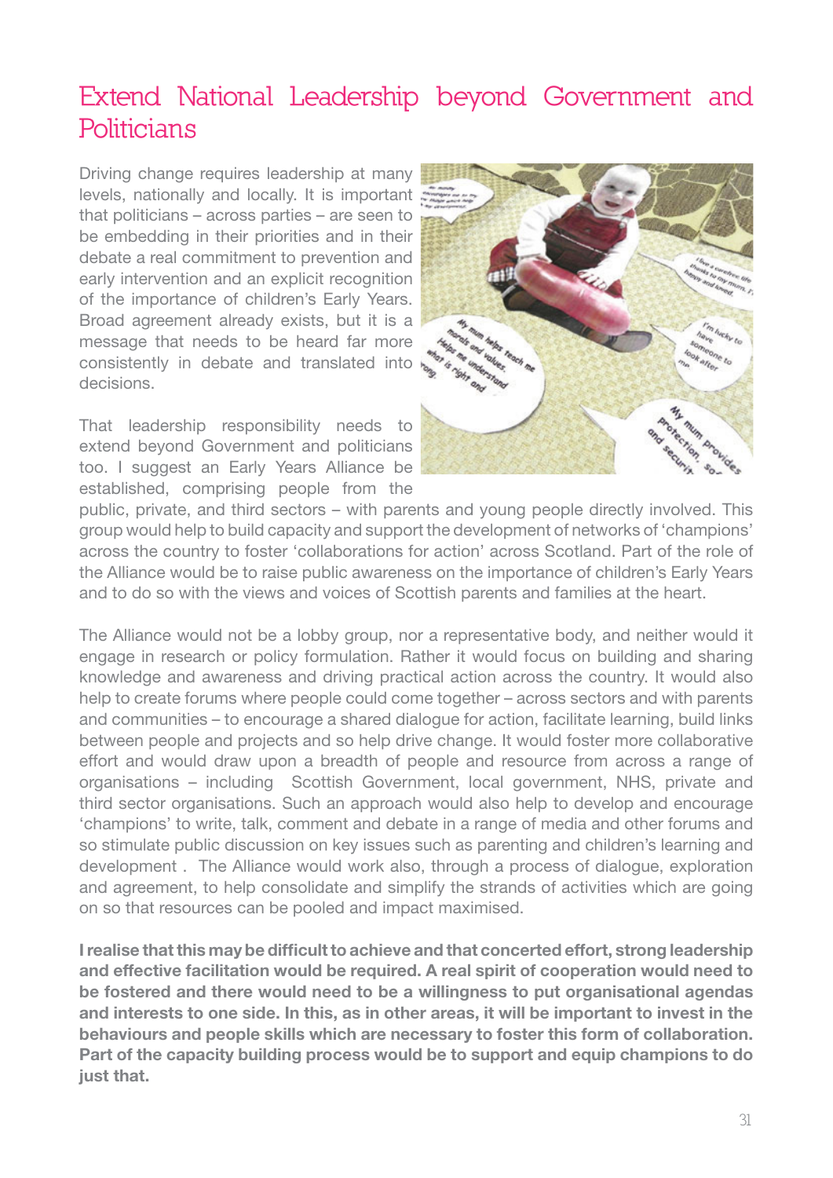# Extend National Leadership beyond Government and Politicians

Driving change requires leadership at many levels, nationally and locally. It is important that politicians – across parties – are seen to be embedding in their priorities and in their debate a real commitment to prevention and early intervention and an explicit recognition of the importance of children's Early Years. Broad agreement already exists, but it is a message that needs to be heard far more consistently in debate and translated into decisions.

That leadership responsibility needs to extend beyond Government and politicians too. I suggest an Early Years Alliance be established, comprising people from the public, private, and third sectors – with parents and young people directly involved. This group would help to build capacity and support the development of networks of 'champions' across the country to foster 'collaborations for action' across Scotland. Part of the role of the Alliance would be to raise public awareness on the importance of children's Early Years and to do so with the views and voices of Scottish parents and families at the heart.

The Alliance would not be a lobby group, nor a representative body, and neither would it engage in research or policy formulation. Rather it would focus on building and sharing knowledge and awareness and driving practical action across the country. It would also help to create forums where people could come together – across sectors and with parents and communities – to encourage a shared dialogue for action, facilitate learning, build links between people and projects and so help drive change. It would foster more collaborative effort and would draw upon a breadth of people and resource from across a range of organisations – including Scottish Government, local government, NHS, private and third sector organisations. Such an approach would also help to develop and encourage 'champions' to write, talk, comment and debate in a range of media and other forums and so stimulate public discussion on key issues such as parenting and children's learning and development . The Alliance would work also, through a process of dialogue, exploration and agreement, to help consolidate and simplify the strands of activities which are going on so that resources can be pooled and impact maximised.

**I realise that this may be difficult to achieve and that concerted effort, strong leadership and effective facilitation would be required. A real spirit of cooperation would need to be fostered and there would need to be a willingness to put organisational agendas and interests to one side. In this, as in other areas, it will be important to invest in the behaviours and people skills which are necessary to foster this form of collaboration. Part of the capacity building process would be to support and equip champions to do just that.**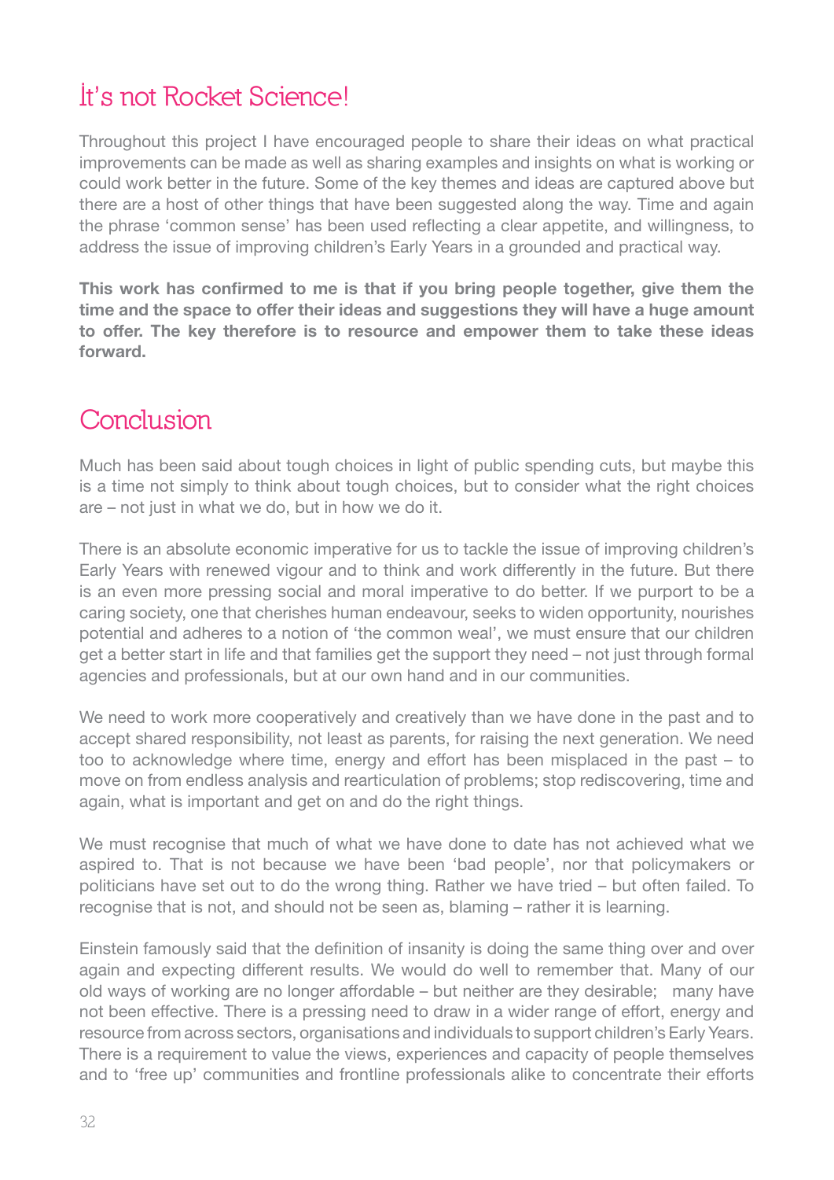## It's not Rocket Science!

Throughout this project I have encouraged people to share their ideas on what practical improvements can be made as well as sharing examples and insights on what is working or could work better in the future. Some of the key themes and ideas are captured above but there are a host of other things that have been suggested along the way. Time and again the phrase 'common sense' has been used reflecting a clear appetite, and willingness, to address the issue of improving children's Early Years in a grounded and practical way.

**This work has confirmed to me is that if you bring people together, give them the time and the space to offer their ideas and suggestions they will have a huge amount to offer. The key therefore is to resource and empower them to take these ideas forward.**

## Conclusion

Much has been said about tough choices in light of public spending cuts, but maybe this is a time not simply to think about tough choices, but to consider what the right choices are – not just in what we do, but in how we do it.

There is an absolute economic imperative for us to tackle the issue of improving children's Early Years with renewed vigour and to think and work differently in the future. But there is an even more pressing social and moral imperative to do better. If we purport to be a caring society, one that cherishes human endeavour, seeks to widen opportunity, nourishes potential and adheres to a notion of 'the common weal', we must ensure that our children get a better start in life and that families get the support they need – not just through formal agencies and professionals, but at our own hand and in our communities.

We need to work more cooperatively and creatively than we have done in the past and to accept shared responsibility, not least as parents, for raising the next generation. We need too to acknowledge where time, energy and effort has been misplaced in the past – to move on from endless analysis and rearticulation of problems; stop rediscovering, time and again, what is important and get on and do the right things.

We must recognise that much of what we have done to date has not achieved what we aspired to. That is not because we have been 'bad people', nor that policymakers or politicians have set out to do the wrong thing. Rather we have tried – but often failed. To recognise that is not, and should not be seen as, blaming – rather it is learning.

Einstein famously said that the definition of insanity is doing the same thing over and over again and expecting different results. We would do well to remember that. Many of our old ways of working are no longer affordable – but neither are they desirable; many have not been effective. There is a pressing need to draw in a wider range of effort, energy and resource from across sectors, organisations and individuals to support children's Early Years. There is a requirement to value the views, experiences and capacity of people themselves and to 'free up' communities and frontline professionals alike to concentrate their efforts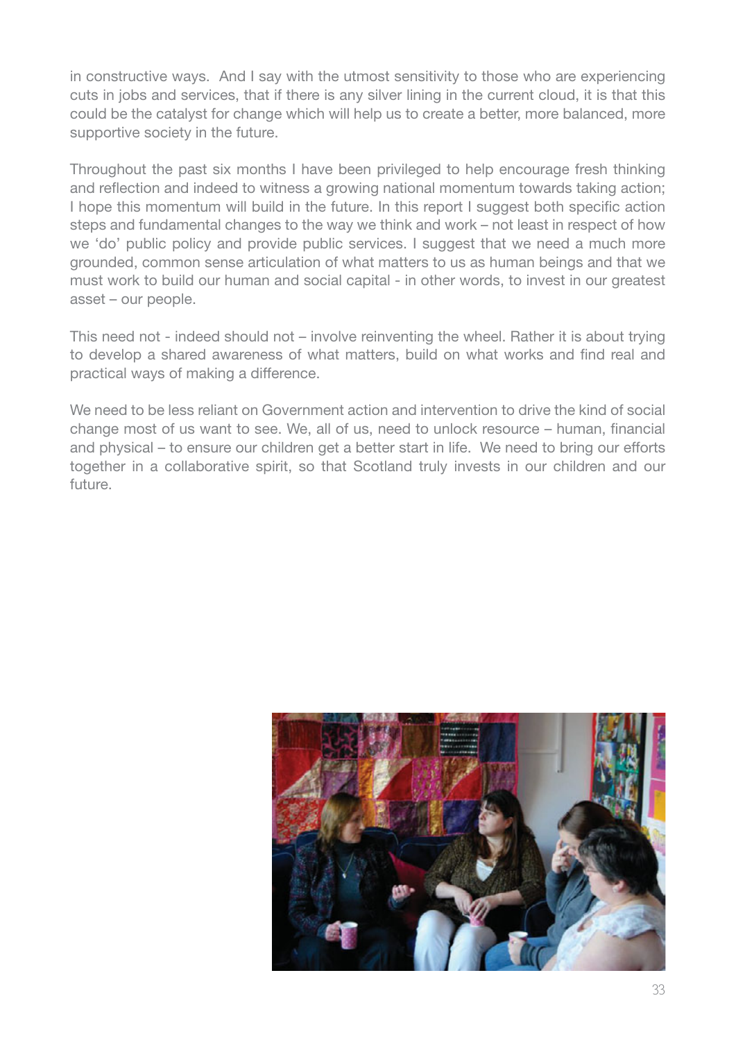in constructive ways. And I say with the utmost sensitivity to those who are experiencing cuts in jobs and services, that if there is any silver lining in the current cloud, it is that this could be the catalyst for change which will help us to create a better, more balanced, more supportive society in the future.

Throughout the past six months I have been privileged to help encourage fresh thinking and reflection and indeed to witness a growing national momentum towards taking action; I hope this momentum will build in the future. In this report I suggest both specific action steps and fundamental changes to the way we think and work – not least in respect of how we 'do' public policy and provide public services. I suggest that we need a much more grounded, common sense articulation of what matters to us as human beings and that we must work to build our human and social capital - in other words, to invest in our greatest asset – our people.

This need not - indeed should not – involve reinventing the wheel. Rather it is about trying to develop a shared awareness of what matters, build on what works and find real and practical ways of making a difference.

We need to be less reliant on Government action and intervention to drive the kind of social change most of us want to see. We, all of us, need to unlock resource – human, financial and physical – to ensure our children get a better start in life. We need to bring our efforts together in a collaborative spirit, so that Scotland truly invests in our children and our future.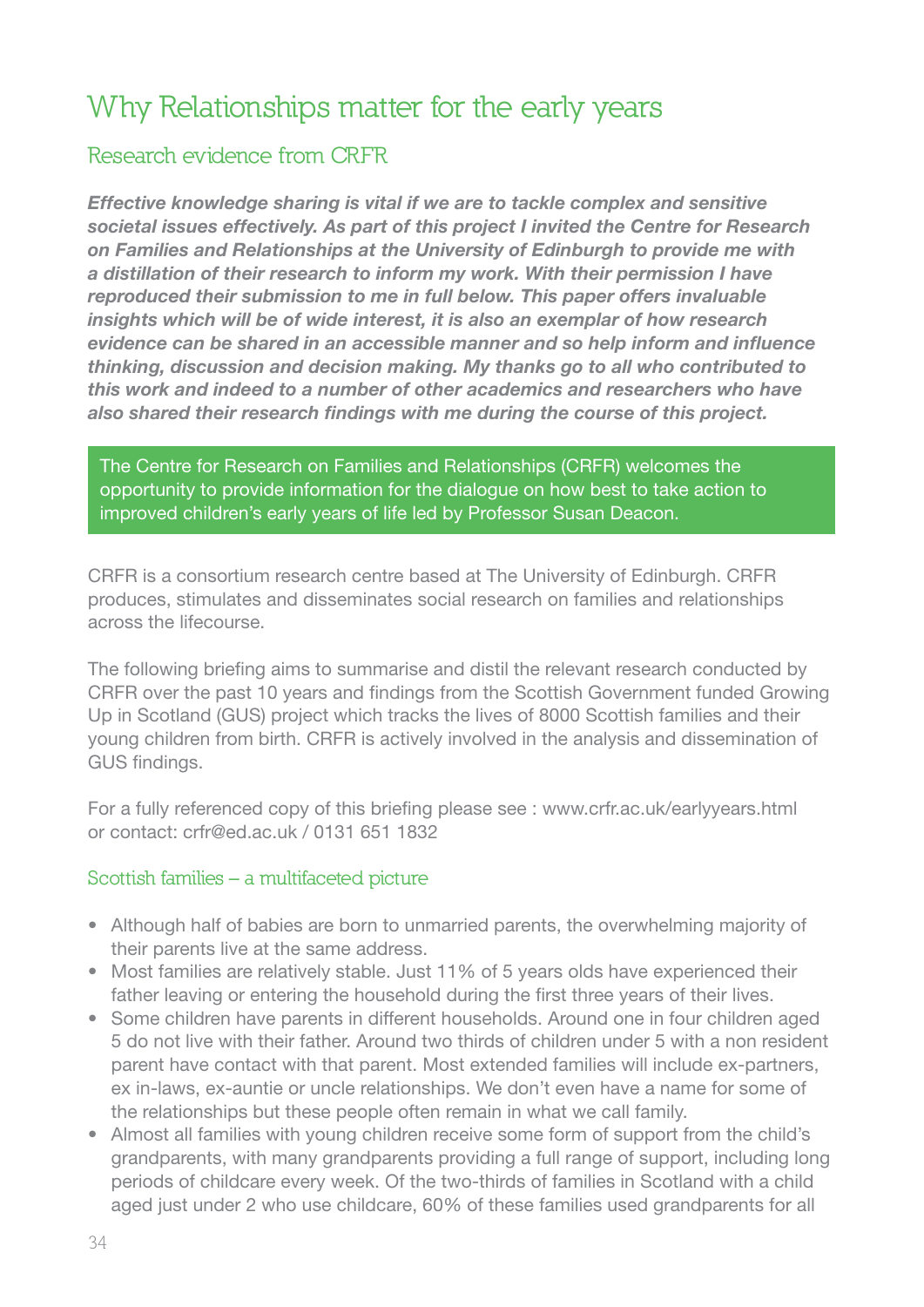# Why Relationships matter for the early years

## Research evidence from CRFR

***Effective knowledge sharing is vital if we are to tackle complex and sensitive societal issues effectively. As part of this project I invited the Centre for Research on Families and Relationships at the University of Edinburgh to provide me with a distillation of their research to inform my work. With their permission I have reproduced their submission to me in full below. This paper offers invaluable insights which will be of wide interest, it is also an exemplar of how research evidence can be shared in an accessible manner and so help inform and influence thinking, discussion and decision making. My thanks go to all who contributed to this work and indeed to a number of other academics and researchers who have also shared their research findings with me during the course of this project.***

The Centre for Research on Families and Relationships (CRFR) welcomes the opportunity to provide information for the dialogue on how best to take action to improved children's early years of life led by Professor Susan Deacon.

CRFR is a consortium research centre based at The University of Edinburgh. CRFR produces, stimulates and disseminates social research on families and relationships across the lifecourse.

The following briefing aims to summarise and distil the relevant research conducted by CRFR over the past 10 years and findings from the Scottish Government funded Growing Up in Scotland (GUS) project which tracks the lives of 8000 Scottish families and their young children from birth. CRFR is actively involved in the analysis and dissemination of GUS findings.

For a fully referenced copy of this briefing please see : www.crfr.ac.uk/earlyyears.html or contact: crfr@ed.ac.uk / 0131 651 1832

### Scottish families – a multifaceted picture

- Although half of babies are born to unmarried parents, the overwhelming majority of their parents live at the same address.
- Most families are relatively stable. Just 11% of 5 years olds have experienced their father leaving or entering the household during the first three years of their lives.
- Some children have parents in different households. Around one in four children aged 5 do not live with their father. Around two thirds of children under 5 with a non resident parent have contact with that parent. Most extended families will include ex-partners, ex in-laws, ex-auntie or uncle relationships. We don't even have a name for some of the relationships but these people often remain in what we call family.
- Almost all families with young children receive some form of support from the child's grandparents, with many grandparents providing a full range of support, including long periods of childcare every week. Of the two-thirds of families in Scotland with a child aged just under 2 who use childcare, 60% of these families used grandparents for all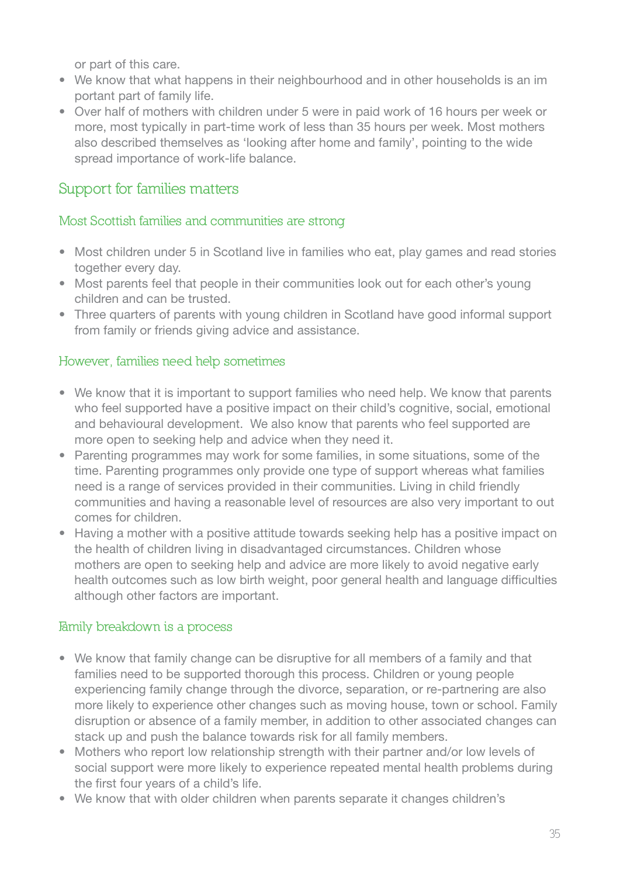or part of this care.

- We know that what happens in their neighbourhood and in other households is an im portant part of family life.
- Over half of mothers with children under 5 were in paid work of 16 hours per week or more, most typically in part-time work of less than 35 hours per week. Most mothers also described themselves as 'looking after home and family', pointing to the wide spread importance of work-life balance.

## Support for families matters

### Most Scottish families and communities are strong

- Most children under 5 in Scotland live in families who eat, play games and read stories together every day.
- Most parents feel that people in their communities look out for each other's young children and can be trusted.
- Three quarters of parents with young children in Scotland have good informal support from family or friends giving advice and assistance.

### However, families need help sometimes

- We know that it is important to support families who need help. We know that parents who feel supported have a positive impact on their child's cognitive, social, emotional and behavioural development. We also know that parents who feel supported are more open to seeking help and advice when they need it.
- Parenting programmes may work for some families, in some situations, some of the time. Parenting programmes only provide one type of support whereas what families need is a range of services provided in their communities. Living in child friendly communities and having a reasonable level of resources are also very important to out comes for children.
- Having a mother with a positive attitude towards seeking help has a positive impact on the health of children living in disadvantaged circumstances. Children whose mothers are open to seeking help and advice are more likely to avoid negative early health outcomes such as low birth weight, poor general health and language difficulties although other factors are important.

### Family breakdown is a process

- We know that family change can be disruptive for all members of a family and that families need to be supported thorough this process. Children or young people experiencing family change through the divorce, separation, or re-partnering are also more likely to experience other changes such as moving house, town or school. Family disruption or absence of a family member, in addition to other associated changes can stack up and push the balance towards risk for all family members.
- Mothers who report low relationship strength with their partner and/or low levels of social support were more likely to experience repeated mental health problems during the first four years of a child's life.
- We know that with older children when parents separate it changes children's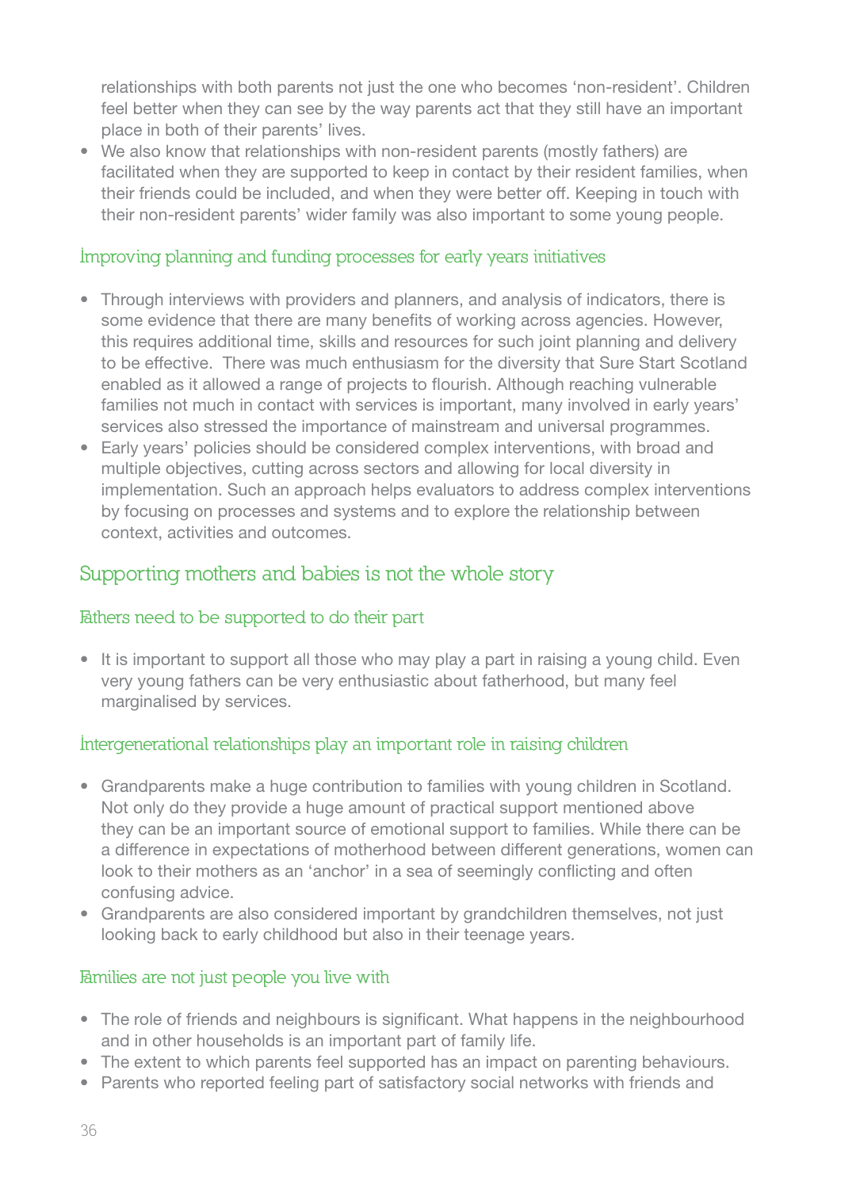relationships with both parents not just the one who becomes 'non-resident'. Children feel better when they can see by the way parents act that they still have an important place in both of their parents' lives.
- We also know that relationships with non-resident parents (mostly fathers) are facilitated when they are supported to keep in contact by their resident families, when their friends could be included, and when they were better off. Keeping in touch with their non-resident parents' wider family was also important to some young people.

### Improving planning and funding processes for early years initiatives

- Through interviews with providers and planners, and analysis of indicators, there is some evidence that there are many benefits of working across agencies. However, this requires additional time, skills and resources for such joint planning and delivery to be effective. There was much enthusiasm for the diversity that Sure Start Scotland enabled as it allowed a range of projects to flourish. Although reaching vulnerable families not much in contact with services is important, many involved in early years' services also stressed the importance of mainstream and universal programmes.
- Early years' policies should be considered complex interventions, with broad and multiple objectives, cutting across sectors and allowing for local diversity in implementation. Such an approach helps evaluators to address complex interventions by focusing on processes and systems and to explore the relationship between context, activities and outcomes.

## Supporting mothers and babies is not the whole story

### Fathers need to be supported to do their part

- It is important to support all those who may play a part in raising a young child. Even very young fathers can be very enthusiastic about fatherhood, but many feel marginalised by services.

### Intergenerational relationships play an important role in raising children

- Grandparents make a huge contribution to families with young children in Scotland. Not only do they provide a huge amount of practical support mentioned above they can be an important source of emotional support to families. While there can be a difference in expectations of motherhood between different generations, women can look to their mothers as an 'anchor' in a sea of seemingly conflicting and often confusing advice.
- Grandparents are also considered important by grandchildren themselves, not just looking back to early childhood but also in their teenage years.

### Families are not just people you live with

- The role of friends and neighbours is significant. What happens in the neighbourhood and in other households is an important part of family life.
- The extent to which parents feel supported has an impact on parenting behaviours.
- Parents who reported feeling part of satisfactory social networks with friends and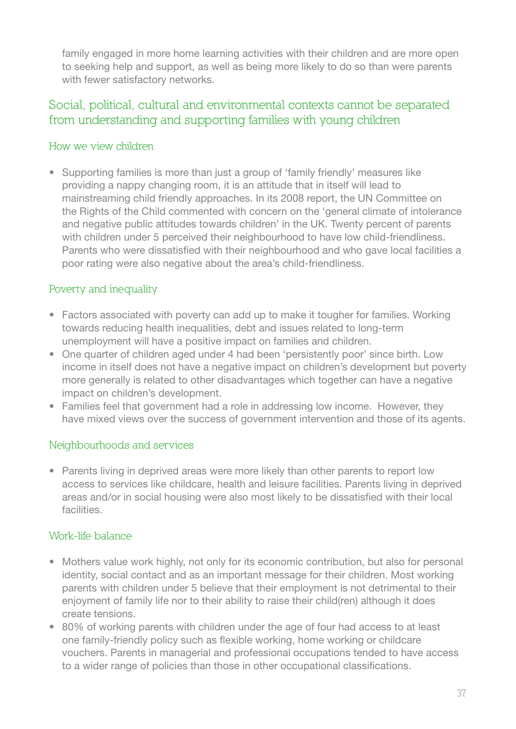family engaged in more home learning activities with their children and are more open to seeking help and support, as well as being more likely to do so than were parents with fewer satisfactory networks.

## Social, political, cultural and environmental contexts cannot be separated from understanding and supporting families with young children

### How we view children

- Supporting families is more than just a group of 'family friendly' measures like providing a nappy changing room, it is an attitude that in itself will lead to mainstreaming child friendly approaches. In its 2008 report, the UN Committee on the Rights of the Child commented with concern on the 'general climate of intolerance and negative public attitudes towards children' in the UK. Twenty percent of parents with children under 5 perceived their neighbourhood to have low child-friendliness. Parents who were dissatisfied with their neighbourhood and who gave local facilities a poor rating were also negative about the area's child-friendliness.

### Poverty and inequality

- Factors associated with poverty can add up to make it tougher for families. Working towards reducing health inequalities, debt and issues related to long-term unemployment will have a positive impact on families and children.
- One quarter of children aged under 4 had been 'persistently poor' since birth. Low income in itself does not have a negative impact on children's development but poverty more generally is related to other disadvantages which together can have a negative impact on children's development.
- Families feel that government had a role in addressing low income. However, they have mixed views over the success of government intervention and those of its agents.

### Neighbourhoods and services

- Parents living in deprived areas were more likely than other parents to report low access to services like childcare, health and leisure facilities. Parents living in deprived areas and/or in social housing were also most likely to be dissatisfied with their local facilities.

### Work-life balance

- Mothers value work highly, not only for its economic contribution, but also for personal identity, social contact and as an important message for their children. Most working parents with children under 5 believe that their employment is not detrimental to their enjoyment of family life nor to their ability to raise their child(ren) although it does create tensions.
- 80% of working parents with children under the age of four had access to at least one family-friendly policy such as flexible working, home working or childcare vouchers. Parents in managerial and professional occupations tended to have access to a wider range of policies than those in other occupational classifications.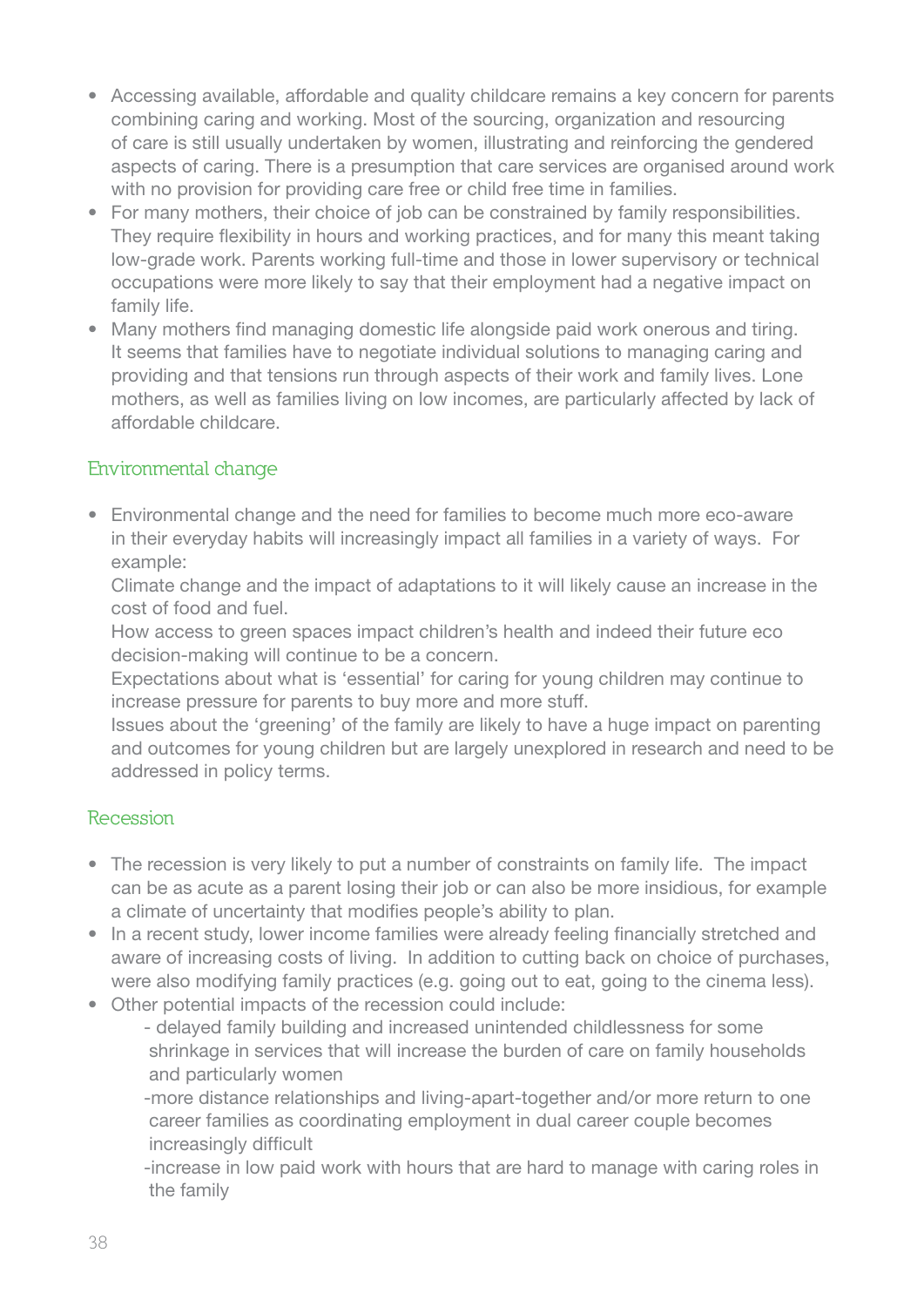- Accessing available, affordable and quality childcare remains a key concern for parents combining caring and working. Most of the sourcing, organization and resourcing of care is still usually undertaken by women, illustrating and reinforcing the gendered aspects of caring. There is a presumption that care services are organised around work with no provision for providing care free or child free time in families.
- For many mothers, their choice of job can be constrained by family responsibilities. They require flexibility in hours and working practices, and for many this meant taking low-grade work. Parents working full-time and those in lower supervisory or technical occupations were more likely to say that their employment had a negative impact on family life.
- Many mothers find managing domestic life alongside paid work onerous and tiring. It seems that families have to negotiate individual solutions to managing caring and providing and that tensions run through aspects of their work and family lives. Lone mothers, as well as families living on low incomes, are particularly affected by lack of affordable childcare.

## Environmental change

- Environmental change and the need for families to become much more eco-aware in their everyday habits will increasingly impact all families in a variety of ways. For example:

  Climate change and the impact of adaptations to it will likely cause an increase in the cost of food and fuel.

  How access to green spaces impact children's health and indeed their future eco decision-making will continue to be a concern.

  Expectations about what is 'essential' for caring for young children may continue to increase pressure for parents to buy more and more stuff.

  Issues about the 'greening' of the family are likely to have a huge impact on parenting and outcomes for young children but are largely unexplored in research and need to be addressed in policy terms.

## Recession

- The recession is very likely to put a number of constraints on family life. The impact can be as acute as a parent losing their job or can also be more insidious, for example a climate of uncertainty that modifies people's ability to plan.
- In a recent study, lower income families were already feeling financially stretched and aware of increasing costs of living. In addition to cutting back on choice of purchases, were also modifying family practices (e.g. going out to eat, going to the cinema less).
- Other potential impacts of the recession could include:
  - delayed family building and increased unintended childlessness for some shrinkage in services that will increase the burden of care on family households and particularly women
  - more distance relationships and living-apart-together and/or more return to one career families as coordinating employment in dual career couple becomes increasingly difficult
  - increase in low paid work with hours that are hard to manage with caring roles in the family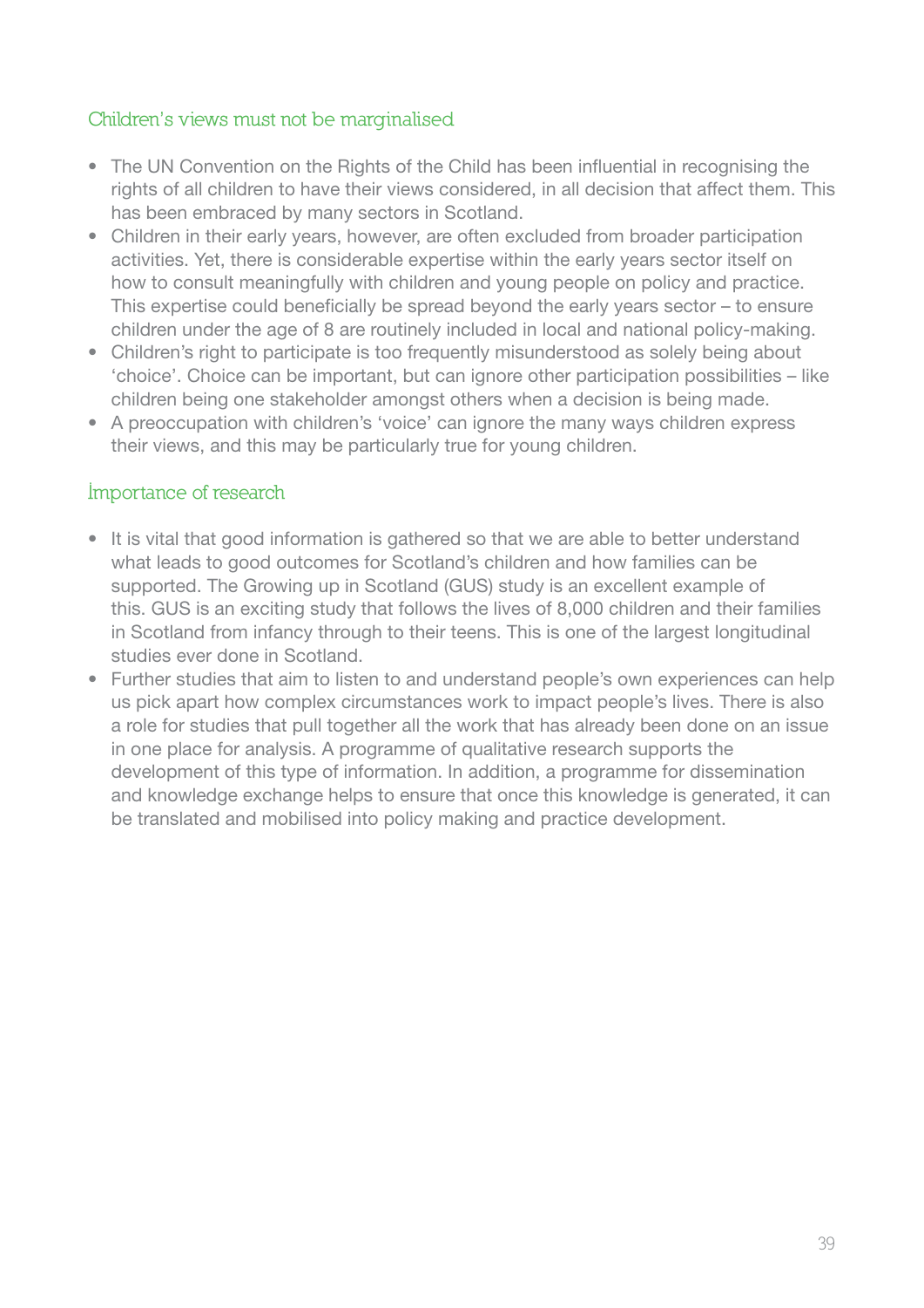## Children's views must not be marginalised

- The UN Convention on the Rights of the Child has been influential in recognising the rights of all children to have their views considered, in all decision that affect them. This has been embraced by many sectors in Scotland.
- Children in their early years, however, are often excluded from broader participation activities. Yet, there is considerable expertise within the early years sector itself on how to consult meaningfully with children and young people on policy and practice. This expertise could beneficially be spread beyond the early years sector – to ensure children under the age of 8 are routinely included in local and national policy-making.
- Children's right to participate is too frequently misunderstood as solely being about 'choice'. Choice can be important, but can ignore other participation possibilities – like children being one stakeholder amongst others when a decision is being made.
- A preoccupation with children's 'voice' can ignore the many ways children express their views, and this may be particularly true for young children.

## Importance of research

- It is vital that good information is gathered so that we are able to better understand what leads to good outcomes for Scotland's children and how families can be supported. The Growing up in Scotland (GUS) study is an excellent example of this. GUS is an exciting study that follows the lives of 8,000 children and their families in Scotland from infancy through to their teens. This is one of the largest longitudinal studies ever done in Scotland.
- Further studies that aim to listen to and understand people's own experiences can help us pick apart how complex circumstances work to impact people's lives. There is also a role for studies that pull together all the work that has already been done on an issue in one place for analysis. A programme of qualitative research supports the development of this type of information. In addition, a programme for dissemination and knowledge exchange helps to ensure that once this knowledge is generated, it can be translated and mobilised into policy making and practice development.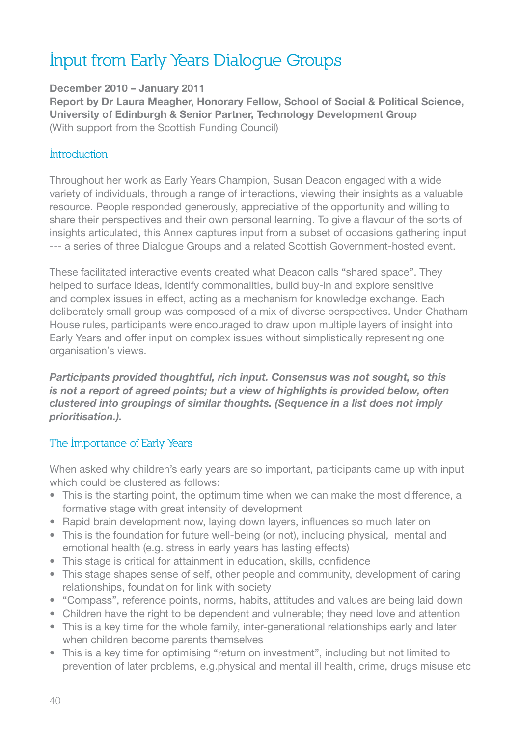# Input from Early Years Dialogue Groups

**December 2010 – January 2011**
**Report by Dr Laura Meagher, Honorary Fellow, School of Social & Political Science, University of Edinburgh & Senior Partner, Technology Development Group**
(With support from the Scottish Funding Council)

## Introduction

Throughout her work as Early Years Champion, Susan Deacon engaged with a wide variety of individuals, through a range of interactions, viewing their insights as a valuable resource. People responded generously, appreciative of the opportunity and willing to share their perspectives and their own personal learning. To give a flavour of the sorts of insights articulated, this Annex captures input from a subset of occasions gathering input --- a series of three Dialogue Groups and a related Scottish Government-hosted event.

These facilitated interactive events created what Deacon calls "shared space". They helped to surface ideas, identify commonalities, build buy-in and explore sensitive and complex issues in effect, acting as a mechanism for knowledge exchange. Each deliberately small group was composed of a mix of diverse perspectives. Under Chatham House rules, participants were encouraged to draw upon multiple layers of insight into Early Years and offer input on complex issues without simplistically representing one organisation's views.

***Participants provided thoughtful, rich input. Consensus was not sought, so this is not a report of agreed points; but a view of highlights is provided below, often clustered into groupings of similar thoughts. (Sequence in a list does not imply prioritisation.).***

## The Importance of Early Years

When asked why children's early years are so important, participants came up with input which could be clustered as follows:

- This is the starting point, the optimum time when we can make the most difference, a formative stage with great intensity of development
- Rapid brain development now, laying down layers, influences so much later on
- This is the foundation for future well-being (or not), including physical, mental and emotional health (e.g. stress in early years has lasting effects)
- This stage is critical for attainment in education, skills, confidence
- This stage shapes sense of self, other people and community, development of caring relationships, foundation for link with society
- "Compass", reference points, norms, habits, attitudes and values are being laid down
- Children have the right to be dependent and vulnerable; they need love and attention
- This is a key time for the whole family, inter-generational relationships early and later when children become parents themselves
- This is a key time for optimising "return on investment", including but not limited to prevention of later problems, e.g.physical and mental ill health, crime, drugs misuse etc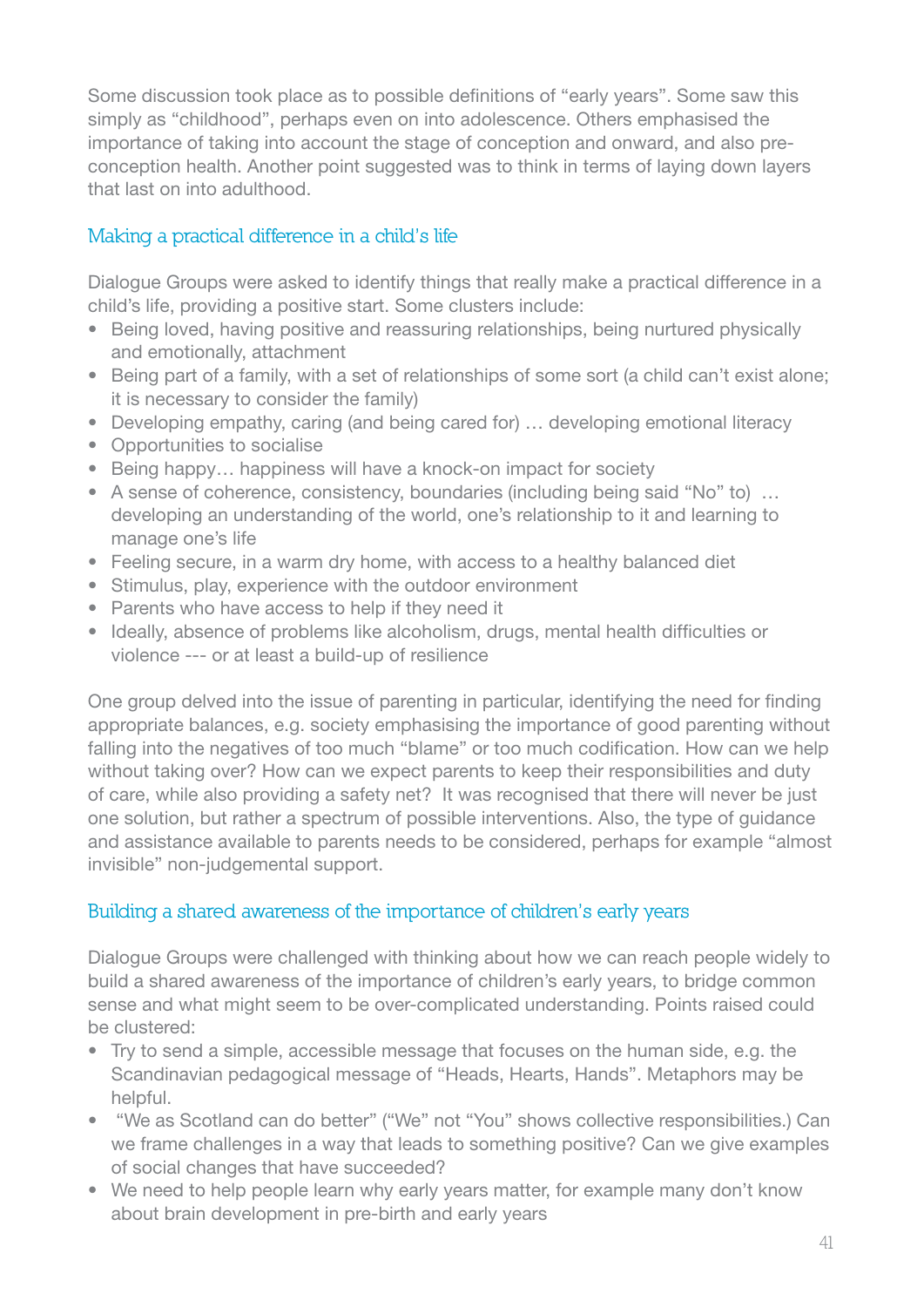Some discussion took place as to possible definitions of "early years". Some saw this simply as "childhood", perhaps even on into adolescence. Others emphasised the importance of taking into account the stage of conception and onward, and also pre-conception health. Another point suggested was to think in terms of laying down layers that last on into adulthood.

## Making a practical difference in a child's life

Dialogue Groups were asked to identify things that really make a practical difference in a child's life, providing a positive start. Some clusters include:

- Being loved, having positive and reassuring relationships, being nurtured physically and emotionally, attachment
- Being part of a family, with a set of relationships of some sort (a child can't exist alone; it is necessary to consider the family)
- Developing empathy, caring (and being cared for) … developing emotional literacy
- Opportunities to socialise
- Being happy… happiness will have a knock-on impact for society
- A sense of coherence, consistency, boundaries (including being said "No" to) … developing an understanding of the world, one's relationship to it and learning to manage one's life
- Feeling secure, in a warm dry home, with access to a healthy balanced diet
- Stimulus, play, experience with the outdoor environment
- Parents who have access to help if they need it
- Ideally, absence of problems like alcoholism, drugs, mental health difficulties or violence --- or at least a build-up of resilience

One group delved into the issue of parenting in particular, identifying the need for finding appropriate balances, e.g. society emphasising the importance of good parenting without falling into the negatives of too much "blame" or too much codification. How can we help without taking over? How can we expect parents to keep their responsibilities and duty of care, while also providing a safety net? It was recognised that there will never be just one solution, but rather a spectrum of possible interventions. Also, the type of guidance and assistance available to parents needs to be considered, perhaps for example "almost invisible" non-judgemental support.

## Building a shared awareness of the importance of children's early years

Dialogue Groups were challenged with thinking about how we can reach people widely to build a shared awareness of the importance of children's early years, to bridge common sense and what might seem to be over-complicated understanding. Points raised could be clustered:

- Try to send a simple, accessible message that focuses on the human side, e.g. the Scandinavian pedagogical message of "Heads, Hearts, Hands". Metaphors may be helpful.
- "We as Scotland can do better" ("We" not "You" shows collective responsibilities.) Can we frame challenges in a way that leads to something positive? Can we give examples of social changes that have succeeded?
- We need to help people learn why early years matter, for example many don't know about brain development in pre-birth and early years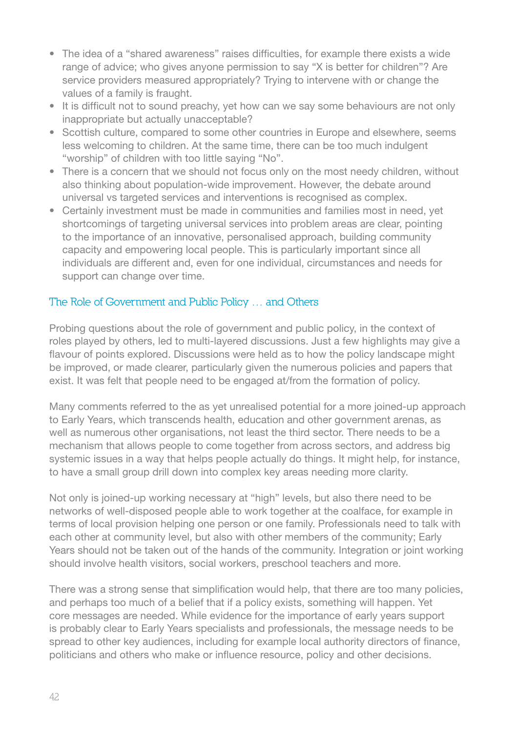- The idea of a "shared awareness" raises difficulties, for example there exists a wide range of advice; who gives anyone permission to say "X is better for children"? Are service providers measured appropriately? Trying to intervene with or change the values of a family is fraught.
- It is difficult not to sound preachy, yet how can we say some behaviours are not only inappropriate but actually unacceptable?
- Scottish culture, compared to some other countries in Europe and elsewhere, seems less welcoming to children. At the same time, there can be too much indulgent "worship" of children with too little saying "No".
- There is a concern that we should not focus only on the most needy children, without also thinking about population-wide improvement. However, the debate around universal vs targeted services and interventions is recognised as complex.
- Certainly investment must be made in communities and families most in need, yet shortcomings of targeting universal services into problem areas are clear, pointing to the importance of an innovative, personalised approach, building community capacity and empowering local people. This is particularly important since all individuals are different and, even for one individual, circumstances and needs for support can change over time.

## The Role of Government and Public Policy … and Others

Probing questions about the role of government and public policy, in the context of roles played by others, led to multi-layered discussions. Just a few highlights may give a flavour of points explored. Discussions were held as to how the policy landscape might be improved, or made clearer, particularly given the numerous policies and papers that exist. It was felt that people need to be engaged at/from the formation of policy.

Many comments referred to the as yet unrealised potential for a more joined-up approach to Early Years, which transcends health, education and other government arenas, as well as numerous other organisations, not least the third sector. There needs to be a mechanism that allows people to come together from across sectors, and address big systemic issues in a way that helps people actually do things. It might help, for instance, to have a small group drill down into complex key areas needing more clarity.

Not only is joined-up working necessary at "high" levels, but also there need to be networks of well-disposed people able to work together at the coalface, for example in terms of local provision helping one person or one family. Professionals need to talk with each other at community level, but also with other members of the community; Early Years should not be taken out of the hands of the community. Integration or joint working should involve health visitors, social workers, preschool teachers and more.

There was a strong sense that simplification would help, that there are too many policies, and perhaps too much of a belief that if a policy exists, something will happen. Yet core messages are needed. While evidence for the importance of early years support is probably clear to Early Years specialists and professionals, the message needs to be spread to other key audiences, including for example local authority directors of finance, politicians and others who make or influence resource, policy and other decisions.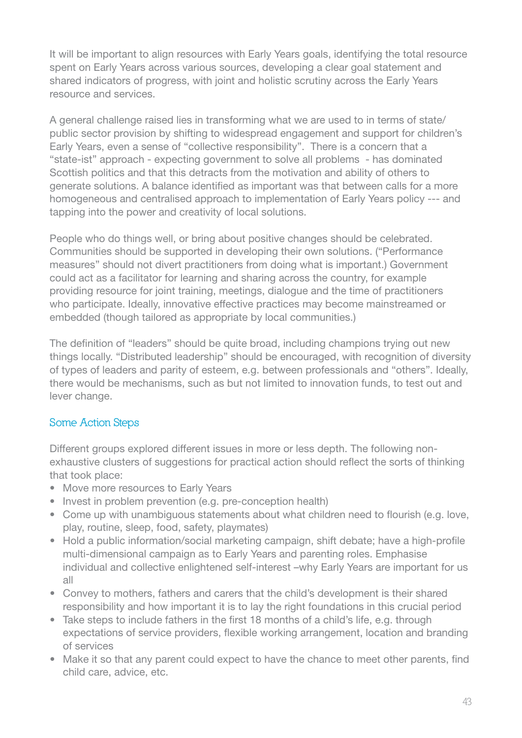It will be important to align resources with Early Years goals, identifying the total resource spent on Early Years across various sources, developing a clear goal statement and shared indicators of progress, with joint and holistic scrutiny across the Early Years resource and services.

A general challenge raised lies in transforming what we are used to in terms of state/ public sector provision by shifting to widespread engagement and support for children's Early Years, even a sense of "collective responsibility". There is a concern that a "state-ist" approach - expecting government to solve all problems - has dominated Scottish politics and that this detracts from the motivation and ability of others to generate solutions. A balance identified as important was that between calls for a more homogeneous and centralised approach to implementation of Early Years policy --- and tapping into the power and creativity of local solutions.

People who do things well, or bring about positive changes should be celebrated. Communities should be supported in developing their own solutions. ("Performance measures" should not divert practitioners from doing what is important.) Government could act as a facilitator for learning and sharing across the country, for example providing resource for joint training, meetings, dialogue and the time of practitioners who participate. Ideally, innovative effective practices may become mainstreamed or embedded (though tailored as appropriate by local communities.)

The definition of "leaders" should be quite broad, including champions trying out new things locally. "Distributed leadership" should be encouraged, with recognition of diversity of types of leaders and parity of esteem, e.g. between professionals and "others". Ideally, there would be mechanisms, such as but not limited to innovation funds, to test out and lever change.

## Some Action Steps

Different groups explored different issues in more or less depth. The following non-exhaustive clusters of suggestions for practical action should reflect the sorts of thinking that took place:

- Move more resources to Early Years
- Invest in problem prevention (e.g. pre-conception health)
- Come up with unambiguous statements about what children need to flourish (e.g. love, play, routine, sleep, food, safety, playmates)
- Hold a public information/social marketing campaign, shift debate; have a high-profile multi-dimensional campaign as to Early Years and parenting roles. Emphasise individual and collective enlightened self-interest –why Early Years are important for us all
- Convey to mothers, fathers and carers that the child's development is their shared responsibility and how important it is to lay the right foundations in this crucial period
- Take steps to include fathers in the first 18 months of a child's life, e.g. through expectations of service providers, flexible working arrangement, location and branding of services
- Make it so that any parent could expect to have the chance to meet other parents, find child care, advice, etc.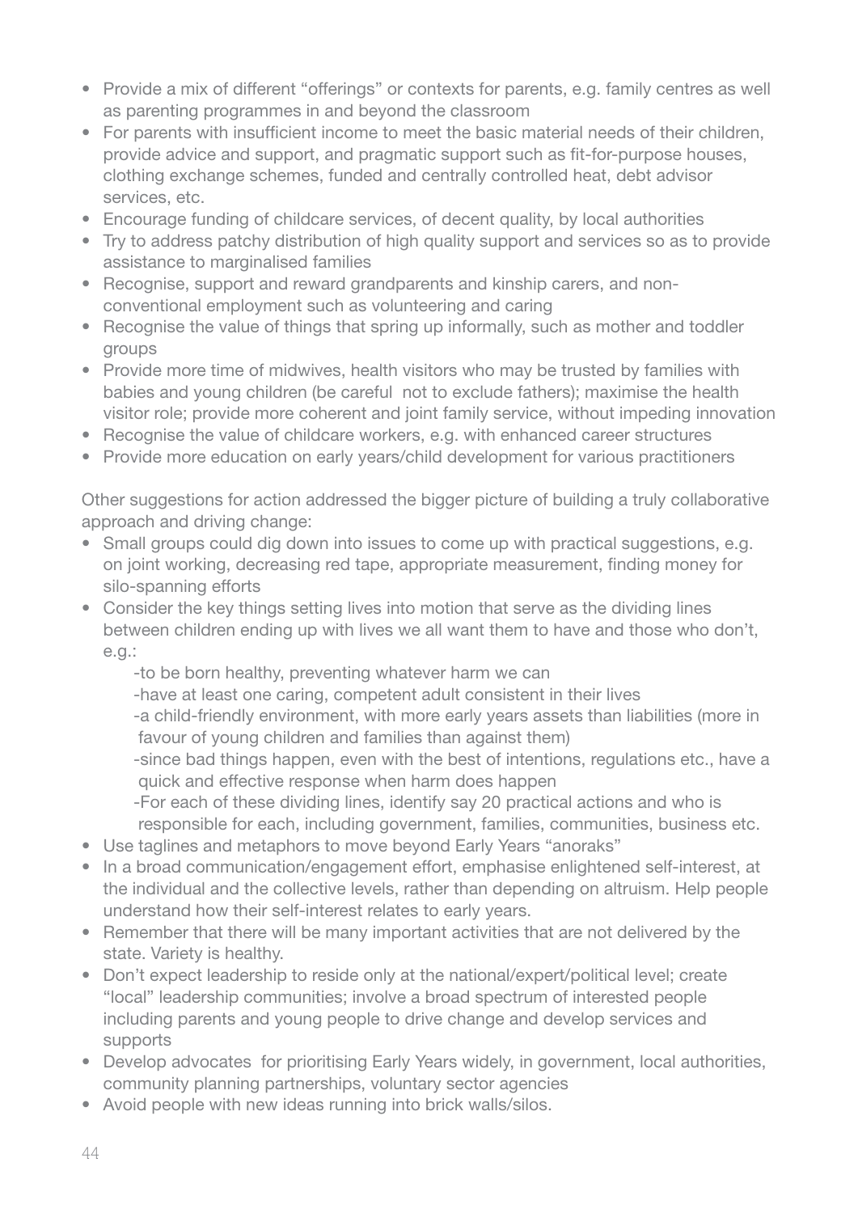- Provide a mix of different "offerings" or contexts for parents, e.g. family centres as well as parenting programmes in and beyond the classroom
- For parents with insufficient income to meet the basic material needs of their children, provide advice and support, and pragmatic support such as fit-for-purpose houses, clothing exchange schemes, funded and centrally controlled heat, debt advisor services, etc.
- Encourage funding of childcare services, of decent quality, by local authorities
- Try to address patchy distribution of high quality support and services so as to provide assistance to marginalised families
- Recognise, support and reward grandparents and kinship carers, and non-conventional employment such as volunteering and caring
- Recognise the value of things that spring up informally, such as mother and toddler groups
- Provide more time of midwives, health visitors who may be trusted by families with babies and young children (be careful not to exclude fathers); maximise the health visitor role; provide more coherent and joint family service, without impeding innovation
- Recognise the value of childcare workers, e.g. with enhanced career structures
- Provide more education on early years/child development for various practitioners

Other suggestions for action addressed the bigger picture of building a truly collaborative approach and driving change:

- Small groups could dig down into issues to come up with practical suggestions, e.g. on joint working, decreasing red tape, appropriate measurement, finding money for silo-spanning efforts
- Consider the key things setting lives into motion that serve as the dividing lines between children ending up with lives we all want them to have and those who don't, e.g.:
    - to be born healthy, preventing whatever harm we can
    - have at least one caring, competent adult consistent in their lives
    - a child-friendly environment, with more early years assets than liabilities (more in favour of young children and families than against them)
    - since bad things happen, even with the best of intentions, regulations etc., have a quick and effective response when harm does happen
    - For each of these dividing lines, identify say 20 practical actions and who is responsible for each, including government, families, communities, business etc.
- Use taglines and metaphors to move beyond Early Years "anoraks"
- In a broad communication/engagement effort, emphasise enlightened self-interest, at the individual and the collective levels, rather than depending on altruism. Help people understand how their self-interest relates to early years.
- Remember that there will be many important activities that are not delivered by the state. Variety is healthy.
- Don't expect leadership to reside only at the national/expert/political level; create "local" leadership communities; involve a broad spectrum of interested people including parents and young people to drive change and develop services and supports
- Develop advocates for prioritising Early Years widely, in government, local authorities, community planning partnerships, voluntary sector agencies
- Avoid people with new ideas running into brick walls/silos.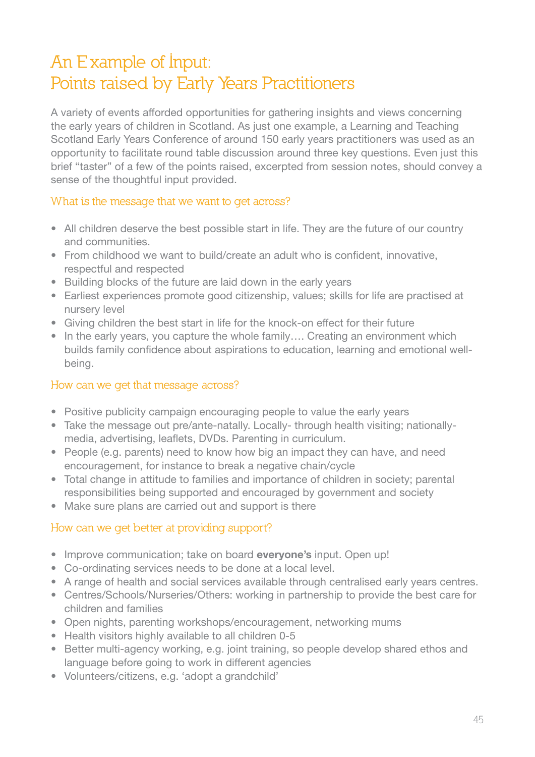# An Example of Input: Points raised by Early Years Practitioners

A variety of events afforded opportunities for gathering insights and views concerning the early years of children in Scotland. As just one example, a Learning and Teaching Scotland Early Years Conference of around 150 early years practitioners was used as an opportunity to facilitate round table discussion around three key questions. Even just this brief "taster" of a few of the points raised, excerpted from session notes, should convey a sense of the thoughtful input provided.

## What is the message that we want to get across?

- All children deserve the best possible start in life. They are the future of our country and communities.
- From childhood we want to build/create an adult who is confident, innovative, respectful and respected
- Building blocks of the future are laid down in the early years
- Earliest experiences promote good citizenship, values; skills for life are practised at nursery level
- Giving children the best start in life for the knock-on effect for their future
- In the early years, you capture the whole family…. Creating an environment which builds family confidence about aspirations to education, learning and emotional well-being.

## How can we get that message across?

- Positive publicity campaign encouraging people to value the early years
- Take the message out pre/ante-natally. Locally- through health visiting; nationally- media, advertising, leaflets, DVDs. Parenting in curriculum.
- People (e.g. parents) need to know how big an impact they can have, and need encouragement, for instance to break a negative chain/cycle
- Total change in attitude to families and importance of children in society; parental responsibilities being supported and encouraged by government and society
- Make sure plans are carried out and support is there

## How can we get better at providing support?

- Improve communication; take on board **everyone's** input. Open up!
- Co-ordinating services needs to be done at a local level.
- A range of health and social services available through centralised early years centres.
- Centres/Schools/Nurseries/Others: working in partnership to provide the best care for children and families
- Open nights, parenting workshops/encouragement, networking mums
- Health visitors highly available to all children 0-5
- Better multi-agency working, e.g. joint training, so people develop shared ethos and language before going to work in different agencies
- Volunteers/citizens, e.g. 'adopt a grandchild'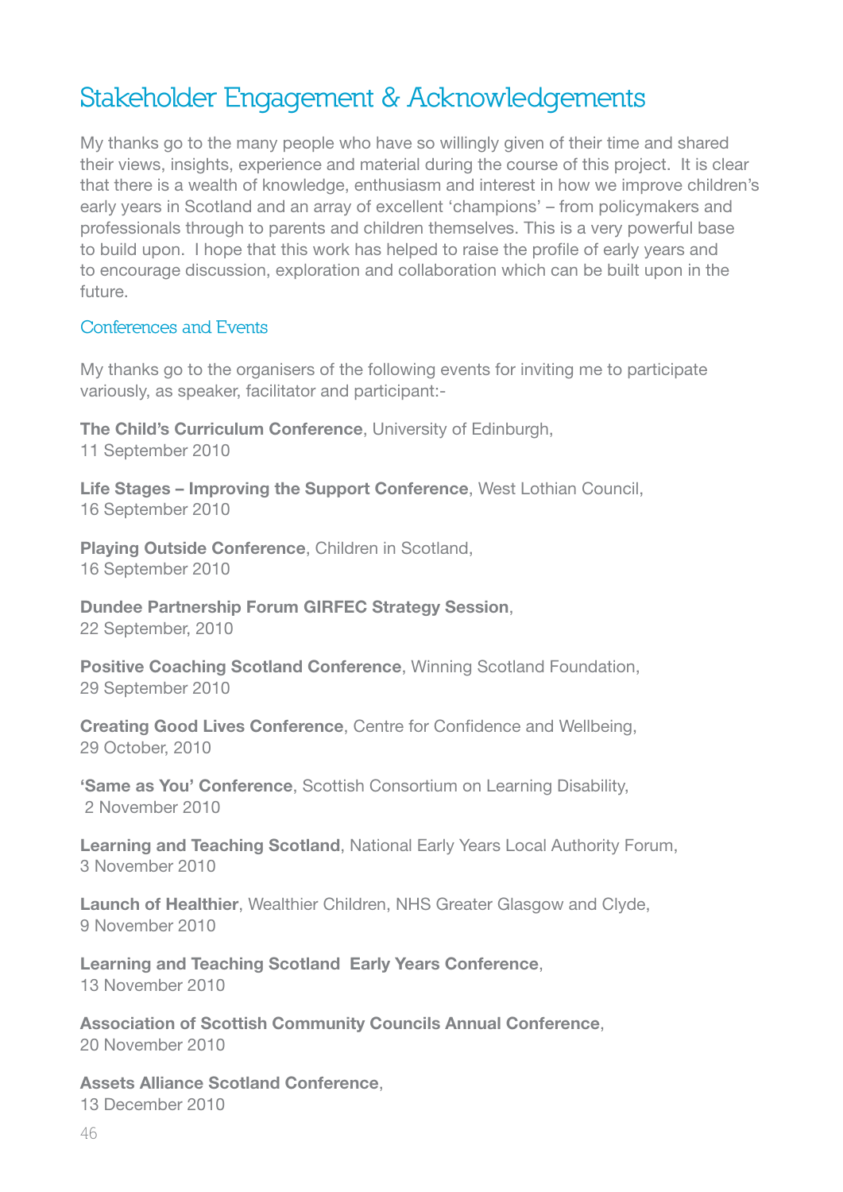# Stakeholder Engagement & Acknowledgements

My thanks go to the many people who have so willingly given of their time and shared their views, insights, experience and material during the course of this project. It is clear that there is a wealth of knowledge, enthusiasm and interest in how we improve children's early years in Scotland and an array of excellent 'champions' – from policymakers and professionals through to parents and children themselves. This is a very powerful base to build upon. I hope that this work has helped to raise the profile of early years and to encourage discussion, exploration and collaboration which can be built upon in the future.

## Conferences and Events

My thanks go to the organisers of the following events for inviting me to participate variously, as speaker, facilitator and participant:-

**The Child's Curriculum Conference**, University of Edinburgh,
11 September 2010

**Life Stages – Improving the Support Conference**, West Lothian Council,
16 September 2010

**Playing Outside Conference**, Children in Scotland,
16 September 2010

**Dundee Partnership Forum GIRFEC Strategy Session**,
22 September, 2010

**Positive Coaching Scotland Conference**, Winning Scotland Foundation,
29 September 2010

**Creating Good Lives Conference**, Centre for Confidence and Wellbeing,
29 October, 2010

**'Same as You' Conference**, Scottish Consortium on Learning Disability,
2 November 2010

**Learning and Teaching Scotland**, National Early Years Local Authority Forum,
3 November 2010

**Launch of Healthier**, Wealthier Children, NHS Greater Glasgow and Clyde,
9 November 2010

**Learning and Teaching Scotland Early Years Conference**,
13 November 2010

**Association of Scottish Community Councils Annual Conference**,
20 November 2010

**Assets Alliance Scotland Conference**,
13 December 2010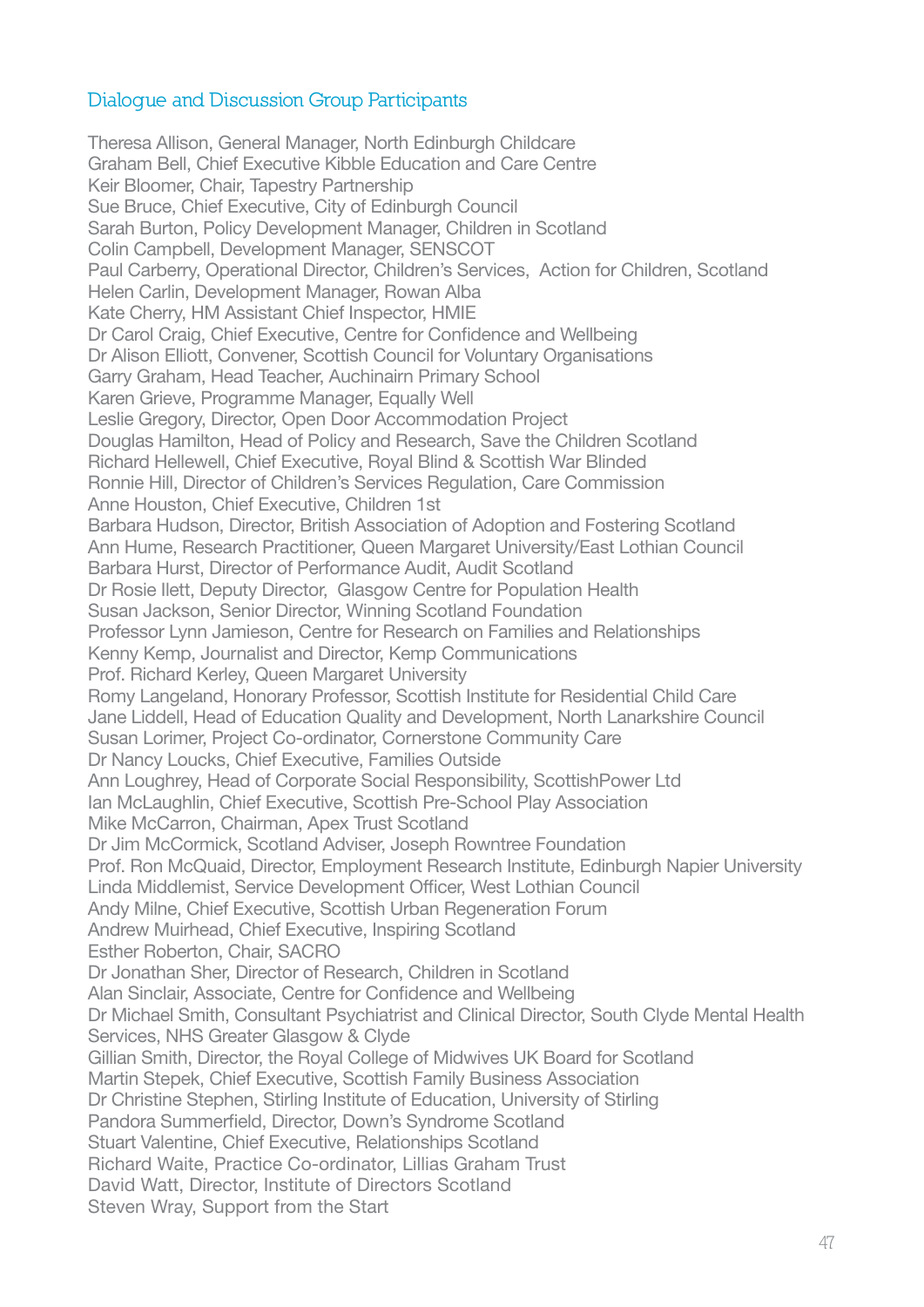## Dialogue and Discussion Group Participants

Theresa Allison, General Manager, North Edinburgh Childcare
Graham Bell, Chief Executive Kibble Education and Care Centre
Keir Bloomer, Chair, Tapestry Partnership
Sue Bruce, Chief Executive, City of Edinburgh Council
Sarah Burton, Policy Development Manager, Children in Scotland
Colin Campbell, Development Manager, SENSCOT
Paul Carberry, Operational Director, Children's Services, Action for Children, Scotland
Helen Carlin, Development Manager, Rowan Alba
Kate Cherry, HM Assistant Chief Inspector, HMIE
Dr Carol Craig, Chief Executive, Centre for Confidence and Wellbeing
Dr Alison Elliott, Convener, Scottish Council for Voluntary Organisations
Garry Graham, Head Teacher, Auchinairn Primary School
Karen Grieve, Programme Manager, Equally Well
Leslie Gregory, Director, Open Door Accommodation Project
Douglas Hamilton, Head of Policy and Research, Save the Children Scotland
Richard Hellewell, Chief Executive, Royal Blind & Scottish War Blinded
Ronnie Hill, Director of Children's Services Regulation, Care Commission
Anne Houston, Chief Executive, Children 1st
Barbara Hudson, Director, British Association of Adoption and Fostering Scotland
Ann Hume, Research Practitioner, Queen Margaret University/East Lothian Council
Barbara Hurst, Director of Performance Audit, Audit Scotland
Dr Rosie Ilett, Deputy Director, Glasgow Centre for Population Health
Susan Jackson, Senior Director, Winning Scotland Foundation
Professor Lynn Jamieson, Centre for Research on Families and Relationships
Kenny Kemp, Journalist and Director, Kemp Communications
Prof. Richard Kerley, Queen Margaret University
Romy Langeland, Honorary Professor, Scottish Institute for Residential Child Care
Jane Liddell, Head of Education Quality and Development, North Lanarkshire Council
Susan Lorimer, Project Co-ordinator, Cornerstone Community Care
Dr Nancy Loucks, Chief Executive, Families Outside
Ann Loughrey, Head of Corporate Social Responsibility, ScottishPower Ltd
Ian McLaughlin, Chief Executive, Scottish Pre-School Play Association
Mike McCarron, Chairman, Apex Trust Scotland
Dr Jim McCormick, Scotland Adviser, Joseph Rowntree Foundation
Prof. Ron McQuaid, Director, Employment Research Institute, Edinburgh Napier University
Linda Middlemist, Service Development Officer, West Lothian Council
Andy Milne, Chief Executive, Scottish Urban Regeneration Forum
Andrew Muirhead, Chief Executive, Inspiring Scotland
Esther Roberton, Chair, SACRO
Dr Jonathan Sher, Director of Research, Children in Scotland
Alan Sinclair, Associate, Centre for Confidence and Wellbeing
Dr Michael Smith, Consultant Psychiatrist and Clinical Director, South Clyde Mental Health Services, NHS Greater Glasgow & Clyde
Gillian Smith, Director, the Royal College of Midwives UK Board for Scotland
Martin Stepek, Chief Executive, Scottish Family Business Association
Dr Christine Stephen, Stirling Institute of Education, University of Stirling
Pandora Summerfield, Director, Down's Syndrome Scotland
Stuart Valentine, Chief Executive, Relationships Scotland
Richard Waite, Practice Co-ordinator, Lillias Graham Trust
David Watt, Director, Institute of Directors Scotland
Steven Wray, Support from the Start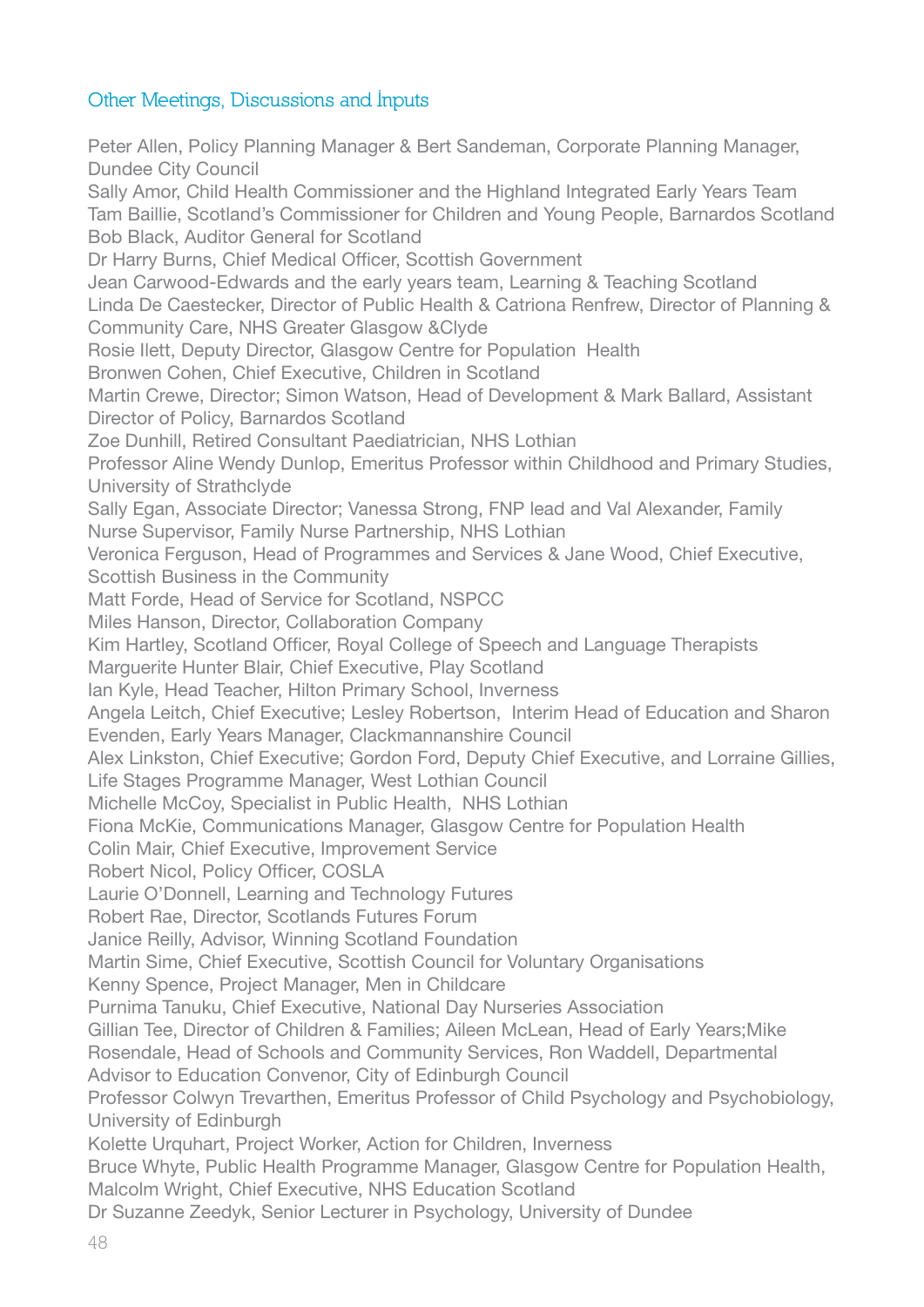## Other Meetings, Discussions and Inputs

Peter Allen, Policy Planning Manager & Bert Sandeman, Corporate Planning Manager, Dundee City Council
Sally Amor, Child Health Commissioner and the Highland Integrated Early Years Team
Tam Baillie, Scotland's Commissioner for Children and Young People, Barnardos Scotland
Bob Black, Auditor General for Scotland
Dr Harry Burns, Chief Medical Officer, Scottish Government
Jean Carwood-Edwards and the early years team, Learning & Teaching Scotland
Linda De Caestecker, Director of Public Health & Catriona Renfrew, Director of Planning & Community Care, NHS Greater Glasgow &Clyde
Rosie Ilett, Deputy Director, Glasgow Centre for Population Health
Bronwen Cohen, Chief Executive, Children in Scotland
Martin Crewe, Director; Simon Watson, Head of Development & Mark Ballard, Assistant Director of Policy, Barnardos Scotland
Zoe Dunhill, Retired Consultant Paediatrician, NHS Lothian
Professor Aline Wendy Dunlop, Emeritus Professor within Childhood and Primary Studies, University of Strathclyde
Sally Egan, Associate Director; Vanessa Strong, FNP lead and Val Alexander, Family Nurse Supervisor, Family Nurse Partnership, NHS Lothian
Veronica Ferguson, Head of Programmes and Services & Jane Wood, Chief Executive, Scottish Business in the Community
Matt Forde, Head of Service for Scotland, NSPCC
Miles Hanson, Director, Collaboration Company
Kim Hartley, Scotland Officer, Royal College of Speech and Language Therapists
Marguerite Hunter Blair, Chief Executive, Play Scotland
Ian Kyle, Head Teacher, Hilton Primary School, Inverness
Angela Leitch, Chief Executive; Lesley Robertson, Interim Head of Education and Sharon Evenden, Early Years Manager, Clackmannanshire Council
Alex Linkston, Chief Executive; Gordon Ford, Deputy Chief Executive, and Lorraine Gillies, Life Stages Programme Manager, West Lothian Council
Michelle McCoy, Specialist in Public Health, NHS Lothian
Fiona McKie, Communications Manager, Glasgow Centre for Population Health
Colin Mair, Chief Executive, Improvement Service
Robert Nicol, Policy Officer, COSLA
Laurie O'Donnell, Learning and Technology Futures
Robert Rae, Director, Scotlands Futures Forum
Janice Reilly, Advisor, Winning Scotland Foundation
Martin Sime, Chief Executive, Scottish Council for Voluntary Organisations
Kenny Spence, Project Manager, Men in Childcare
Purnima Tanuku, Chief Executive, National Day Nurseries Association
Gillian Tee, Director of Children & Families; Aileen McLean, Head of Early Years;Mike Rosendale, Head of Schools and Community Services, Ron Waddell, Departmental Advisor to Education Convenor, City of Edinburgh Council
Professor Colwyn Trevarthen, Emeritus Professor of Child Psychology and Psychobiology, University of Edinburgh
Kolette Urquhart, Project Worker, Action for Children, Inverness
Bruce Whyte, Public Health Programme Manager, Glasgow Centre for Population Health,
Malcolm Wright, Chief Executive, NHS Education Scotland
Dr Suzanne Zeedyk, Senior Lecturer in Psychology, University of Dundee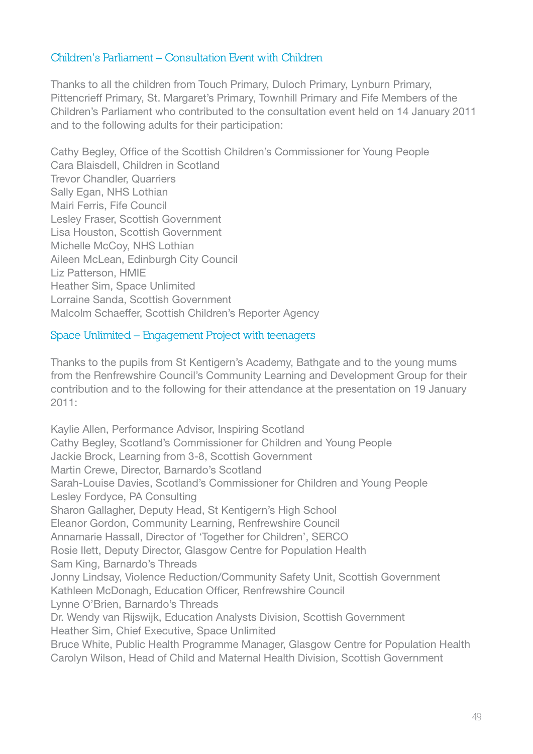## Children's Parliament – Consultation Event with Children

Thanks to all the children from Touch Primary, Duloch Primary, Lynburn Primary, Pittencrieff Primary, St. Margaret's Primary, Townhill Primary and Fife Members of the Children's Parliament who contributed to the consultation event held on 14 January 2011 and to the following adults for their participation:

Cathy Begley, Office of the Scottish Children's Commissioner for Young People
Cara Blaisdell, Children in Scotland
Trevor Chandler, Quarriers
Sally Egan, NHS Lothian
Mairi Ferris, Fife Council
Lesley Fraser, Scottish Government
Lisa Houston, Scottish Government
Michelle McCoy, NHS Lothian
Aileen McLean, Edinburgh City Council
Liz Patterson, HMIE
Heather Sim, Space Unlimited
Lorraine Sanda, Scottish Government
Malcolm Schaeffer, Scottish Children's Reporter Agency

## Space Unlimited – Engagement Project with teenagers

Thanks to the pupils from St Kentigern's Academy, Bathgate and to the young mums from the Renfrewshire Council's Community Learning and Development Group for their contribution and to the following for their attendance at the presentation on 19 January 2011:

Kaylie Allen, Performance Advisor, Inspiring Scotland
Cathy Begley, Scotland's Commissioner for Children and Young People
Jackie Brock, Learning from 3-8, Scottish Government
Martin Crewe, Director, Barnardo's Scotland
Sarah-Louise Davies, Scotland's Commissioner for Children and Young People
Lesley Fordyce, PA Consulting
Sharon Gallagher, Deputy Head, St Kentigern's High School
Eleanor Gordon, Community Learning, Renfrewshire Council
Annamarie Hassall, Director of 'Together for Children', SERCO
Rosie Ilett, Deputy Director, Glasgow Centre for Population Health
Sam King, Barnardo's Threads
Jonny Lindsay, Violence Reduction/Community Safety Unit, Scottish Government
Kathleen McDonagh, Education Officer, Renfrewshire Council
Lynne O'Brien, Barnardo's Threads
Dr. Wendy van Rijswijk, Education Analysts Division, Scottish Government
Heather Sim, Chief Executive, Space Unlimited
Bruce White, Public Health Programme Manager, Glasgow Centre for Population Health
Carolyn Wilson, Head of Child and Maternal Health Division, Scottish Government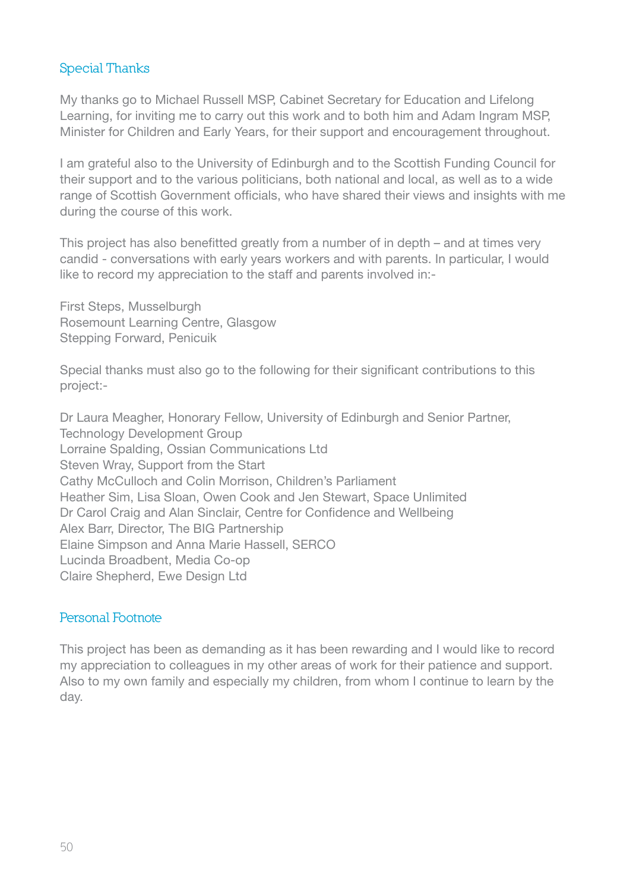## Special Thanks

My thanks go to Michael Russell MSP, Cabinet Secretary for Education and Lifelong Learning, for inviting me to carry out this work and to both him and Adam Ingram MSP, Minister for Children and Early Years, for their support and encouragement throughout.

I am grateful also to the University of Edinburgh and to the Scottish Funding Council for their support and to the various politicians, both national and local, as well as to a wide range of Scottish Government officials, who have shared their views and insights with me during the course of this work.

This project has also benefitted greatly from a number of in depth – and at times very candid - conversations with early years workers and with parents. In particular, I would like to record my appreciation to the staff and parents involved in:-

First Steps, Musselburgh  
Rosemount Learning Centre, Glasgow  
Stepping Forward, Penicuik

Special thanks must also go to the following for their significant contributions to this project:-

Dr Laura Meagher, Honorary Fellow, University of Edinburgh and Senior Partner, Technology Development Group  
Lorraine Spalding, Ossian Communications Ltd  
Steven Wray, Support from the Start  
Cathy McCulloch and Colin Morrison, Children's Parliament  
Heather Sim, Lisa Sloan, Owen Cook and Jen Stewart, Space Unlimited  
Dr Carol Craig and Alan Sinclair, Centre for Confidence and Wellbeing  
Alex Barr, Director, The BIG Partnership  
Elaine Simpson and Anna Marie Hassell, SERCO  
Lucinda Broadbent, Media Co-op  
Claire Shepherd, Ewe Design Ltd

## Personal Footnote

This project has been as demanding as it has been rewarding and I would like to record my appreciation to colleagues in my other areas of work for their patience and support. Also to my own family and especially my children, from whom I continue to learn by the day.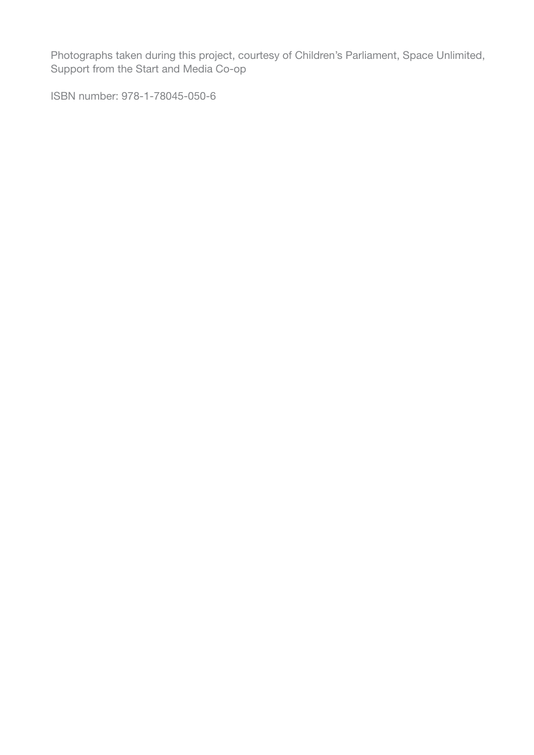Photographs taken during this project, courtesy of Children's Parliament, Space Unlimited, Support from the Start and Media Co-op

ISBN number: 978-1-78045-050-6